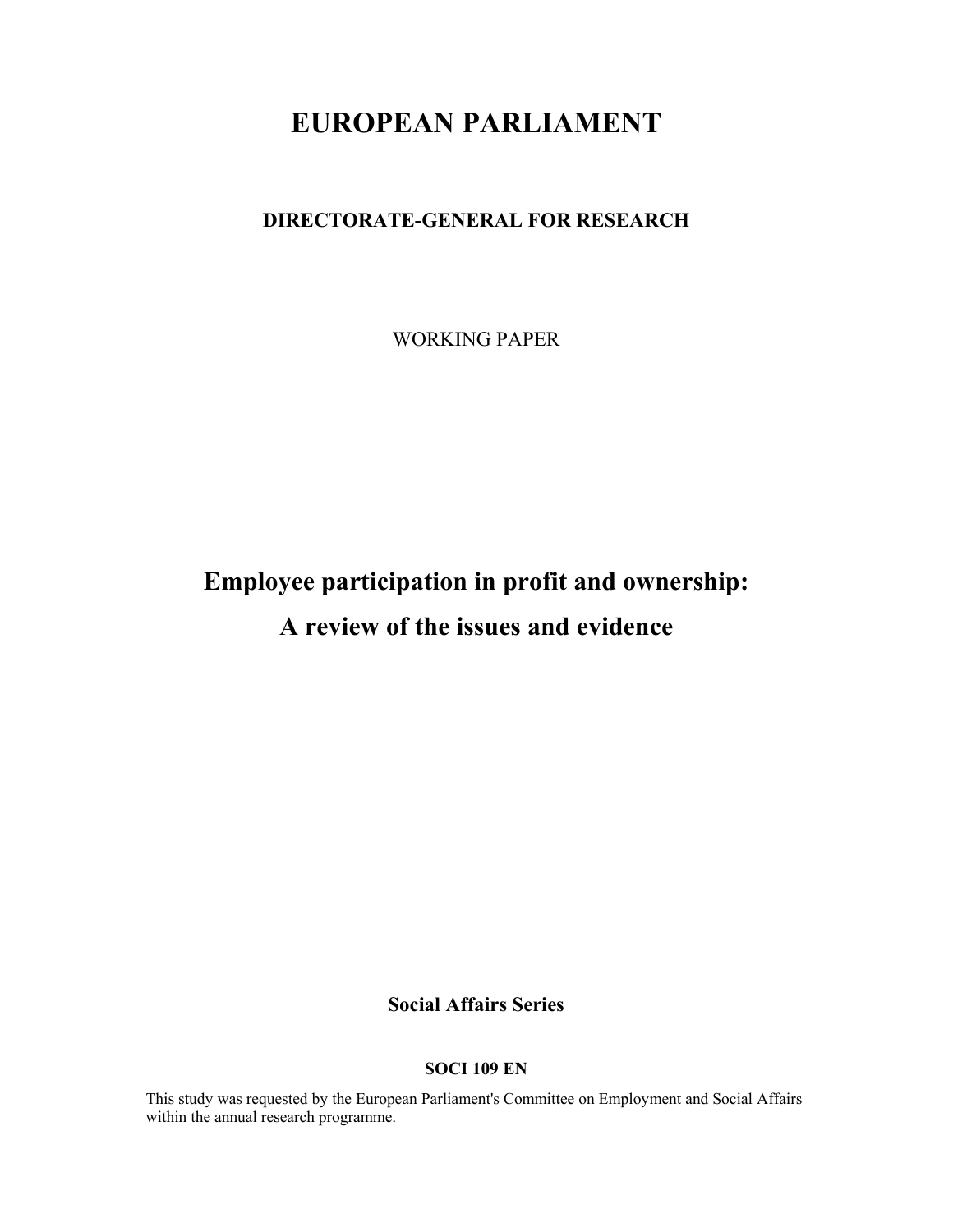# EUROPEAN PARLIAMENT

## DIRECTORATE-GENERAL FOR RESEARCH

WORKING PAPER

# Employee participation in profit and ownership: A review of the issues and evidence

**Social Affairs Series**

**SOCI 109 EN**

This study was requested by the European Parliament's Committee on Employment and Social Affairs within the annual research programme.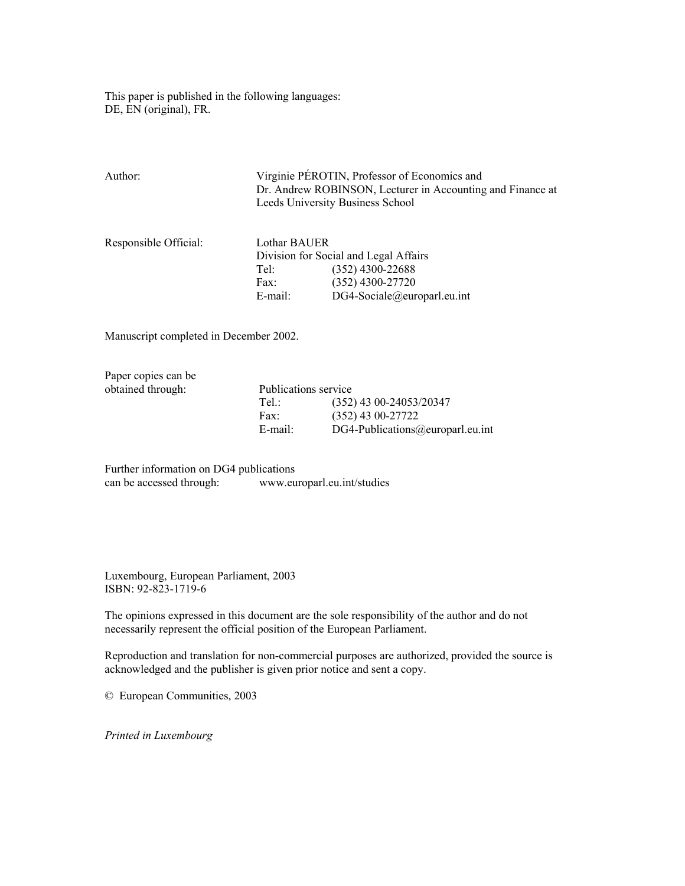This paper is published in the following languages:
DE, EN (original), FR.

Author: Virginie PÉROTIN, Professor of Economics and Dr. Andrew ROBINSON, Lecturer in Accounting and Finance at Leeds University Business School

Responsible Official: Lothar BAUER
Division for Social and Legal Affairs
Tel: (352) 4300-22688
Fax: (352) 4300-27720
E-mail: DG4-Sociale@europarl.eu.int

Manuscript completed in December 2002.

Paper copies can be obtained through: Publications service
Tel.: (352) 43 00-24053/20347
Fax: (352) 43 00-27722
E-mail: DG4-Publications@europarl.eu.int

Further information on DG4 publications can be accessed through: www.europarl.eu.int/studies

Luxembourg, European Parliament, 2003
ISBN: 92-823-1719-6

The opinions expressed in this document are the sole responsibility of the author and do not necessarily represent the official position of the European Parliament.

Reproduction and translation for non-commercial purposes are authorized, provided the source is acknowledged and the publisher is given prior notice and sent a copy.

© European Communities, 2003

*Printed in Luxembourg*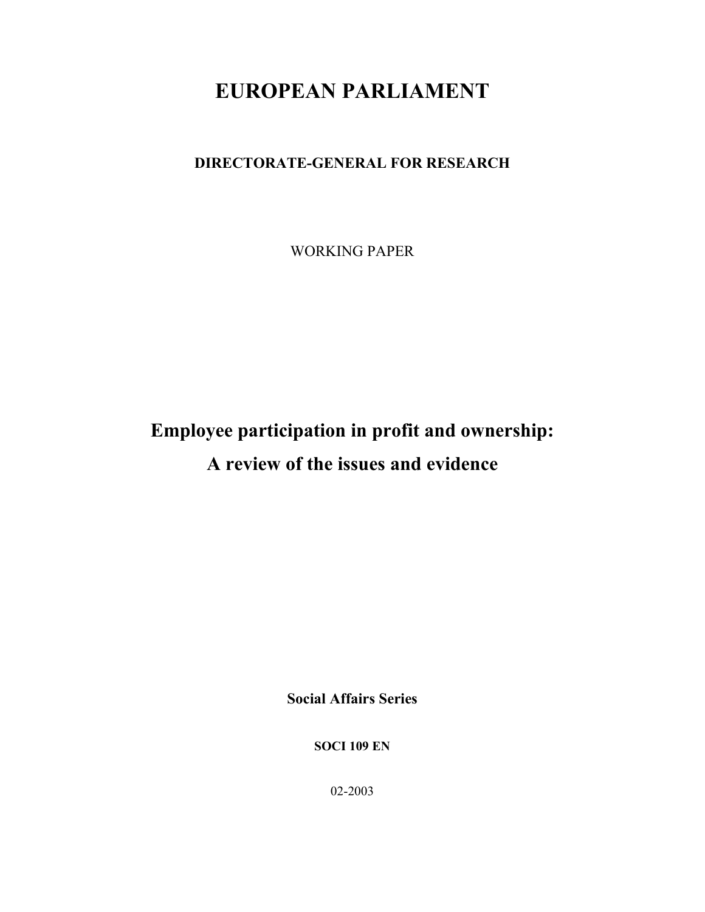# EUROPEAN PARLIAMENT

## DIRECTORATE-GENERAL FOR RESEARCH

WORKING PAPER

# Employee participation in profit and ownership: A review of the issues and evidence

**Social Affairs Series**

**SOCI 109 EN**

02-2003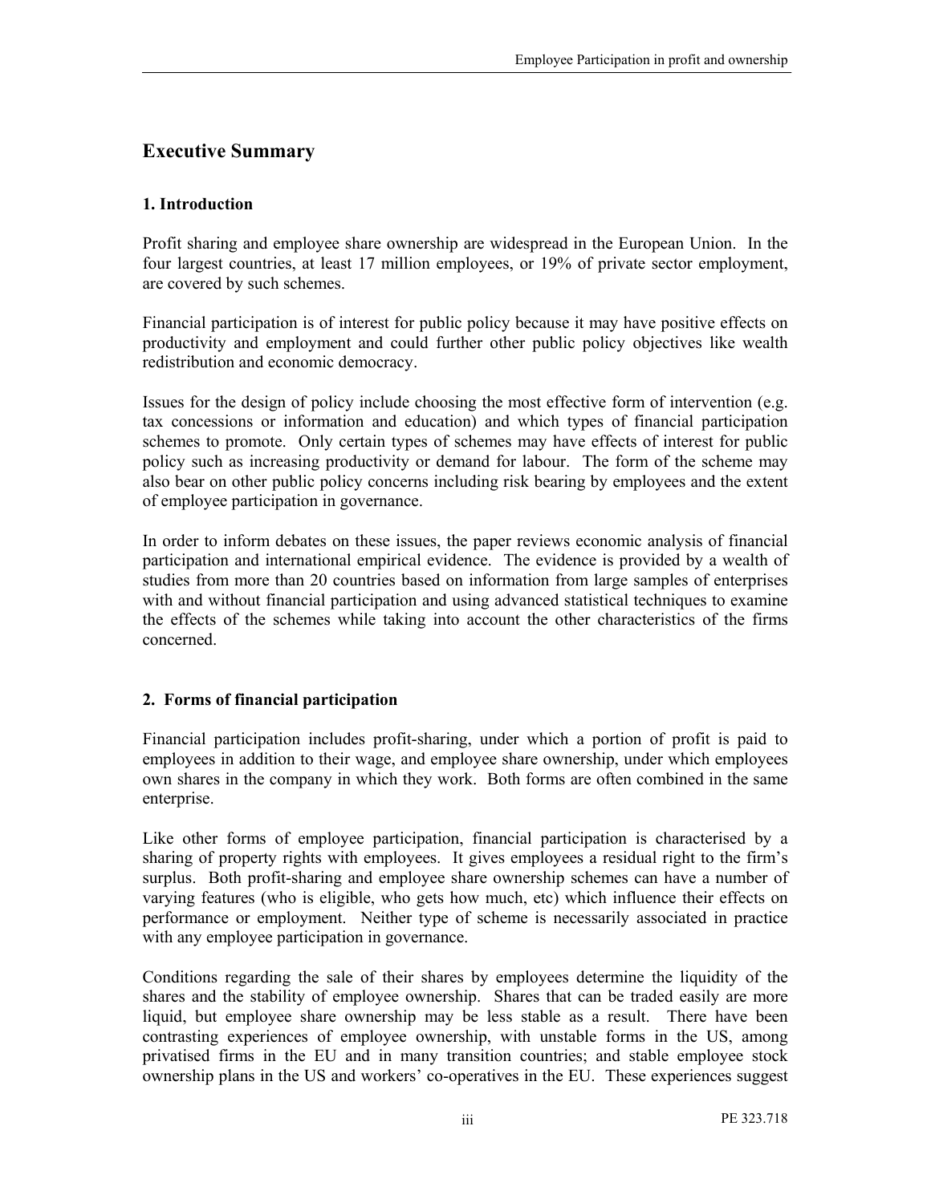## Executive Summary

### 1. Introduction

Profit sharing and employee share ownership are widespread in the European Union. In the four largest countries, at least 17 million employees, or 19% of private sector employment, are covered by such schemes.

Financial participation is of interest for public policy because it may have positive effects on productivity and employment and could further other public policy objectives like wealth redistribution and economic democracy.

Issues for the design of policy include choosing the most effective form of intervention (e.g. tax concessions or information and education) and which types of financial participation schemes to promote. Only certain types of schemes may have effects of interest for public policy such as increasing productivity or demand for labour. The form of the scheme may also bear on other public policy concerns including risk bearing by employees and the extent of employee participation in governance.

In order to inform debates on these issues, the paper reviews economic analysis of financial participation and international empirical evidence. The evidence is provided by a wealth of studies from more than 20 countries based on information from large samples of enterprises with and without financial participation and using advanced statistical techniques to examine the effects of the schemes while taking into account the other characteristics of the firms concerned.

### 2. Forms of financial participation

Financial participation includes profit-sharing, under which a portion of profit is paid to employees in addition to their wage, and employee share ownership, under which employees own shares in the company in which they work. Both forms are often combined in the same enterprise.

Like other forms of employee participation, financial participation is characterised by a sharing of property rights with employees. It gives employees a residual right to the firm's surplus. Both profit-sharing and employee share ownership schemes can have a number of varying features (who is eligible, who gets how much, etc) which influence their effects on performance or employment. Neither type of scheme is necessarily associated in practice with any employee participation in governance.

Conditions regarding the sale of their shares by employees determine the liquidity of the shares and the stability of employee ownership. Shares that can be traded easily are more liquid, but employee share ownership may be less stable as a result. There have been contrasting experiences of employee ownership, with unstable forms in the US, among privatised firms in the EU and in many transition countries; and stable employee stock ownership plans in the US and workers' co-operatives in the EU. These experiences suggest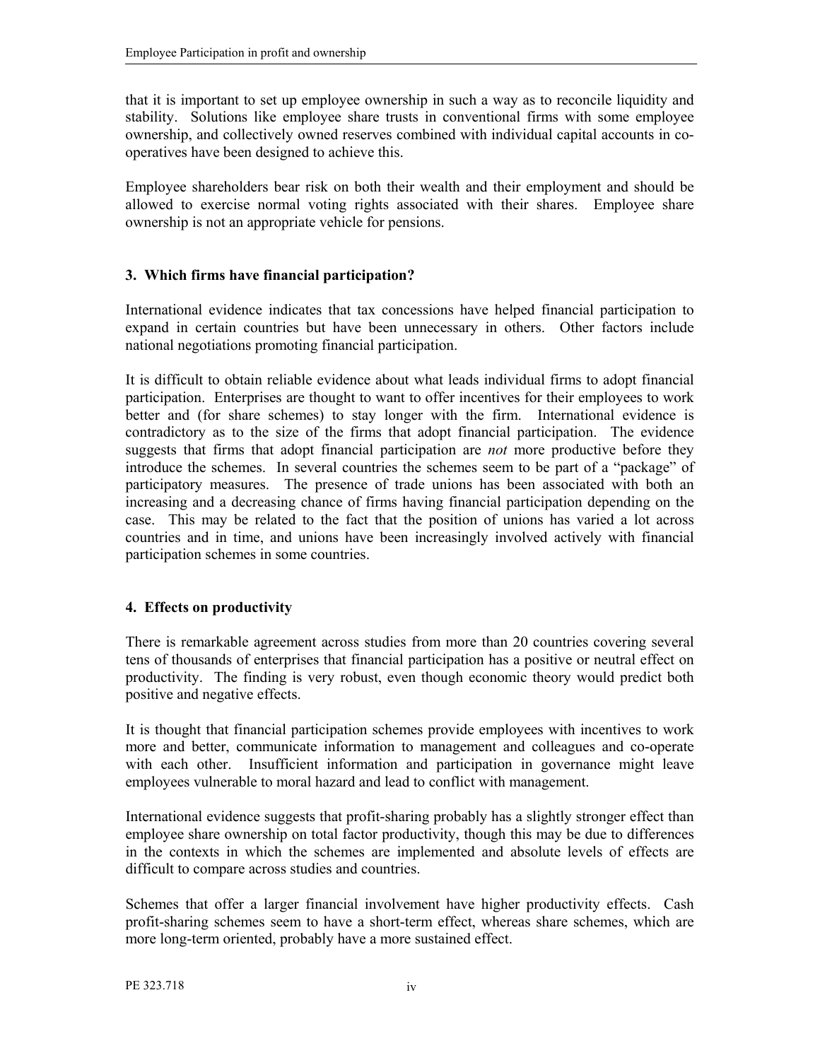that it is important to set up employee ownership in such a way as to reconcile liquidity and stability. Solutions like employee share trusts in conventional firms with some employee ownership, and collectively owned reserves combined with individual capital accounts in co-operatives have been designed to achieve this.

Employee shareholders bear risk on both their wealth and their employment and should be allowed to exercise normal voting rights associated with their shares. Employee share ownership is not an appropriate vehicle for pensions.

### 3. Which firms have financial participation?

International evidence indicates that tax concessions have helped financial participation to expand in certain countries but have been unnecessary in others. Other factors include national negotiations promoting financial participation.

It is difficult to obtain reliable evidence about what leads individual firms to adopt financial participation. Enterprises are thought to want to offer incentives for their employees to work better and (for share schemes) to stay longer with the firm. International evidence is contradictory as to the size of the firms that adopt financial participation. The evidence suggests that firms that adopt financial participation are *not* more productive before they introduce the schemes. In several countries the schemes seem to be part of a "package" of participatory measures. The presence of trade unions has been associated with both an increasing and a decreasing chance of firms having financial participation depending on the case. This may be related to the fact that the position of unions has varied a lot across countries and in time, and unions have been increasingly involved actively with financial participation schemes in some countries.

### 4. Effects on productivity

There is remarkable agreement across studies from more than 20 countries covering several tens of thousands of enterprises that financial participation has a positive or neutral effect on productivity. The finding is very robust, even though economic theory would predict both positive and negative effects.

It is thought that financial participation schemes provide employees with incentives to work more and better, communicate information to management and colleagues and co-operate with each other. Insufficient information and participation in governance might leave employees vulnerable to moral hazard and lead to conflict with management.

International evidence suggests that profit-sharing probably has a slightly stronger effect than employee share ownership on total factor productivity, though this may be due to differences in the contexts in which the schemes are implemented and absolute levels of effects are difficult to compare across studies and countries.

Schemes that offer a larger financial involvement have higher productivity effects. Cash profit-sharing schemes seem to have a short-term effect, whereas share schemes, which are more long-term oriented, probably have a more sustained effect.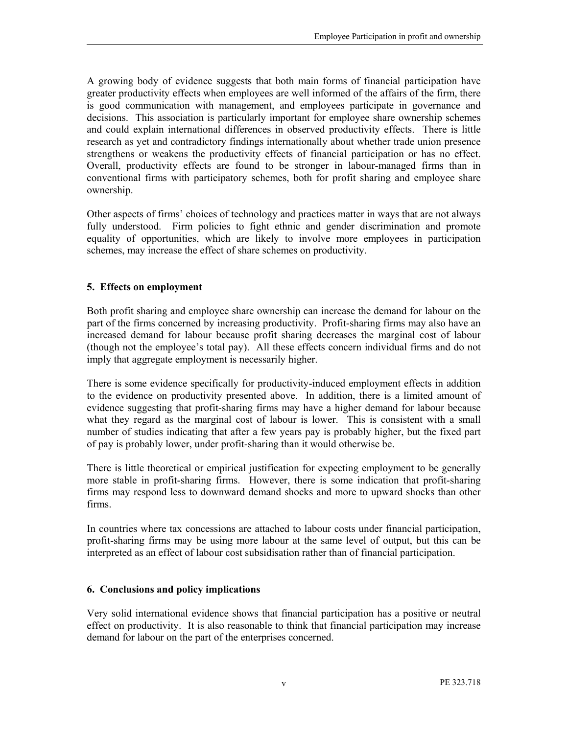A growing body of evidence suggests that both main forms of financial participation have greater productivity effects when employees are well informed of the affairs of the firm, there is good communication with management, and employees participate in governance and decisions. This association is particularly important for employee share ownership schemes and could explain international differences in observed productivity effects. There is little research as yet and contradictory findings internationally about whether trade union presence strengthens or weakens the productivity effects of financial participation or has no effect. Overall, productivity effects are found to be stronger in labour-managed firms than in conventional firms with participatory schemes, both for profit sharing and employee share ownership.

Other aspects of firms' choices of technology and practices matter in ways that are not always fully understood. Firm policies to fight ethnic and gender discrimination and promote equality of opportunities, which are likely to involve more employees in participation schemes, may increase the effect of share schemes on productivity.

## 5. Effects on employment

Both profit sharing and employee share ownership can increase the demand for labour on the part of the firms concerned by increasing productivity. Profit-sharing firms may also have an increased demand for labour because profit sharing decreases the marginal cost of labour (though not the employee's total pay). All these effects concern individual firms and do not imply that aggregate employment is necessarily higher.

There is some evidence specifically for productivity-induced employment effects in addition to the evidence on productivity presented above. In addition, there is a limited amount of evidence suggesting that profit-sharing firms may have a higher demand for labour because what they regard as the marginal cost of labour is lower. This is consistent with a small number of studies indicating that after a few years pay is probably higher, but the fixed part of pay is probably lower, under profit-sharing than it would otherwise be.

There is little theoretical or empirical justification for expecting employment to be generally more stable in profit-sharing firms. However, there is some indication that profit-sharing firms may respond less to downward demand shocks and more to upward shocks than other firms.

In countries where tax concessions are attached to labour costs under financial participation, profit-sharing firms may be using more labour at the same level of output, but this can be interpreted as an effect of labour cost subsidisation rather than of financial participation.

## 6. Conclusions and policy implications

Very solid international evidence shows that financial participation has a positive or neutral effect on productivity. It is also reasonable to think that financial participation may increase demand for labour on the part of the enterprises concerned.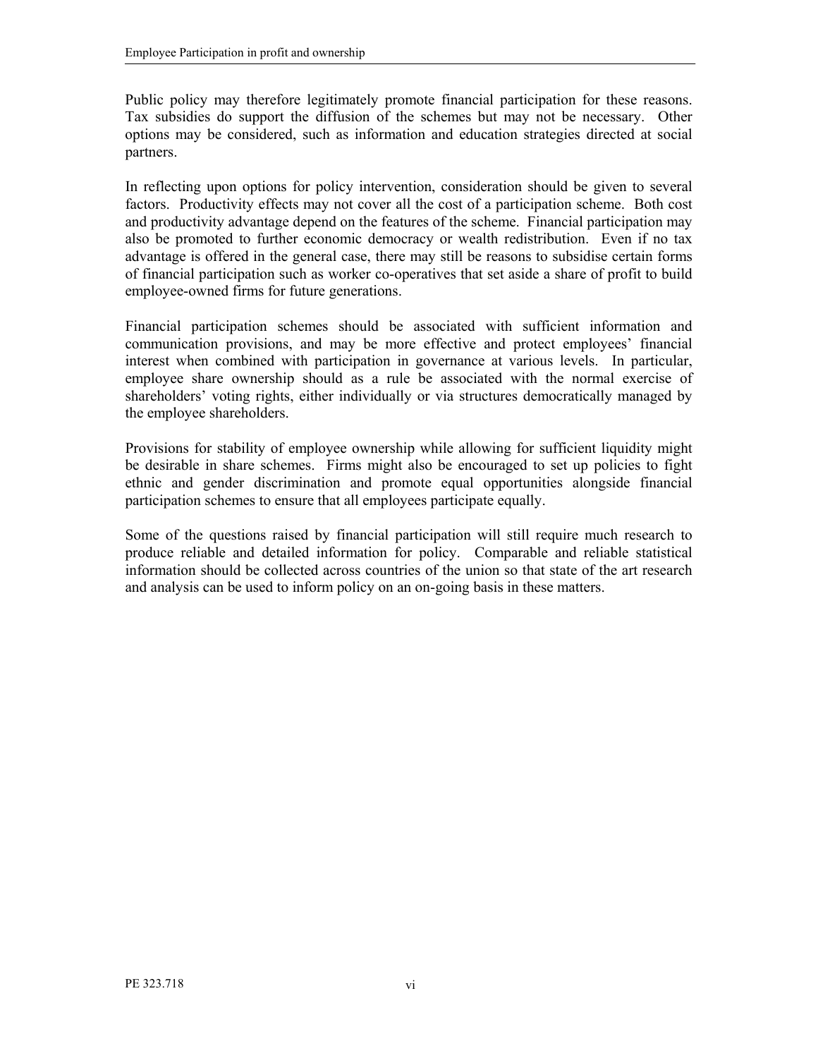Public policy may therefore legitimately promote financial participation for these reasons. Tax subsidies do support the diffusion of the schemes but may not be necessary. Other options may be considered, such as information and education strategies directed at social partners.

In reflecting upon options for policy intervention, consideration should be given to several factors. Productivity effects may not cover all the cost of a participation scheme. Both cost and productivity advantage depend on the features of the scheme. Financial participation may also be promoted to further economic democracy or wealth redistribution. Even if no tax advantage is offered in the general case, there may still be reasons to subsidise certain forms of financial participation such as worker co-operatives that set aside a share of profit to build employee-owned firms for future generations.

Financial participation schemes should be associated with sufficient information and communication provisions, and may be more effective and protect employees' financial interest when combined with participation in governance at various levels. In particular, employee share ownership should as a rule be associated with the normal exercise of shareholders' voting rights, either individually or via structures democratically managed by the employee shareholders.

Provisions for stability of employee ownership while allowing for sufficient liquidity might be desirable in share schemes. Firms might also be encouraged to set up policies to fight ethnic and gender discrimination and promote equal opportunities alongside financial participation schemes to ensure that all employees participate equally.

Some of the questions raised by financial participation will still require much research to produce reliable and detailed information for policy. Comparable and reliable statistical information should be collected across countries of the union so that state of the art research and analysis can be used to inform policy on an on-going basis in these matters.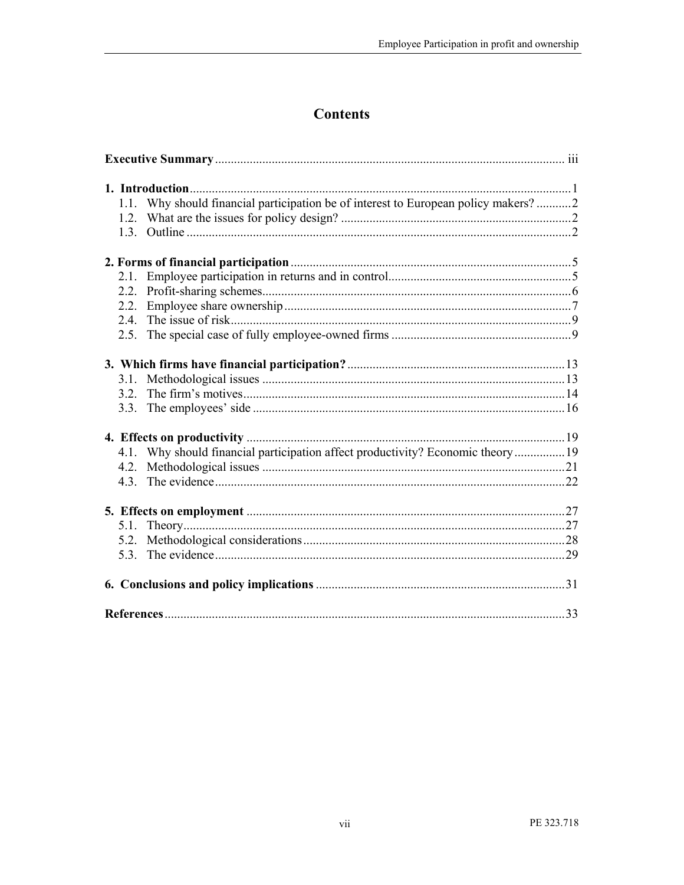# Contents

**Executive Summary** .......... iii

**1. Introduction** .......... 1

- 1.1. Why should financial participation be of interest to European policy makers? .......... 2
- 1.2. What are the issues for policy design? .......... 2
- 1.3. Outline .......... 2

**2. Forms of financial participation** .......... 5

- 2.1. Employee participation in returns and in control .......... 5
- 2.2. Profit-sharing schemes .......... 6
- 2.2. Employee share ownership .......... 7
- 2.4. The issue of risk .......... 9
- 2.5. The special case of fully employee-owned firms .......... 9

**3. Which firms have financial participation?** .......... 13

- 3.1. Methodological issues .......... 13
- 3.2. The firm's motives .......... 14
- 3.3. The employees' side .......... 16

**4. Effects on productivity** .......... 19

- 4.1. Why should financial participation affect productivity? Economic theory .......... 19
- 4.2. Methodological issues .......... 21
- 4.3. The evidence .......... 22

**5. Effects on employment** .......... 27

- 5.1. Theory .......... 27
- 5.2. Methodological considerations .......... 28
- 5.3. The evidence .......... 29

**6. Conclusions and policy implications** .......... 31

**References** .......... 33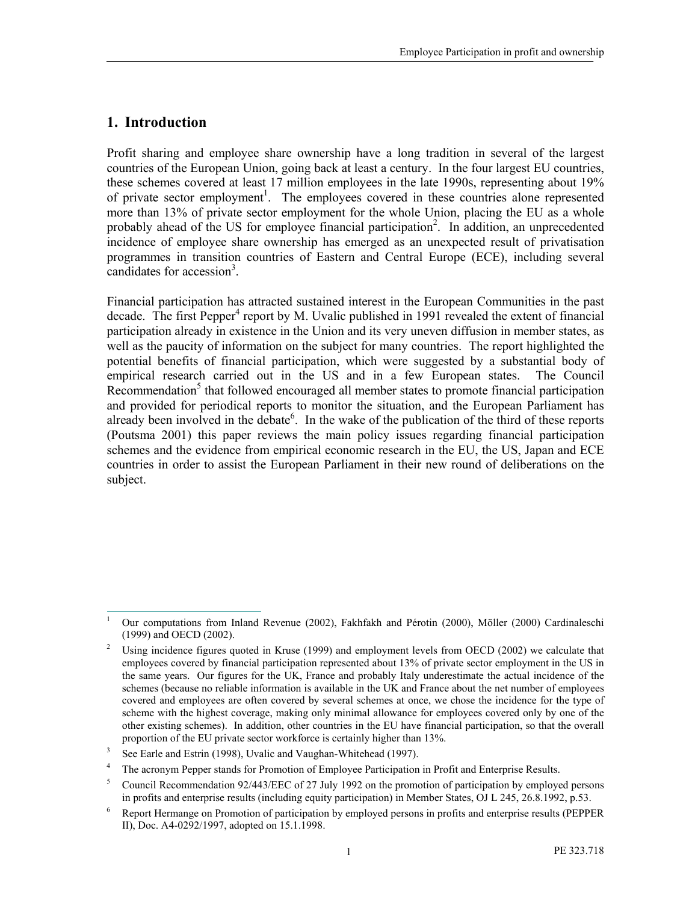## 1. Introduction

Profit sharing and employee share ownership have a long tradition in several of the largest countries of the European Union, going back at least a century. In the four largest EU countries, these schemes covered at least 17 million employees in the late 1990s, representing about 19% of private sector employment[1]. The employees covered in these countries alone represented more than 13% of private sector employment for the whole Union, placing the EU as a whole probably ahead of the US for employee financial participation[2]. In addition, an unprecedented incidence of employee share ownership has emerged as an unexpected result of privatisation programmes in transition countries of Eastern and Central Europe (ECE), including several candidates for accession[3].

Financial participation has attracted sustained interest in the European Communities in the past decade. The first Pepper[4] report by M. Uvalic published in 1991 revealed the extent of financial participation already in existence in the Union and its very uneven diffusion in member states, as well as the paucity of information on the subject for many countries. The report highlighted the potential benefits of financial participation, which were suggested by a substantial body of empirical research carried out in the US and in a few European states. The Council Recommendation[5] that followed encouraged all member states to promote financial participation and provided for periodical reports to monitor the situation, and the European Parliament has already been involved in the debate[6]. In the wake of the publication of the third of these reports (Poutsma 2001) this paper reviews the main policy issues regarding financial participation schemes and the evidence from empirical economic research in the EU, the US, Japan and ECE countries in order to assist the European Parliament in their new round of deliberations on the subject.

---

[1] Our computations from Inland Revenue (2002), Fakhfakh and Pérotin (2000), Möller (2000) Cardinaleschi (1999) and OECD (2002).

[2] Using incidence figures quoted in Kruse (1999) and employment levels from OECD (2002) we calculate that employees covered by financial participation represented about 13% of private sector employment in the US in the same years. Our figures for the UK, France and probably Italy underestimate the actual incidence of the schemes (because no reliable information is available in the UK and France about the net number of employees covered and employees are often covered by several schemes at once, we chose the incidence for the type of scheme with the highest coverage, making only minimal allowance for employees covered only by one of the other existing schemes). In addition, other countries in the EU have financial participation, so that the overall proportion of the EU private sector workforce is certainly higher than 13%.

[3] See Earle and Estrin (1998), Uvalic and Vaughan-Whitehead (1997).

[4] The acronym Pepper stands for Promotion of Employee Participation in Profit and Enterprise Results.

[5] Council Recommendation 92/443/EEC of 27 July 1992 on the promotion of participation by employed persons in profits and enterprise results (including equity participation) in Member States, OJ L 245, 26.8.1992, p.53.

[6] Report Hermange on Promotion of participation by employed persons in profits and enterprise results (PEPPER II), Doc. A4-0292/1997, adopted on 15.1.1998.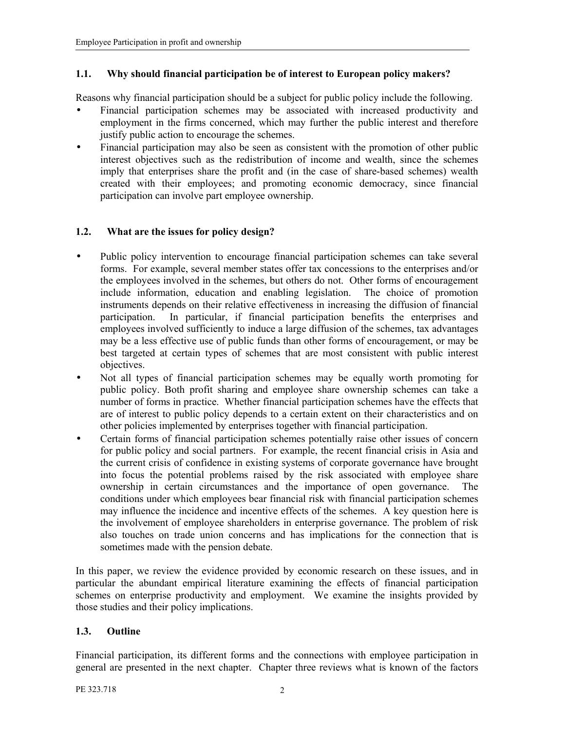### 1.1. Why should financial participation be of interest to European policy makers?

Reasons why financial participation should be a subject for public policy include the following.

- Financial participation schemes may be associated with increased productivity and employment in the firms concerned, which may further the public interest and therefore justify public action to encourage the schemes.
- Financial participation may also be seen as consistent with the promotion of other public interest objectives such as the redistribution of income and wealth, since the schemes imply that enterprises share the profit and (in the case of share-based schemes) wealth created with their employees; and promoting economic democracy, since financial participation can involve part employee ownership.

### 1.2. What are the issues for policy design?

- Public policy intervention to encourage financial participation schemes can take several forms. For example, several member states offer tax concessions to the enterprises and/or the employees involved in the schemes, but others do not. Other forms of encouragement include information, education and enabling legislation. The choice of promotion instruments depends on their relative effectiveness in increasing the diffusion of financial participation. In particular, if financial participation benefits the enterprises and employees involved sufficiently to induce a large diffusion of the schemes, tax advantages may be a less effective use of public funds than other forms of encouragement, or may be best targeted at certain types of schemes that are most consistent with public interest objectives.
- Not all types of financial participation schemes may be equally worth promoting for public policy. Both profit sharing and employee share ownership schemes can take a number of forms in practice. Whether financial participation schemes have the effects that are of interest to public policy depends to a certain extent on their characteristics and on other policies implemented by enterprises together with financial participation.
- Certain forms of financial participation schemes potentially raise other issues of concern for public policy and social partners. For example, the recent financial crisis in Asia and the current crisis of confidence in existing systems of corporate governance have brought into focus the potential problems raised by the risk associated with employee share ownership in certain circumstances and the importance of open governance. The conditions under which employees bear financial risk with financial participation schemes may influence the incidence and incentive effects of the schemes. A key question here is the involvement of employee shareholders in enterprise governance. The problem of risk also touches on trade union concerns and has implications for the connection that is sometimes made with the pension debate.

In this paper, we review the evidence provided by economic research on these issues, and in particular the abundant empirical literature examining the effects of financial participation schemes on enterprise productivity and employment. We examine the insights provided by those studies and their policy implications.

### 1.3. Outline

Financial participation, its different forms and the connections with employee participation in general are presented in the next chapter. Chapter three reviews what is known of the factors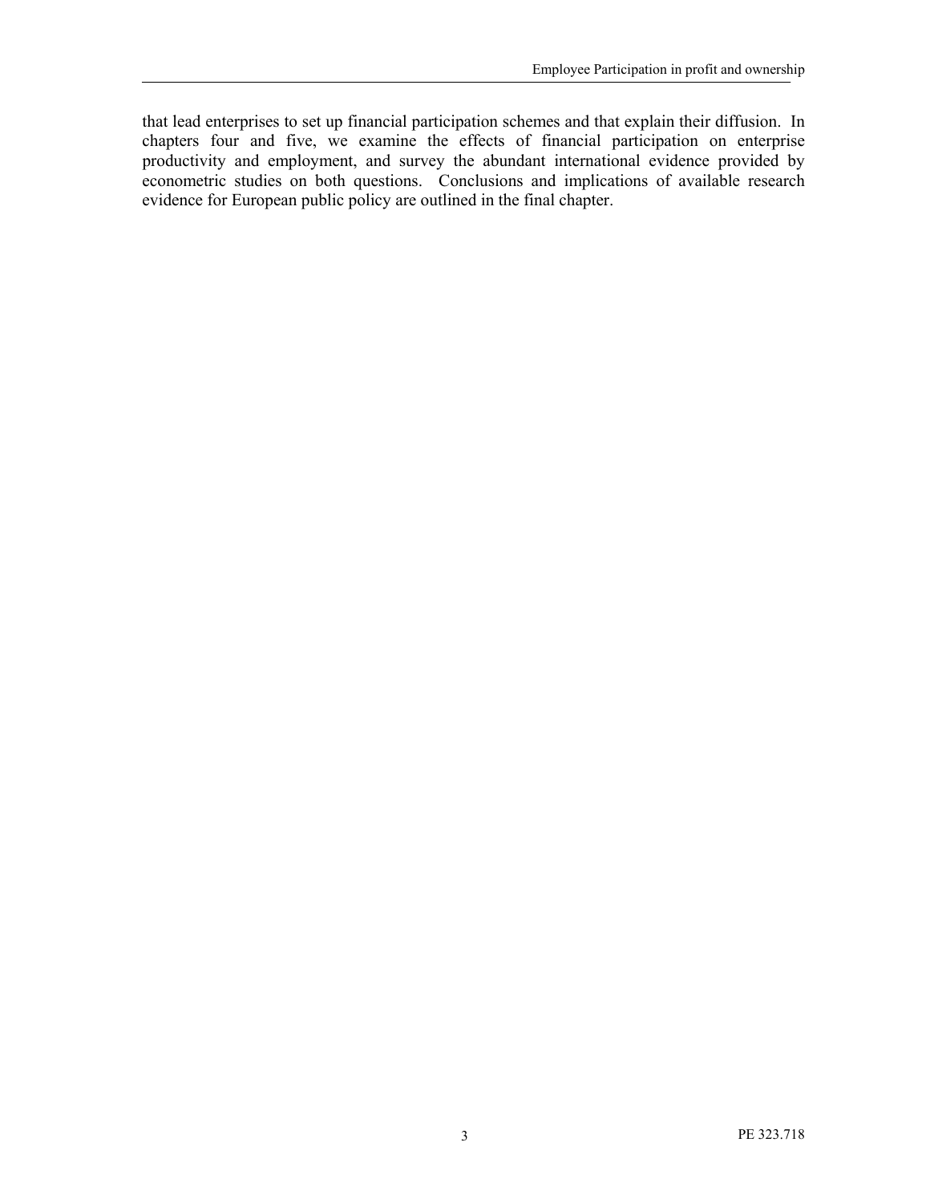that lead enterprises to set up financial participation schemes and that explain their diffusion. In chapters four and five, we examine the effects of financial participation on enterprise productivity and employment, and survey the abundant international evidence provided by econometric studies on both questions. Conclusions and implications of available research evidence for European public policy are outlined in the final chapter.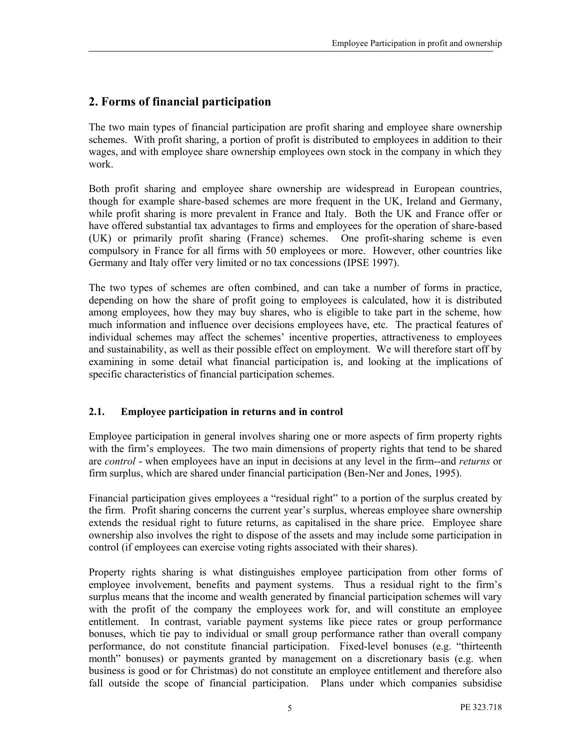## 2. Forms of financial participation

The two main types of financial participation are profit sharing and employee share ownership schemes. With profit sharing, a portion of profit is distributed to employees in addition to their wages, and with employee share ownership employees own stock in the company in which they work.

Both profit sharing and employee share ownership are widespread in European countries, though for example share-based schemes are more frequent in the UK, Ireland and Germany, while profit sharing is more prevalent in France and Italy. Both the UK and France offer or have offered substantial tax advantages to firms and employees for the operation of share-based (UK) or primarily profit sharing (France) schemes. One profit-sharing scheme is even compulsory in France for all firms with 50 employees or more. However, other countries like Germany and Italy offer very limited or no tax concessions (IPSE 1997).

The two types of schemes are often combined, and can take a number of forms in practice, depending on how the share of profit going to employees is calculated, how it is distributed among employees, how they may buy shares, who is eligible to take part in the scheme, how much information and influence over decisions employees have, etc. The practical features of individual schemes may affect the schemes' incentive properties, attractiveness to employees and sustainability, as well as their possible effect on employment. We will therefore start off by examining in some detail what financial participation is, and looking at the implications of specific characteristics of financial participation schemes.

### 2.1. Employee participation in returns and in control

Employee participation in general involves sharing one or more aspects of firm property rights with the firm's employees. The two main dimensions of property rights that tend to be shared are *control* - when employees have an input in decisions at any level in the firm--and *returns* or firm surplus, which are shared under financial participation (Ben-Ner and Jones, 1995).

Financial participation gives employees a "residual right" to a portion of the surplus created by the firm. Profit sharing concerns the current year's surplus, whereas employee share ownership extends the residual right to future returns, as capitalised in the share price. Employee share ownership also involves the right to dispose of the assets and may include some participation in control (if employees can exercise voting rights associated with their shares).

Property rights sharing is what distinguishes employee participation from other forms of employee involvement, benefits and payment systems. Thus a residual right to the firm's surplus means that the income and wealth generated by financial participation schemes will vary with the profit of the company the employees work for, and will constitute an employee entitlement. In contrast, variable payment systems like piece rates or group performance bonuses, which tie pay to individual or small group performance rather than overall company performance, do not constitute financial participation. Fixed-level bonuses (e.g. "thirteenth month" bonuses) or payments granted by management on a discretionary basis (e.g. when business is good or for Christmas) do not constitute an employee entitlement and therefore also fall outside the scope of financial participation. Plans under which companies subsidise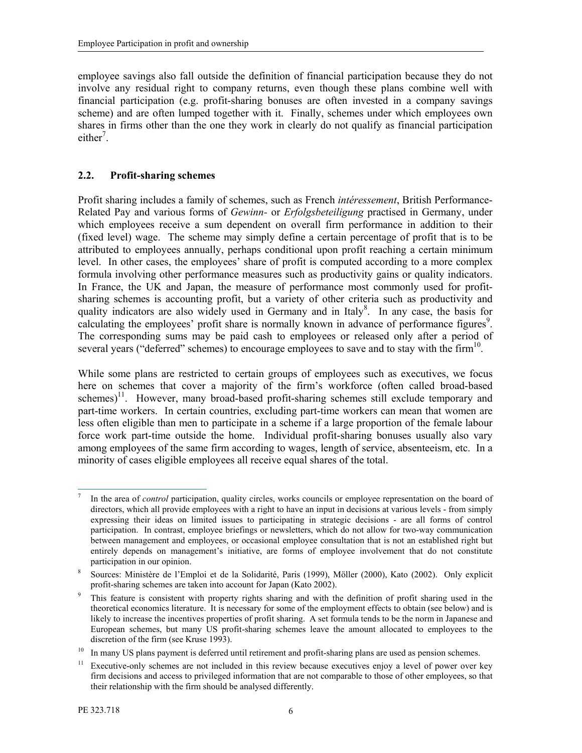employee savings also fall outside the definition of financial participation because they do not involve any residual right to company returns, even though these plans combine well with financial participation (e.g. profit-sharing bonuses are often invested in a company savings scheme) and are often lumped together with it. Finally, schemes under which employees own shares in firms other than the one they work in clearly do not qualify as financial participation either[7].

## 2.2. Profit-sharing schemes

Profit sharing includes a family of schemes, such as French *intéressement*, British Performance-Related Pay and various forms of *Gewinn-* or *Erfolgsbeteiligung* practised in Germany, under which employees receive a sum dependent on overall firm performance in addition to their (fixed level) wage. The scheme may simply define a certain percentage of profit that is to be attributed to employees annually, perhaps conditional upon profit reaching a certain minimum level. In other cases, the employees' share of profit is computed according to a more complex formula involving other performance measures such as productivity gains or quality indicators. In France, the UK and Japan, the measure of performance most commonly used for profit-sharing schemes is accounting profit, but a variety of other criteria such as productivity and quality indicators are also widely used in Germany and in Italy[8]. In any case, the basis for calculating the employees' profit share is normally known in advance of performance figures[9]. The corresponding sums may be paid cash to employees or released only after a period of several years ("deferred" schemes) to encourage employees to save and to stay with the firm[10].

While some plans are restricted to certain groups of employees such as executives, we focus here on schemes that cover a majority of the firm's workforce (often called broad-based schemes)[11]. However, many broad-based profit-sharing schemes still exclude temporary and part-time workers. In certain countries, excluding part-time workers can mean that women are less often eligible than men to participate in a scheme if a large proportion of the female labour force work part-time outside the home. Individual profit-sharing bonuses usually also vary among employees of the same firm according to wages, length of service, absenteeism, etc. In a minority of cases eligible employees all receive equal shares of the total.

---

[7] In the area of *control* participation, quality circles, works councils or employee representation on the board of directors, which all provide employees with a right to have an input in decisions at various levels - from simply expressing their ideas on limited issues to participating in strategic decisions - are all forms of control participation. In contrast, employee briefings or newsletters, which do not allow for two-way communication between management and employees, or occasional employee consultation that is not an established right but entirely depends on management's initiative, are forms of employee involvement that do not constitute participation in our opinion.

[8] Sources: Ministère de l'Emploi et de la Solidarité, Paris (1999), Möller (2000), Kato (2002). Only explicit profit-sharing schemes are taken into account for Japan (Kato 2002).

[9] This feature is consistent with property rights sharing and with the definition of profit sharing used in the theoretical economics literature. It is necessary for some of the employment effects to obtain (see below) and is likely to increase the incentives properties of profit sharing. A set formula tends to be the norm in Japanese and European schemes, but many US profit-sharing schemes leave the amount allocated to employees to the discretion of the firm (see Kruse 1993).

[10] In many US plans payment is deferred until retirement and profit-sharing plans are used as pension schemes.

[11] Executive-only schemes are not included in this review because executives enjoy a level of power over key firm decisions and access to privileged information that are not comparable to those of other employees, so that their relationship with the firm should be analysed differently.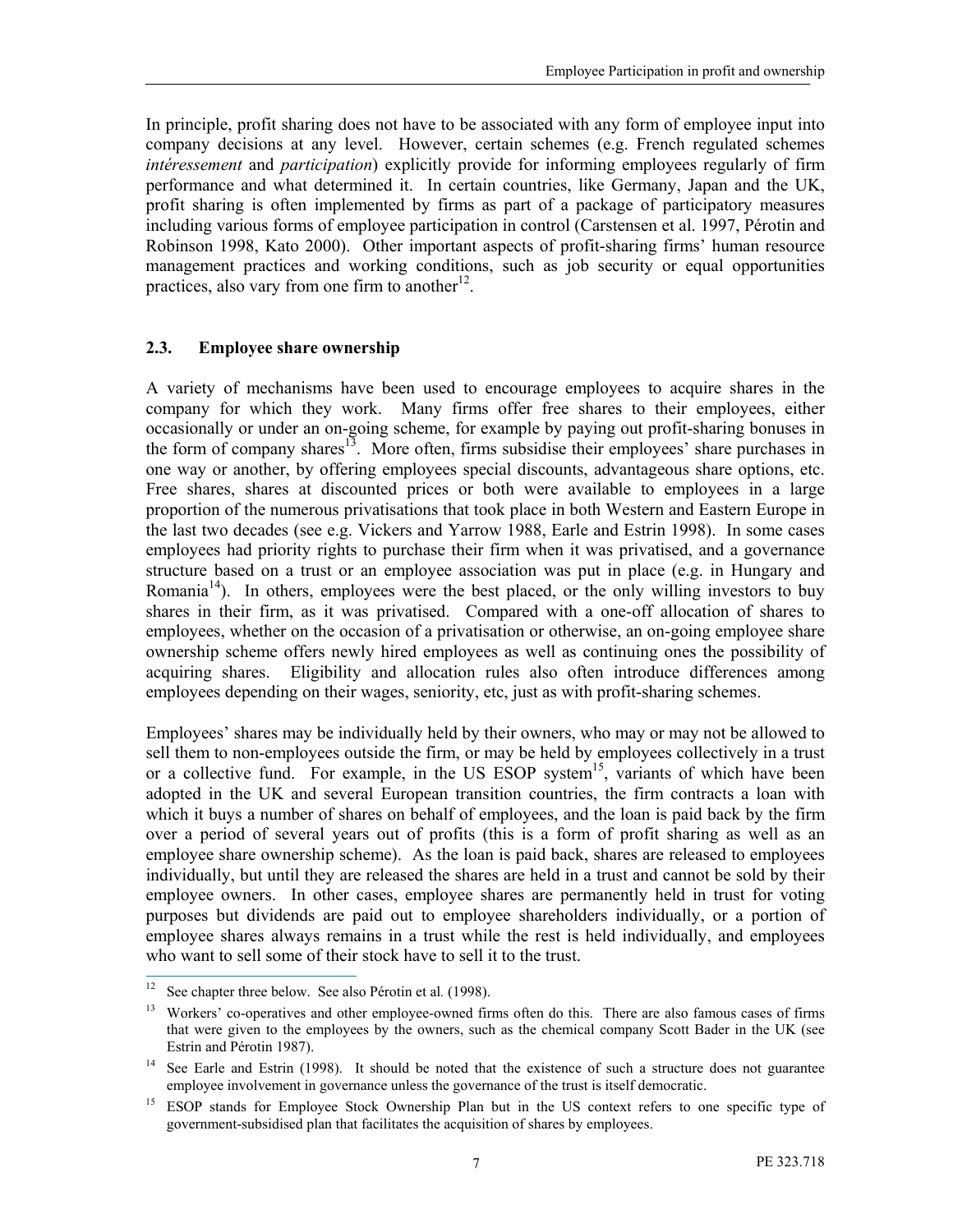In principle, profit sharing does not have to be associated with any form of employee input into company decisions at any level. However, certain schemes (e.g. French regulated schemes *intéressement* and *participation*) explicitly provide for informing employees regularly of firm performance and what determined it. In certain countries, like Germany, Japan and the UK, profit sharing is often implemented by firms as part of a package of participatory measures including various forms of employee participation in control (Carstensen et al. 1997, Pérotin and Robinson 1998, Kato 2000). Other important aspects of profit-sharing firms' human resource management practices and working conditions, such as job security or equal opportunities practices, also vary from one firm to another[12].

### 2.3. Employee share ownership

A variety of mechanisms have been used to encourage employees to acquire shares in the company for which they work. Many firms offer free shares to their employees, either occasionally or under an on-going scheme, for example by paying out profit-sharing bonuses in the form of company shares[13]. More often, firms subsidise their employees' share purchases in one way or another, by offering employees special discounts, advantageous share options, etc. Free shares, shares at discounted prices or both were available to employees in a large proportion of the numerous privatisations that took place in both Western and Eastern Europe in the last two decades (see e.g. Vickers and Yarrow 1988, Earle and Estrin 1998). In some cases employees had priority rights to purchase their firm when it was privatised, and a governance structure based on a trust or an employee association was put in place (e.g. in Hungary and Romania[14]). In others, employees were the best placed, or the only willing investors to buy shares in their firm, as it was privatised. Compared with a one-off allocation of shares to employees, whether on the occasion of a privatisation or otherwise, an on-going employee share ownership scheme offers newly hired employees as well as continuing ones the possibility of acquiring shares. Eligibility and allocation rules also often introduce differences among employees depending on their wages, seniority, etc, just as with profit-sharing schemes.

Employees' shares may be individually held by their owners, who may or may not be allowed to sell them to non-employees outside the firm, or may be held by employees collectively in a trust or a collective fund. For example, in the US ESOP system[15], variants of which have been adopted in the UK and several European transition countries, the firm contracts a loan with which it buys a number of shares on behalf of employees, and the loan is paid back by the firm over a period of several years out of profits (this is a form of profit sharing as well as an employee share ownership scheme). As the loan is paid back, shares are released to employees individually, but until they are released the shares are held in a trust and cannot be sold by their employee owners. In other cases, employee shares are permanently held in trust for voting purposes but dividends are paid out to employee shareholders individually, or a portion of employee shares always remains in a trust while the rest is held individually, and employees who want to sell some of their stock have to sell it to the trust.

---

[12] See chapter three below. See also Pérotin et al. (1998).

[13] Workers' co-operatives and other employee-owned firms often do this. There are also famous cases of firms that were given to the employees by the owners, such as the chemical company Scott Bader in the UK (see Estrin and Pérotin 1987).

[14] See Earle and Estrin (1998). It should be noted that the existence of such a structure does not guarantee employee involvement in governance unless the governance of the trust is itself democratic.

[15] ESOP stands for Employee Stock Ownership Plan but in the US context refers to one specific type of government-subsidised plan that facilitates the acquisition of shares by employees.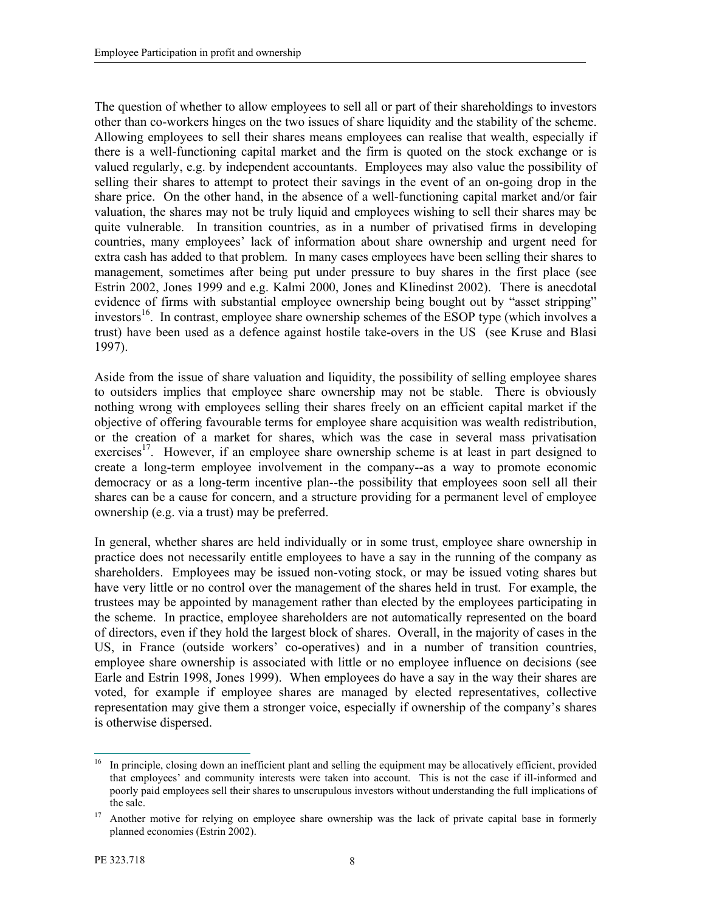The question of whether to allow employees to sell all or part of their shareholdings to investors other than co-workers hinges on the two issues of share liquidity and the stability of the scheme. Allowing employees to sell their shares means employees can realise that wealth, especially if there is a well-functioning capital market and the firm is quoted on the stock exchange or is valued regularly, e.g. by independent accountants. Employees may also value the possibility of selling their shares to attempt to protect their savings in the event of an on-going drop in the share price. On the other hand, in the absence of a well-functioning capital market and/or fair valuation, the shares may not be truly liquid and employees wishing to sell their shares may be quite vulnerable. In transition countries, as in a number of privatised firms in developing countries, many employees' lack of information about share ownership and urgent need for extra cash has added to that problem. In many cases employees have been selling their shares to management, sometimes after being put under pressure to buy shares in the first place (see Estrin 2002, Jones 1999 and e.g. Kalmi 2000, Jones and Klinedinst 2002). There is anecdotal evidence of firms with substantial employee ownership being bought out by "asset stripping" investors[16]. In contrast, employee share ownership schemes of the ESOP type (which involves a trust) have been used as a defence against hostile take-overs in the US (see Kruse and Blasi 1997).

Aside from the issue of share valuation and liquidity, the possibility of selling employee shares to outsiders implies that employee share ownership may not be stable. There is obviously nothing wrong with employees selling their shares freely on an efficient capital market if the objective of offering favourable terms for employee share acquisition was wealth redistribution, or the creation of a market for shares, which was the case in several mass privatisation exercises[17]. However, if an employee share ownership scheme is at least in part designed to create a long-term employee involvement in the company--as a way to promote economic democracy or as a long-term incentive plan--the possibility that employees soon sell all their shares can be a cause for concern, and a structure providing for a permanent level of employee ownership (e.g. via a trust) may be preferred.

In general, whether shares are held individually or in some trust, employee share ownership in practice does not necessarily entitle employees to have a say in the running of the company as shareholders. Employees may be issued non-voting stock, or may be issued voting shares but have very little or no control over the management of the shares held in trust. For example, the trustees may be appointed by management rather than elected by the employees participating in the scheme. In practice, employee shareholders are not automatically represented on the board of directors, even if they hold the largest block of shares. Overall, in the majority of cases in the US, in France (outside workers' co-operatives) and in a number of transition countries, employee share ownership is associated with little or no employee influence on decisions (see Earle and Estrin 1998, Jones 1999). When employees do have a say in the way their shares are voted, for example if employee shares are managed by elected representatives, collective representation may give them a stronger voice, especially if ownership of the company's shares is otherwise dispersed.

---

[16] In principle, closing down an inefficient plant and selling the equipment may be allocatively efficient, provided that employees' and community interests were taken into account. This is not the case if ill-informed and poorly paid employees sell their shares to unscrupulous investors without understanding the full implications of the sale.

[17] Another motive for relying on employee share ownership was the lack of private capital base in formerly planned economies (Estrin 2002).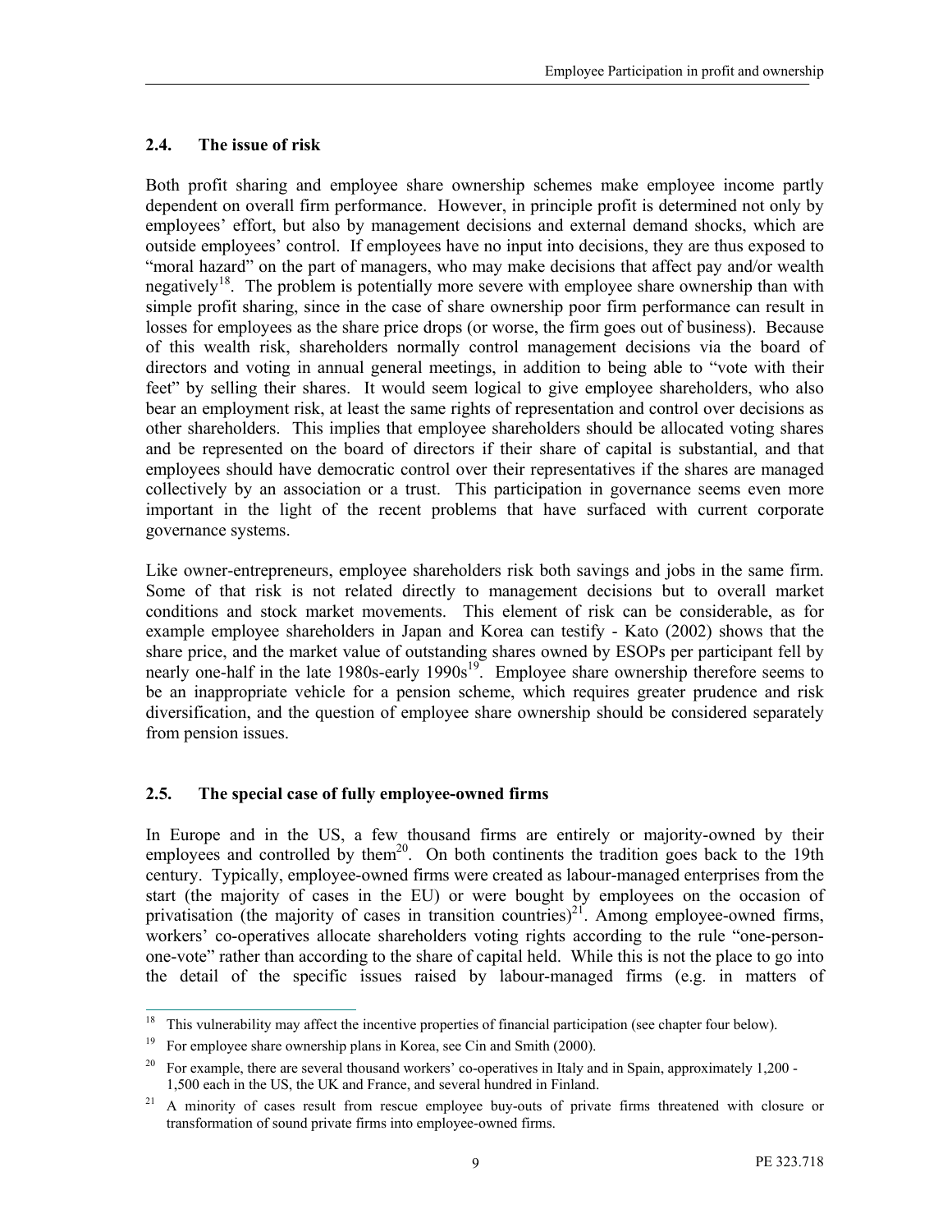## 2.4. The issue of risk

Both profit sharing and employee share ownership schemes make employee income partly dependent on overall firm performance. However, in principle profit is determined not only by employees' effort, but also by management decisions and external demand shocks, which are outside employees' control. If employees have no input into decisions, they are thus exposed to "moral hazard" on the part of managers, who may make decisions that affect pay and/or wealth negatively[18]. The problem is potentially more severe with employee share ownership than with simple profit sharing, since in the case of share ownership poor firm performance can result in losses for employees as the share price drops (or worse, the firm goes out of business). Because of this wealth risk, shareholders normally control management decisions via the board of directors and voting in annual general meetings, in addition to being able to "vote with their feet" by selling their shares. It would seem logical to give employee shareholders, who also bear an employment risk, at least the same rights of representation and control over decisions as other shareholders. This implies that employee shareholders should be allocated voting shares and be represented on the board of directors if their share of capital is substantial, and that employees should have democratic control over their representatives if the shares are managed collectively by an association or a trust. This participation in governance seems even more important in the light of the recent problems that have surfaced with current corporate governance systems.

Like owner-entrepreneurs, employee shareholders risk both savings and jobs in the same firm. Some of that risk is not related directly to management decisions but to overall market conditions and stock market movements. This element of risk can be considerable, as for example employee shareholders in Japan and Korea can testify - Kato (2002) shows that the share price, and the market value of outstanding shares owned by ESOPs per participant fell by nearly one-half in the late 1980s-early 1990s[19]. Employee share ownership therefore seems to be an inappropriate vehicle for a pension scheme, which requires greater prudence and risk diversification, and the question of employee share ownership should be considered separately from pension issues.

## 2.5. The special case of fully employee-owned firms

In Europe and in the US, a few thousand firms are entirely or majority-owned by their employees and controlled by them[20]. On both continents the tradition goes back to the 19th century. Typically, employee-owned firms were created as labour-managed enterprises from the start (the majority of cases in the EU) or were bought by employees on the occasion of privatisation (the majority of cases in transition countries)[21]. Among employee-owned firms, workers' co-operatives allocate shareholders voting rights according to the rule "one-person-one-vote" rather than according to the share of capital held. While this is not the place to go into the detail of the specific issues raised by labour-managed firms (e.g. in matters of

---

[18] This vulnerability may affect the incentive properties of financial participation (see chapter four below).

[19] For employee share ownership plans in Korea, see Cin and Smith (2000).

[20] For example, there are several thousand workers' co-operatives in Italy and in Spain, approximately 1,200 - 1,500 each in the US, the UK and France, and several hundred in Finland.

[21] A minority of cases result from rescue employee buy-outs of private firms threatened with closure or transformation of sound private firms into employee-owned firms.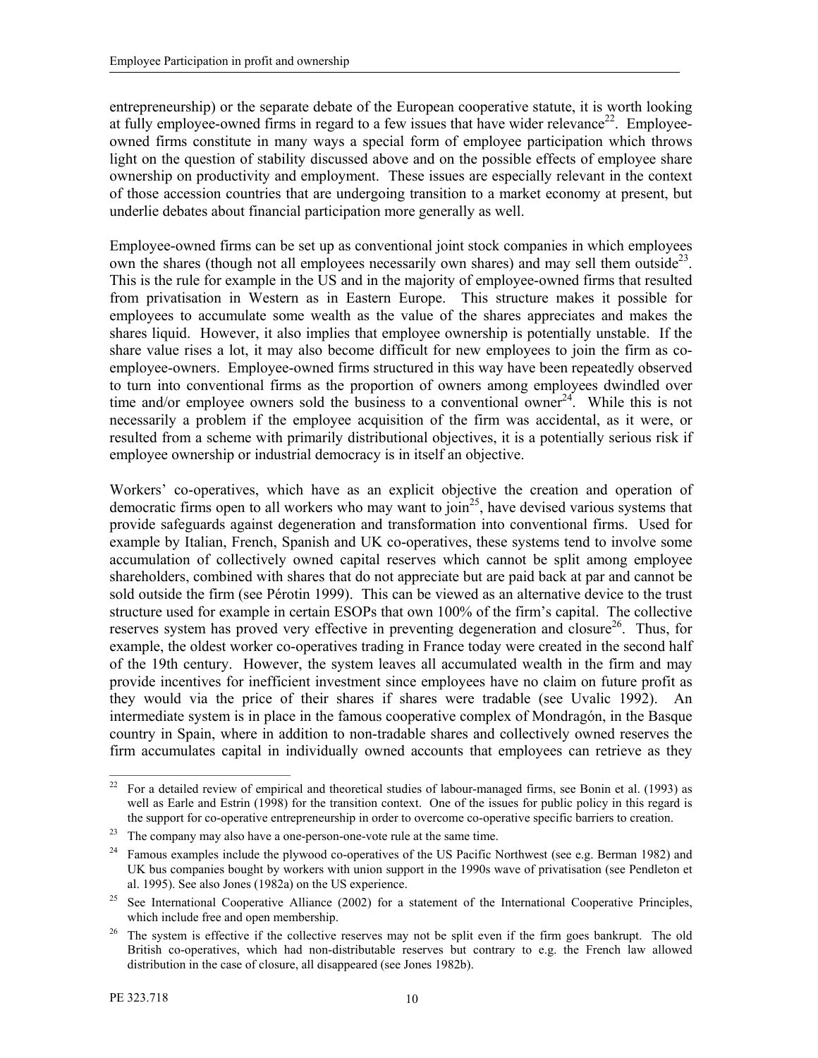entrepreneurship) or the separate debate of the European cooperative statute, it is worth looking at fully employee-owned firms in regard to a few issues that have wider relevance[22]. Employee-owned firms constitute in many ways a special form of employee participation which throws light on the question of stability discussed above and on the possible effects of employee share ownership on productivity and employment. These issues are especially relevant in the context of those accession countries that are undergoing transition to a market economy at present, but underlie debates about financial participation more generally as well.

Employee-owned firms can be set up as conventional joint stock companies in which employees own the shares (though not all employees necessarily own shares) and may sell them outside[23]. This is the rule for example in the US and in the majority of employee-owned firms that resulted from privatisation in Western as in Eastern Europe. This structure makes it possible for employees to accumulate some wealth as the value of the shares appreciates and makes the shares liquid. However, it also implies that employee ownership is potentially unstable. If the share value rises a lot, it may also become difficult for new employees to join the firm as co-employee-owners. Employee-owned firms structured in this way have been repeatedly observed to turn into conventional firms as the proportion of owners among employees dwindled over time and/or employee owners sold the business to a conventional owner[24]. While this is not necessarily a problem if the employee acquisition of the firm was accidental, as it were, or resulted from a scheme with primarily distributional objectives, it is a potentially serious risk if employee ownership or industrial democracy is in itself an objective.

Workers' co-operatives, which have as an explicit objective the creation and operation of democratic firms open to all workers who may want to join[25], have devised various systems that provide safeguards against degeneration and transformation into conventional firms. Used for example by Italian, French, Spanish and UK co-operatives, these systems tend to involve some accumulation of collectively owned capital reserves which cannot be split among employee shareholders, combined with shares that do not appreciate but are paid back at par and cannot be sold outside the firm (see Pérotin 1999). This can be viewed as an alternative device to the trust structure used for example in certain ESOPs that own 100% of the firm's capital. The collective reserves system has proved very effective in preventing degeneration and closure[26]. Thus, for example, the oldest worker co-operatives trading in France today were created in the second half of the 19th century. However, the system leaves all accumulated wealth in the firm and may provide incentives for inefficient investment since employees have no claim on future profit as they would via the price of their shares if shares were tradable (see Uvalic 1992). An intermediate system is in place in the famous cooperative complex of Mondragón, in the Basque country in Spain, where in addition to non-tradable shares and collectively owned reserves the firm accumulates capital in individually owned accounts that employees can retrieve as they

---

[22] For a detailed review of empirical and theoretical studies of labour-managed firms, see Bonin et al. (1993) as well as Earle and Estrin (1998) for the transition context. One of the issues for public policy in this regard is the support for co-operative entrepreneurship in order to overcome co-operative specific barriers to creation.

[23] The company may also have a one-person-one-vote rule at the same time.

[24] Famous examples include the plywood co-operatives of the US Pacific Northwest (see e.g. Berman 1982) and UK bus companies bought by workers with union support in the 1990s wave of privatisation (see Pendleton et al. 1995). See also Jones (1982a) on the US experience.

[25] See International Cooperative Alliance (2002) for a statement of the International Cooperative Principles, which include free and open membership.

[26] The system is effective if the collective reserves may not be split even if the firm goes bankrupt. The old British co-operatives, which had non-distributable reserves but contrary to e.g. the French law allowed distribution in the case of closure, all disappeared (see Jones 1982b).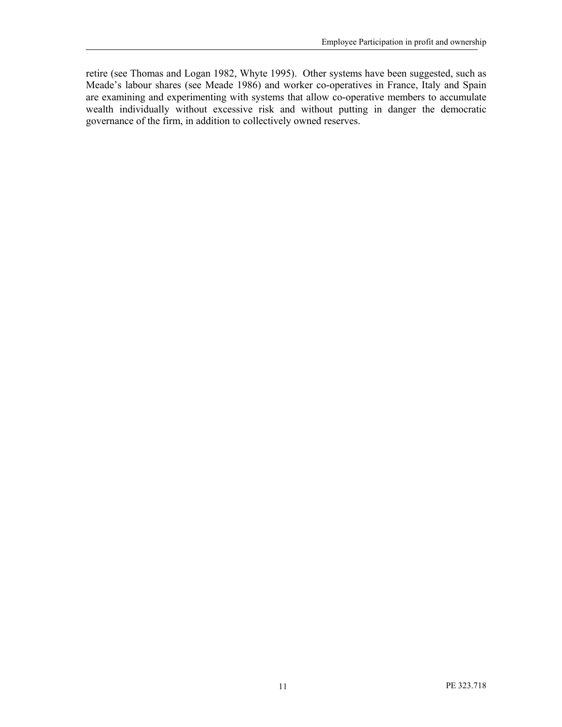retire (see Thomas and Logan 1982, Whyte 1995). Other systems have been suggested, such as Meade's labour shares (see Meade 1986) and worker co-operatives in France, Italy and Spain are examining and experimenting with systems that allow co-operative members to accumulate wealth individually without excessive risk and without putting in danger the democratic governance of the firm, in addition to collectively owned reserves.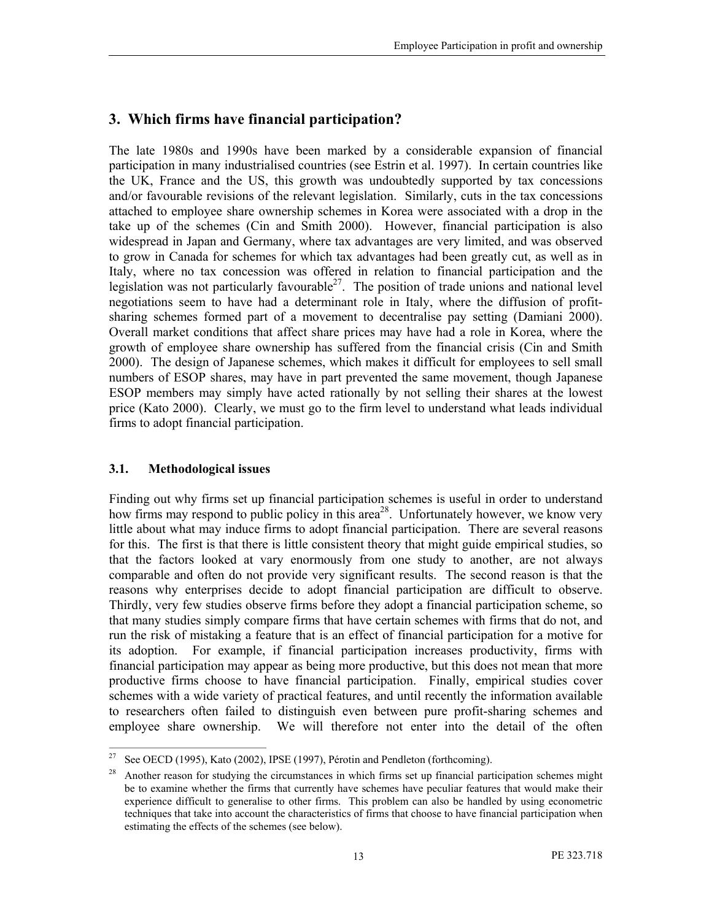## 3. Which firms have financial participation?

The late 1980s and 1990s have been marked by a considerable expansion of financial participation in many industrialised countries (see Estrin et al. 1997). In certain countries like the UK, France and the US, this growth was undoubtedly supported by tax concessions and/or favourable revisions of the relevant legislation. Similarly, cuts in the tax concessions attached to employee share ownership schemes in Korea were associated with a drop in the take up of the schemes (Cin and Smith 2000). However, financial participation is also widespread in Japan and Germany, where tax advantages are very limited, and was observed to grow in Canada for schemes for which tax advantages had been greatly cut, as well as in Italy, where no tax concession was offered in relation to financial participation and the legislation was not particularly favourable[27]. The position of trade unions and national level negotiations seem to have had a determinant role in Italy, where the diffusion of profit-sharing schemes formed part of a movement to decentralise pay setting (Damiani 2000). Overall market conditions that affect share prices may have had a role in Korea, where the growth of employee share ownership has suffered from the financial crisis (Cin and Smith 2000). The design of Japanese schemes, which makes it difficult for employees to sell small numbers of ESOP shares, may have in part prevented the same movement, though Japanese ESOP members may simply have acted rationally by not selling their shares at the lowest price (Kato 2000). Clearly, we must go to the firm level to understand what leads individual firms to adopt financial participation.

### 3.1. Methodological issues

Finding out why firms set up financial participation schemes is useful in order to understand how firms may respond to public policy in this area[28]. Unfortunately however, we know very little about what may induce firms to adopt financial participation. There are several reasons for this. The first is that there is little consistent theory that might guide empirical studies, so that the factors looked at vary enormously from one study to another, are not always comparable and often do not provide very significant results. The second reason is that the reasons why enterprises decide to adopt financial participation are difficult to observe. Thirdly, very few studies observe firms before they adopt a financial participation scheme, so that many studies simply compare firms that have certain schemes with firms that do not, and run the risk of mistaking a feature that is an effect of financial participation for a motive for its adoption. For example, if financial participation increases productivity, firms with financial participation may appear as being more productive, but this does not mean that more productive firms choose to have financial participation. Finally, empirical studies cover schemes with a wide variety of practical features, and until recently the information available to researchers often failed to distinguish even between pure profit-sharing schemes and employee share ownership. We will therefore not enter into the detail of the often

---

[27] See OECD (1995), Kato (2002), IPSE (1997), Pérotin and Pendleton (forthcoming).

[28] Another reason for studying the circumstances in which firms set up financial participation schemes might be to examine whether the firms that currently have schemes have peculiar features that would make their experience difficult to generalise to other firms. This problem can also be handled by using econometric techniques that take into account the characteristics of firms that choose to have financial participation when estimating the effects of the schemes (see below).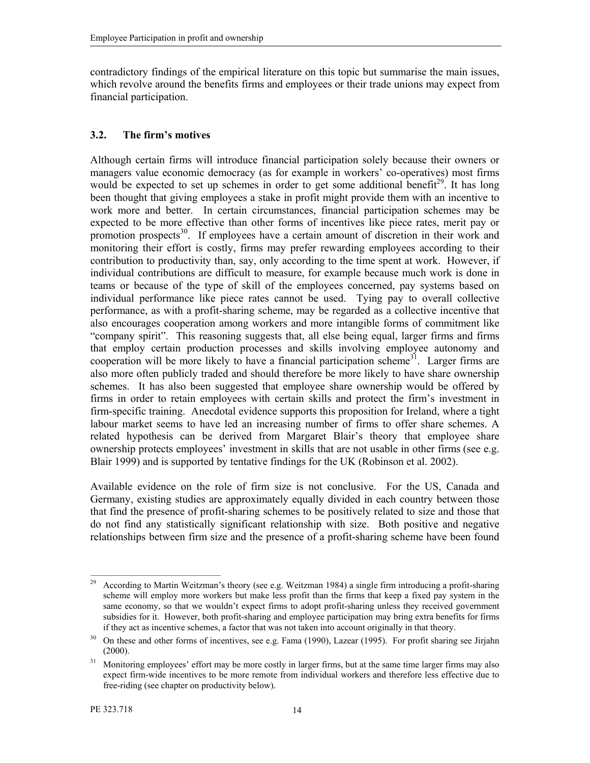contradictory findings of the empirical literature on this topic but summarise the main issues, which revolve around the benefits firms and employees or their trade unions may expect from financial participation.

## 3.2. The firm's motives

Although certain firms will introduce financial participation solely because their owners or managers value economic democracy (as for example in workers' co-operatives) most firms would be expected to set up schemes in order to get some additional benefit[29]. It has long been thought that giving employees a stake in profit might provide them with an incentive to work more and better. In certain circumstances, financial participation schemes may be expected to be more effective than other forms of incentives like piece rates, merit pay or promotion prospects[30]. If employees have a certain amount of discretion in their work and monitoring their effort is costly, firms may prefer rewarding employees according to their contribution to productivity than, say, only according to the time spent at work. However, if individual contributions are difficult to measure, for example because much work is done in teams or because of the type of skill of the employees concerned, pay systems based on individual performance like piece rates cannot be used. Tying pay to overall collective performance, as with a profit-sharing scheme, may be regarded as a collective incentive that also encourages cooperation among workers and more intangible forms of commitment like "company spirit". This reasoning suggests that, all else being equal, larger firms and firms that employ certain production processes and skills involving employee autonomy and cooperation will be more likely to have a financial participation scheme[31]. Larger firms are also more often publicly traded and should therefore be more likely to have share ownership schemes. It has also been suggested that employee share ownership would be offered by firms in order to retain employees with certain skills and protect the firm's investment in firm-specific training. Anecdotal evidence supports this proposition for Ireland, where a tight labour market seems to have led an increasing number of firms to offer share schemes. A related hypothesis can be derived from Margaret Blair's theory that employee share ownership protects employees' investment in skills that are not usable in other firms (see e.g. Blair 1999) and is supported by tentative findings for the UK (Robinson et al. 2002).

Available evidence on the role of firm size is not conclusive. For the US, Canada and Germany, existing studies are approximately equally divided in each country between those that find the presence of profit-sharing schemes to be positively related to size and those that do not find any statistically significant relationship with size. Both positive and negative relationships between firm size and the presence of a profit-sharing scheme have been found

---

[29] According to Martin Weitzman's theory (see e.g. Weitzman 1984) a single firm introducing a profit-sharing scheme will employ more workers but make less profit than the firms that keep a fixed pay system in the same economy, so that we wouldn't expect firms to adopt profit-sharing unless they received government subsidies for it. However, both profit-sharing and employee participation may bring extra benefits for firms if they act as incentive schemes, a factor that was not taken into account originally in that theory.

[30] On these and other forms of incentives, see e.g. Fama (1990), Lazear (1995). For profit sharing see Jirjahn (2000).

[31] Monitoring employees' effort may be more costly in larger firms, but at the same time larger firms may also expect firm-wide incentives to be more remote from individual workers and therefore less effective due to free-riding (see chapter on productivity below).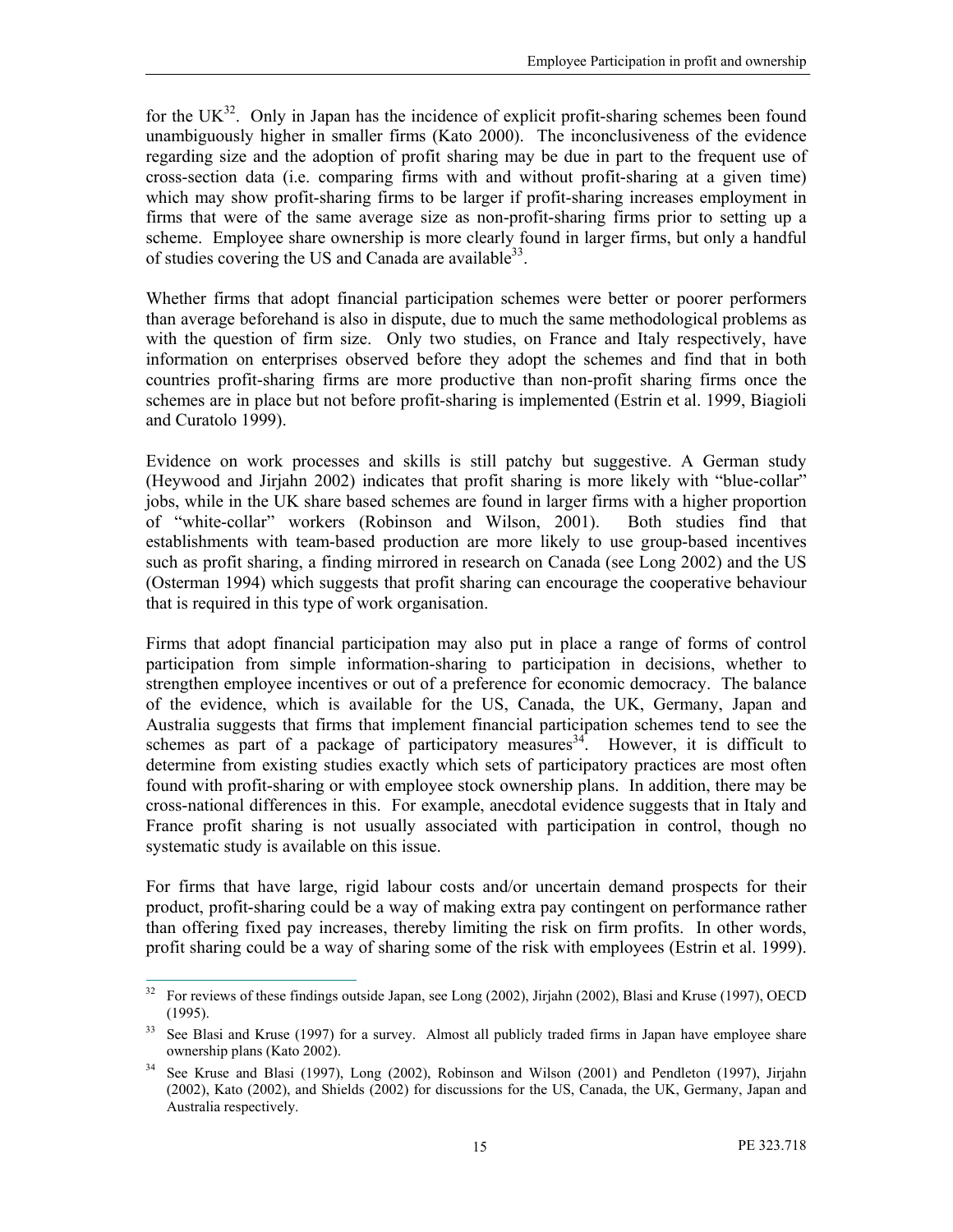for the UK[32]. Only in Japan has the incidence of explicit profit-sharing schemes been found unambiguously higher in smaller firms (Kato 2000). The inconclusiveness of the evidence regarding size and the adoption of profit sharing may be due in part to the frequent use of cross-section data (i.e. comparing firms with and without profit-sharing at a given time) which may show profit-sharing firms to be larger if profit-sharing increases employment in firms that were of the same average size as non-profit-sharing firms prior to setting up a scheme. Employee share ownership is more clearly found in larger firms, but only a handful of studies covering the US and Canada are available[33].

Whether firms that adopt financial participation schemes were better or poorer performers than average beforehand is also in dispute, due to much the same methodological problems as with the question of firm size. Only two studies, on France and Italy respectively, have information on enterprises observed before they adopt the schemes and find that in both countries profit-sharing firms are more productive than non-profit sharing firms once the schemes are in place but not before profit-sharing is implemented (Estrin et al. 1999, Biagioli and Curatolo 1999).

Evidence on work processes and skills is still patchy but suggestive. A German study (Heywood and Jirjahn 2002) indicates that profit sharing is more likely with "blue-collar" jobs, while in the UK share based schemes are found in larger firms with a higher proportion of "white-collar" workers (Robinson and Wilson, 2001). Both studies find that establishments with team-based production are more likely to use group-based incentives such as profit sharing, a finding mirrored in research on Canada (see Long 2002) and the US (Osterman 1994) which suggests that profit sharing can encourage the cooperative behaviour that is required in this type of work organisation.

Firms that adopt financial participation may also put in place a range of forms of control participation from simple information-sharing to participation in decisions, whether to strengthen employee incentives or out of a preference for economic democracy. The balance of the evidence, which is available for the US, Canada, the UK, Germany, Japan and Australia suggests that firms that implement financial participation schemes tend to see the schemes as part of a package of participatory measures[34]. However, it is difficult to determine from existing studies exactly which sets of participatory practices are most often found with profit-sharing or with employee stock ownership plans. In addition, there may be cross-national differences in this. For example, anecdotal evidence suggests that in Italy and France profit sharing is not usually associated with participation in control, though no systematic study is available on this issue.

For firms that have large, rigid labour costs and/or uncertain demand prospects for their product, profit-sharing could be a way of making extra pay contingent on performance rather than offering fixed pay increases, thereby limiting the risk on firm profits. In other words, profit sharing could be a way of sharing some of the risk with employees (Estrin et al. 1999).

---

[32] For reviews of these findings outside Japan, see Long (2002), Jirjahn (2002), Blasi and Kruse (1997), OECD (1995).

[33] See Blasi and Kruse (1997) for a survey. Almost all publicly traded firms in Japan have employee share ownership plans (Kato 2002).

[34] See Kruse and Blasi (1997), Long (2002), Robinson and Wilson (2001) and Pendleton (1997), Jirjahn (2002), Kato (2002), and Shields (2002) for discussions for the US, Canada, the UK, Germany, Japan and Australia respectively.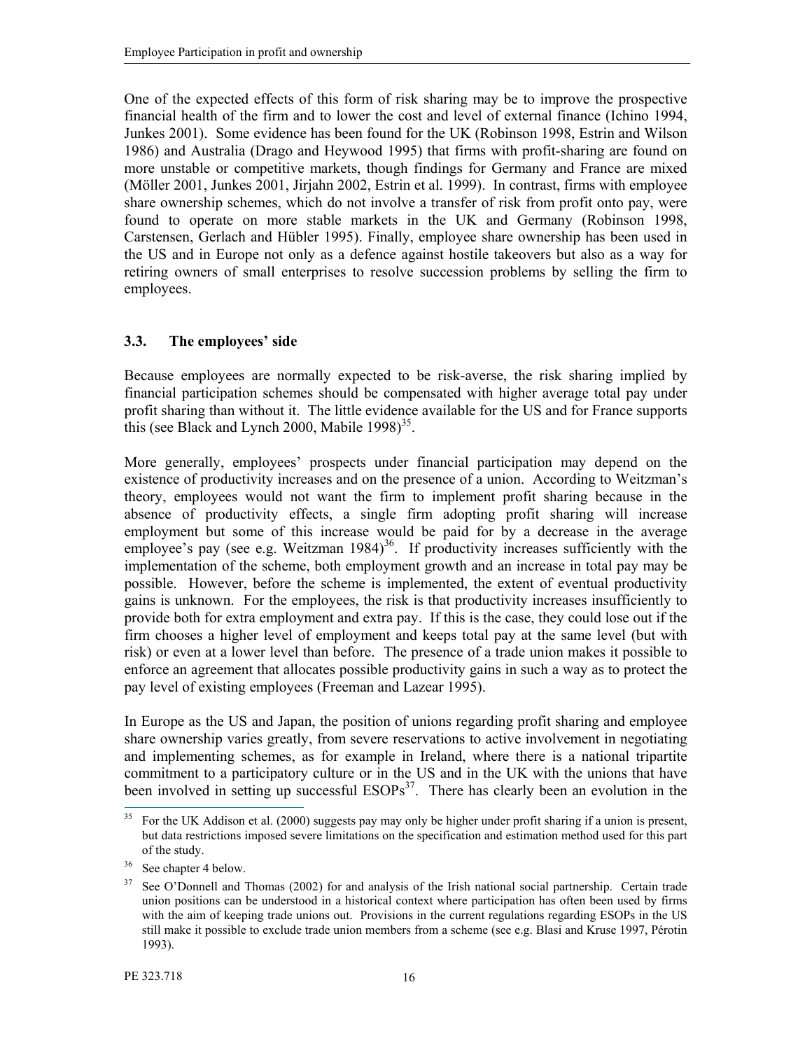One of the expected effects of this form of risk sharing may be to improve the prospective financial health of the firm and to lower the cost and level of external finance (Ichino 1994, Junkes 2001). Some evidence has been found for the UK (Robinson 1998, Estrin and Wilson 1986) and Australia (Drago and Heywood 1995) that firms with profit-sharing are found on more unstable or competitive markets, though findings for Germany and France are mixed (Möller 2001, Junkes 2001, Jirjahn 2002, Estrin et al. 1999). In contrast, firms with employee share ownership schemes, which do not involve a transfer of risk from profit onto pay, were found to operate on more stable markets in the UK and Germany (Robinson 1998, Carstensen, Gerlach and Hübler 1995). Finally, employee share ownership has been used in the US and in Europe not only as a defence against hostile takeovers but also as a way for retiring owners of small enterprises to resolve succession problems by selling the firm to employees.

### 3.3. The employees' side

Because employees are normally expected to be risk-averse, the risk sharing implied by financial participation schemes should be compensated with higher average total pay under profit sharing than without it. The little evidence available for the US and for France supports this (see Black and Lynch 2000, Mabile 1998)[35].

More generally, employees' prospects under financial participation may depend on the existence of productivity increases and on the presence of a union. According to Weitzman's theory, employees would not want the firm to implement profit sharing because in the absence of productivity effects, a single firm adopting profit sharing will increase employment but some of this increase would be paid for by a decrease in the average employee's pay (see e.g. Weitzman 1984)[36]. If productivity increases sufficiently with the implementation of the scheme, both employment growth and an increase in total pay may be possible. However, before the scheme is implemented, the extent of eventual productivity gains is unknown. For the employees, the risk is that productivity increases insufficiently to provide both for extra employment and extra pay. If this is the case, they could lose out if the firm chooses a higher level of employment and keeps total pay at the same level (but with risk) or even at a lower level than before. The presence of a trade union makes it possible to enforce an agreement that allocates possible productivity gains in such a way as to protect the pay level of existing employees (Freeman and Lazear 1995).

In Europe as the US and Japan, the position of unions regarding profit sharing and employee share ownership varies greatly, from severe reservations to active involvement in negotiating and implementing schemes, as for example in Ireland, where there is a national tripartite commitment to a participatory culture or in the US and in the UK with the unions that have been involved in setting up successful ESOPs[37]. There has clearly been an evolution in the

---

[35] For the UK Addison et al. (2000) suggests pay may only be higher under profit sharing if a union is present, but data restrictions imposed severe limitations on the specification and estimation method used for this part of the study.

[36] See chapter 4 below.

[37] See O'Donnell and Thomas (2002) for and analysis of the Irish national social partnership. Certain trade union positions can be understood in a historical context where participation has often been used by firms with the aim of keeping trade unions out. Provisions in the current regulations regarding ESOPs in the US still make it possible to exclude trade union members from a scheme (see e.g. Blasi and Kruse 1997, Pérotin 1993).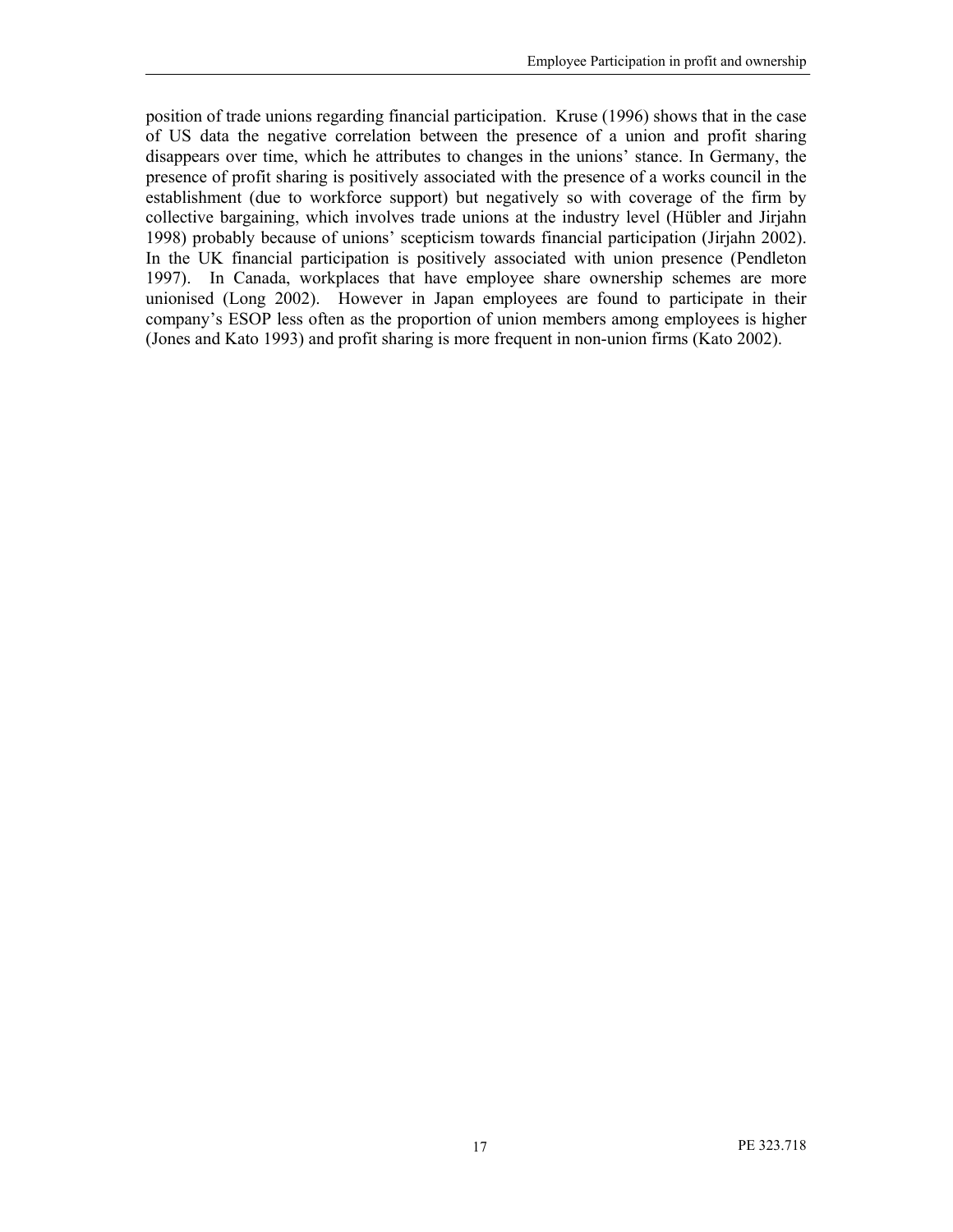position of trade unions regarding financial participation. Kruse (1996) shows that in the case of US data the negative correlation between the presence of a union and profit sharing disappears over time, which he attributes to changes in the unions' stance. In Germany, the presence of profit sharing is positively associated with the presence of a works council in the establishment (due to workforce support) but negatively so with coverage of the firm by collective bargaining, which involves trade unions at the industry level (Hübler and Jirjahn 1998) probably because of unions' scepticism towards financial participation (Jirjahn 2002). In the UK financial participation is positively associated with union presence (Pendleton 1997). In Canada, workplaces that have employee share ownership schemes are more unionised (Long 2002). However in Japan employees are found to participate in their company's ESOP less often as the proportion of union members among employees is higher (Jones and Kato 1993) and profit sharing is more frequent in non-union firms (Kato 2002).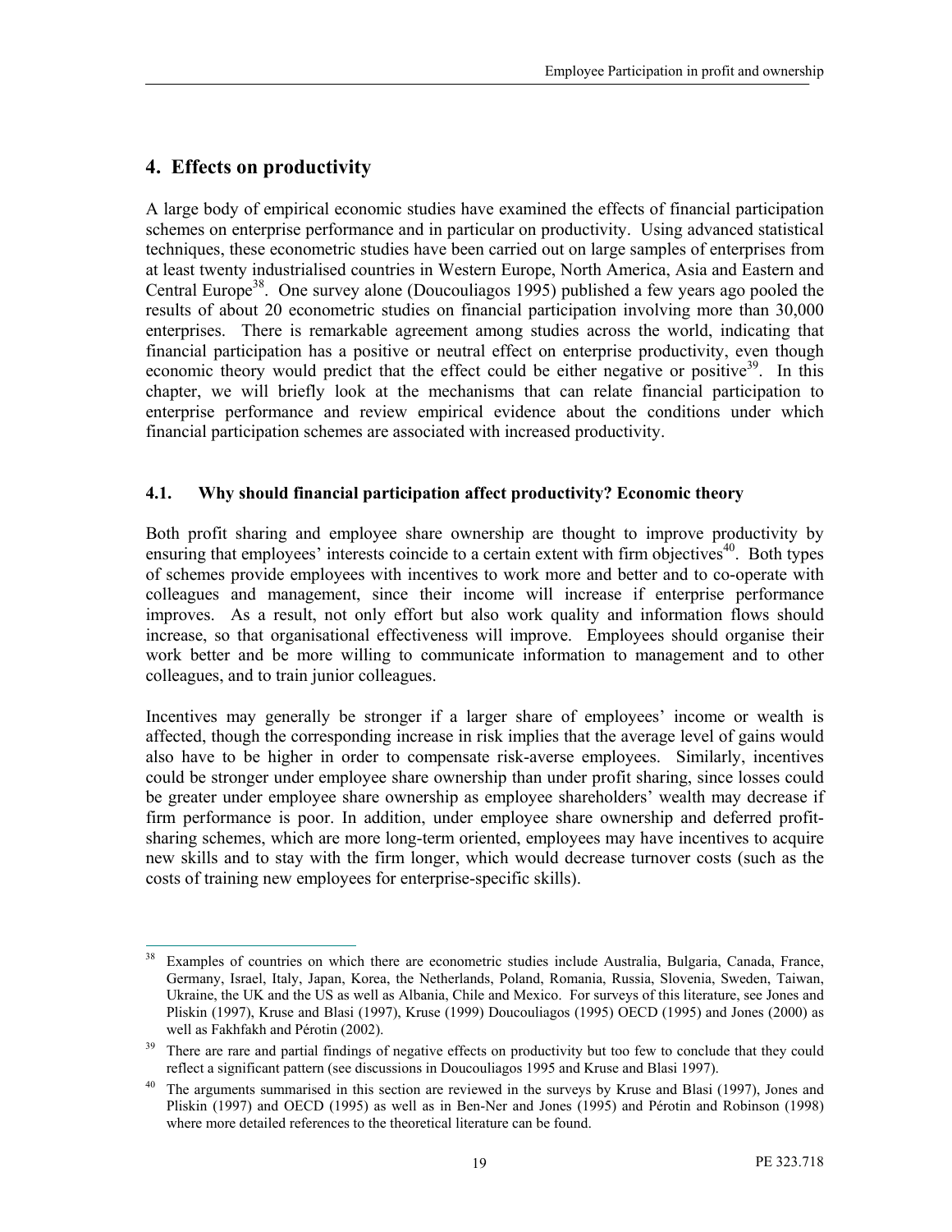# 4. Effects on productivity

A large body of empirical economic studies have examined the effects of financial participation schemes on enterprise performance and in particular on productivity. Using advanced statistical techniques, these econometric studies have been carried out on large samples of enterprises from at least twenty industrialised countries in Western Europe, North America, Asia and Eastern and Central Europe[38]. One survey alone (Doucouliagos 1995) published a few years ago pooled the results of about 20 econometric studies on financial participation involving more than 30,000 enterprises. There is remarkable agreement among studies across the world, indicating that financial participation has a positive or neutral effect on enterprise productivity, even though economic theory would predict that the effect could be either negative or positive[39]. In this chapter, we will briefly look at the mechanisms that can relate financial participation to enterprise performance and review empirical evidence about the conditions under which financial participation schemes are associated with increased productivity.

## 4.1. Why should financial participation affect productivity? Economic theory

Both profit sharing and employee share ownership are thought to improve productivity by ensuring that employees' interests coincide to a certain extent with firm objectives[40]. Both types of schemes provide employees with incentives to work more and better and to co-operate with colleagues and management, since their income will increase if enterprise performance improves. As a result, not only effort but also work quality and information flows should increase, so that organisational effectiveness will improve. Employees should organise their work better and be more willing to communicate information to management and to other colleagues, and to train junior colleagues.

Incentives may generally be stronger if a larger share of employees' income or wealth is affected, though the corresponding increase in risk implies that the average level of gains would also have to be higher in order to compensate risk-averse employees. Similarly, incentives could be stronger under employee share ownership than under profit sharing, since losses could be greater under employee share ownership as employee shareholders' wealth may decrease if firm performance is poor. In addition, under employee share ownership and deferred profit-sharing schemes, which are more long-term oriented, employees may have incentives to acquire new skills and to stay with the firm longer, which would decrease turnover costs (such as the costs of training new employees for enterprise-specific skills).

---

[38] Examples of countries on which there are econometric studies include Australia, Bulgaria, Canada, France, Germany, Israel, Italy, Japan, Korea, the Netherlands, Poland, Romania, Russia, Slovenia, Sweden, Taiwan, Ukraine, the UK and the US as well as Albania, Chile and Mexico. For surveys of this literature, see Jones and Pliskin (1997), Kruse and Blasi (1997), Kruse (1999) Doucouliagos (1995) OECD (1995) and Jones (2000) as well as Fakhfakh and Pérotin (2002).

[39] There are rare and partial findings of negative effects on productivity but too few to conclude that they could reflect a significant pattern (see discussions in Doucouliagos 1995 and Kruse and Blasi 1997).

[40] The arguments summarised in this section are reviewed in the surveys by Kruse and Blasi (1997), Jones and Pliskin (1997) and OECD (1995) as well as in Ben-Ner and Jones (1995) and Pérotin and Robinson (1998) where more detailed references to the theoretical literature can be found.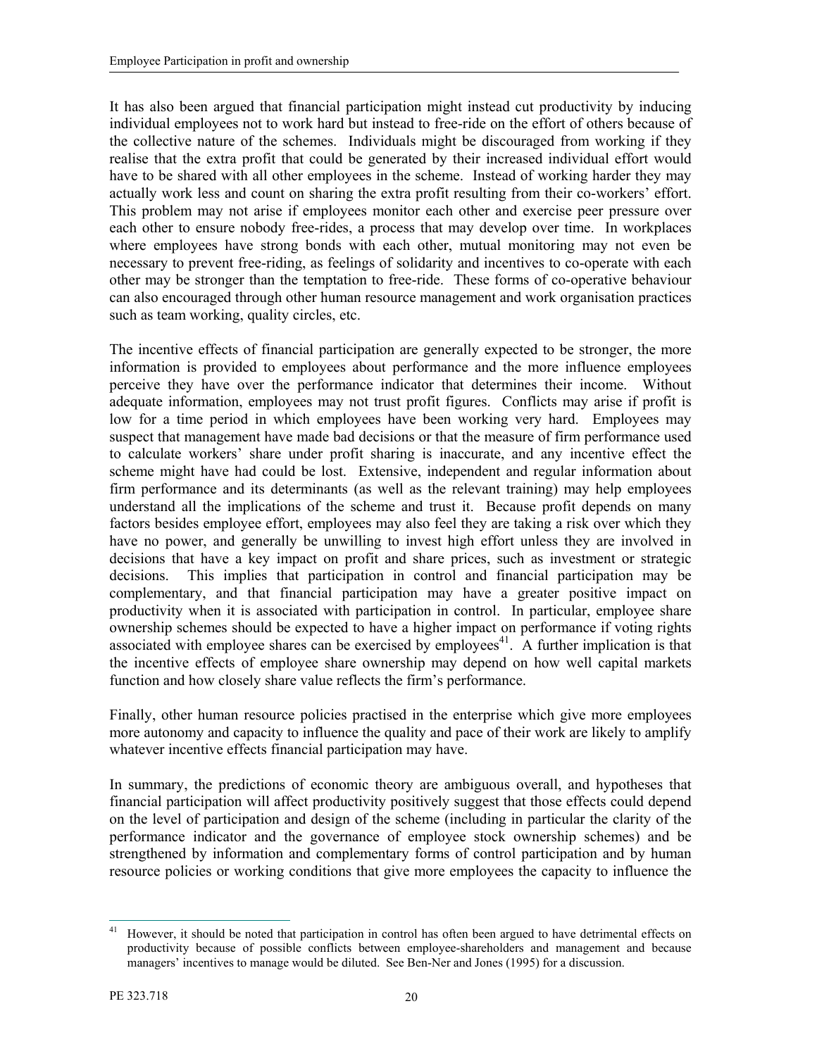It has also been argued that financial participation might instead cut productivity by inducing individual employees not to work hard but instead to free-ride on the effort of others because of the collective nature of the schemes. Individuals might be discouraged from working if they realise that the extra profit that could be generated by their increased individual effort would have to be shared with all other employees in the scheme. Instead of working harder they may actually work less and count on sharing the extra profit resulting from their co-workers' effort. This problem may not arise if employees monitor each other and exercise peer pressure over each other to ensure nobody free-rides, a process that may develop over time. In workplaces where employees have strong bonds with each other, mutual monitoring may not even be necessary to prevent free-riding, as feelings of solidarity and incentives to co-operate with each other may be stronger than the temptation to free-ride. These forms of co-operative behaviour can also encouraged through other human resource management and work organisation practices such as team working, quality circles, etc.

The incentive effects of financial participation are generally expected to be stronger, the more information is provided to employees about performance and the more influence employees perceive they have over the performance indicator that determines their income. Without adequate information, employees may not trust profit figures. Conflicts may arise if profit is low for a time period in which employees have been working very hard. Employees may suspect that management have made bad decisions or that the measure of firm performance used to calculate workers' share under profit sharing is inaccurate, and any incentive effect the scheme might have had could be lost. Extensive, independent and regular information about firm performance and its determinants (as well as the relevant training) may help employees understand all the implications of the scheme and trust it. Because profit depends on many factors besides employee effort, employees may also feel they are taking a risk over which they have no power, and generally be unwilling to invest high effort unless they are involved in decisions that have a key impact on profit and share prices, such as investment or strategic decisions. This implies that participation in control and financial participation may be complementary, and that financial participation may have a greater positive impact on productivity when it is associated with participation in control. In particular, employee share ownership schemes should be expected to have a higher impact on performance if voting rights associated with employee shares can be exercised by employees[41]. A further implication is that the incentive effects of employee share ownership may depend on how well capital markets function and how closely share value reflects the firm's performance.

Finally, other human resource policies practised in the enterprise which give more employees more autonomy and capacity to influence the quality and pace of their work are likely to amplify whatever incentive effects financial participation may have.

In summary, the predictions of economic theory are ambiguous overall, and hypotheses that financial participation will affect productivity positively suggest that those effects could depend on the level of participation and design of the scheme (including in particular the clarity of the performance indicator and the governance of employee stock ownership schemes) and be strengthened by information and complementary forms of control participation and by human resource policies or working conditions that give more employees the capacity to influence the

---

[41] However, it should be noted that participation in control has often been argued to have detrimental effects on productivity because of possible conflicts between employee-shareholders and management and because managers' incentives to manage would be diluted. See Ben-Ner and Jones (1995) for a discussion.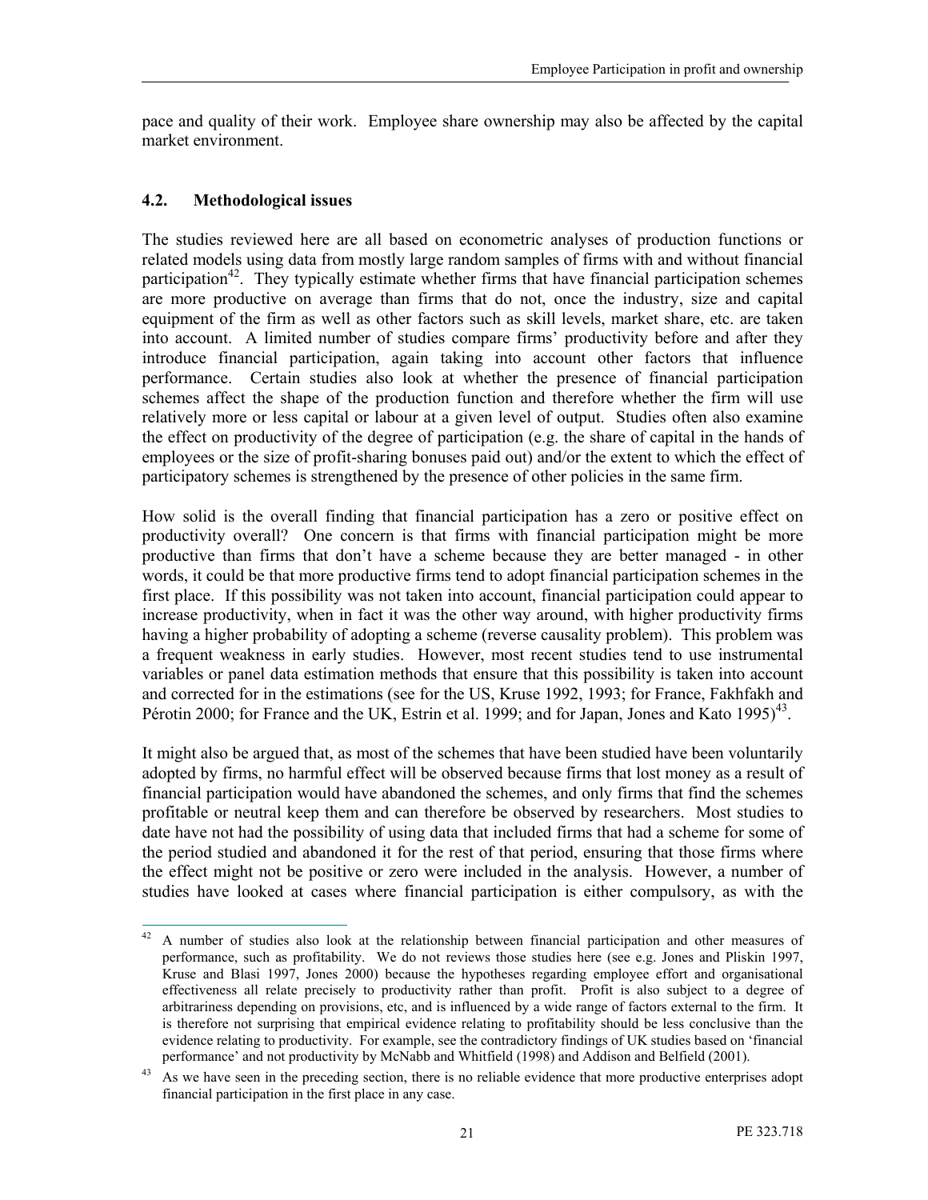pace and quality of their work. Employee share ownership may also be affected by the capital market environment.

### 4.2. Methodological issues

The studies reviewed here are all based on econometric analyses of production functions or related models using data from mostly large random samples of firms with and without financial participation[42]. They typically estimate whether firms that have financial participation schemes are more productive on average than firms that do not, once the industry, size and capital equipment of the firm as well as other factors such as skill levels, market share, etc. are taken into account. A limited number of studies compare firms' productivity before and after they introduce financial participation, again taking into account other factors that influence performance. Certain studies also look at whether the presence of financial participation schemes affect the shape of the production function and therefore whether the firm will use relatively more or less capital or labour at a given level of output. Studies often also examine the effect on productivity of the degree of participation (e.g. the share of capital in the hands of employees or the size of profit-sharing bonuses paid out) and/or the extent to which the effect of participatory schemes is strengthened by the presence of other policies in the same firm.

How solid is the overall finding that financial participation has a zero or positive effect on productivity overall? One concern is that firms with financial participation might be more productive than firms that don't have a scheme because they are better managed - in other words, it could be that more productive firms tend to adopt financial participation schemes in the first place. If this possibility was not taken into account, financial participation could appear to increase productivity, when in fact it was the other way around, with higher productivity firms having a higher probability of adopting a scheme (reverse causality problem). This problem was a frequent weakness in early studies. However, most recent studies tend to use instrumental variables or panel data estimation methods that ensure that this possibility is taken into account and corrected for in the estimations (see for the US, Kruse 1992, 1993; for France, Fakhfakh and Pérotin 2000; for France and the UK, Estrin et al. 1999; and for Japan, Jones and Kato 1995)[43].

It might also be argued that, as most of the schemes that have been studied have been voluntarily adopted by firms, no harmful effect will be observed because firms that lost money as a result of financial participation would have abandoned the schemes, and only firms that find the schemes profitable or neutral keep them and can therefore be observed by researchers. Most studies to date have not had the possibility of using data that included firms that had a scheme for some of the period studied and abandoned it for the rest of that period, ensuring that those firms where the effect might not be positive or zero were included in the analysis. However, a number of studies have looked at cases where financial participation is either compulsory, as with the

---

[42] A number of studies also look at the relationship between financial participation and other measures of performance, such as profitability. We do not reviews those studies here (see e.g. Jones and Pliskin 1997, Kruse and Blasi 1997, Jones 2000) because the hypotheses regarding employee effort and organisational effectiveness all relate precisely to productivity rather than profit. Profit is also subject to a degree of arbitrariness depending on provisions, etc, and is influenced by a wide range of factors external to the firm. It is therefore not surprising that empirical evidence relating to profitability should be less conclusive than the evidence relating to productivity. For example, see the contradictory findings of UK studies based on 'financial performance' and not productivity by McNabb and Whitfield (1998) and Addison and Belfield (2001).

[43] As we have seen in the preceding section, there is no reliable evidence that more productive enterprises adopt financial participation in the first place in any case.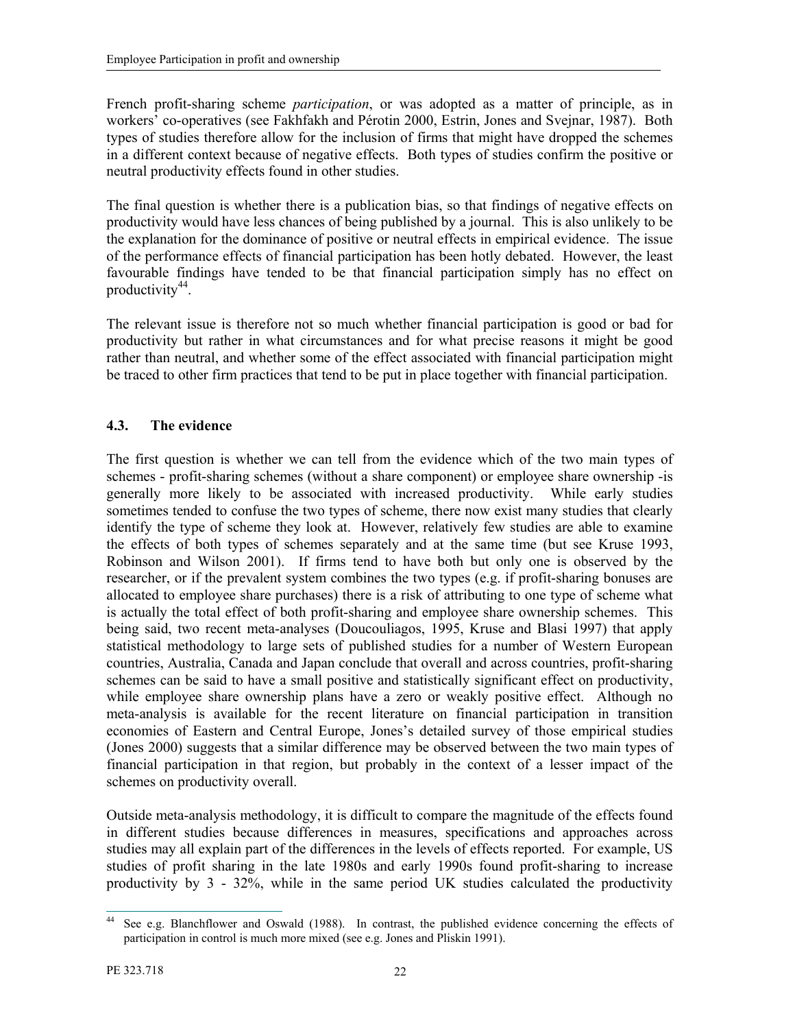French profit-sharing scheme *participation*, or was adopted as a matter of principle, as in workers' co-operatives (see Fakhfakh and Pérotin 2000, Estrin, Jones and Svejnar, 1987). Both types of studies therefore allow for the inclusion of firms that might have dropped the schemes in a different context because of negative effects. Both types of studies confirm the positive or neutral productivity effects found in other studies.

The final question is whether there is a publication bias, so that findings of negative effects on productivity would have less chances of being published by a journal. This is also unlikely to be the explanation for the dominance of positive or neutral effects in empirical evidence. The issue of the performance effects of financial participation has been hotly debated. However, the least favourable findings have tended to be that financial participation simply has no effect on productivity[44].

The relevant issue is therefore not so much whether financial participation is good or bad for productivity but rather in what circumstances and for what precise reasons it might be good rather than neutral, and whether some of the effect associated with financial participation might be traced to other firm practices that tend to be put in place together with financial participation.

## 4.3. The evidence

The first question is whether we can tell from the evidence which of the two main types of schemes - profit-sharing schemes (without a share component) or employee share ownership -is generally more likely to be associated with increased productivity. While early studies sometimes tended to confuse the two types of scheme, there now exist many studies that clearly identify the type of scheme they look at. However, relatively few studies are able to examine the effects of both types of schemes separately and at the same time (but see Kruse 1993, Robinson and Wilson 2001). If firms tend to have both but only one is observed by the researcher, or if the prevalent system combines the two types (e.g. if profit-sharing bonuses are allocated to employee share purchases) there is a risk of attributing to one type of scheme what is actually the total effect of both profit-sharing and employee share ownership schemes. This being said, two recent meta-analyses (Doucouliagos, 1995, Kruse and Blasi 1997) that apply statistical methodology to large sets of published studies for a number of Western European countries, Australia, Canada and Japan conclude that overall and across countries, profit-sharing schemes can be said to have a small positive and statistically significant effect on productivity, while employee share ownership plans have a zero or weakly positive effect. Although no meta-analysis is available for the recent literature on financial participation in transition economies of Eastern and Central Europe, Jones's detailed survey of those empirical studies (Jones 2000) suggests that a similar difference may be observed between the two main types of financial participation in that region, but probably in the context of a lesser impact of the schemes on productivity overall.

Outside meta-analysis methodology, it is difficult to compare the magnitude of the effects found in different studies because differences in measures, specifications and approaches across studies may all explain part of the differences in the levels of effects reported. For example, US studies of profit sharing in the late 1980s and early 1990s found profit-sharing to increase productivity by 3 - 32%, while in the same period UK studies calculated the productivity

---

[44] See e.g. Blanchflower and Oswald (1988). In contrast, the published evidence concerning the effects of participation in control is much more mixed (see e.g. Jones and Pliskin 1991).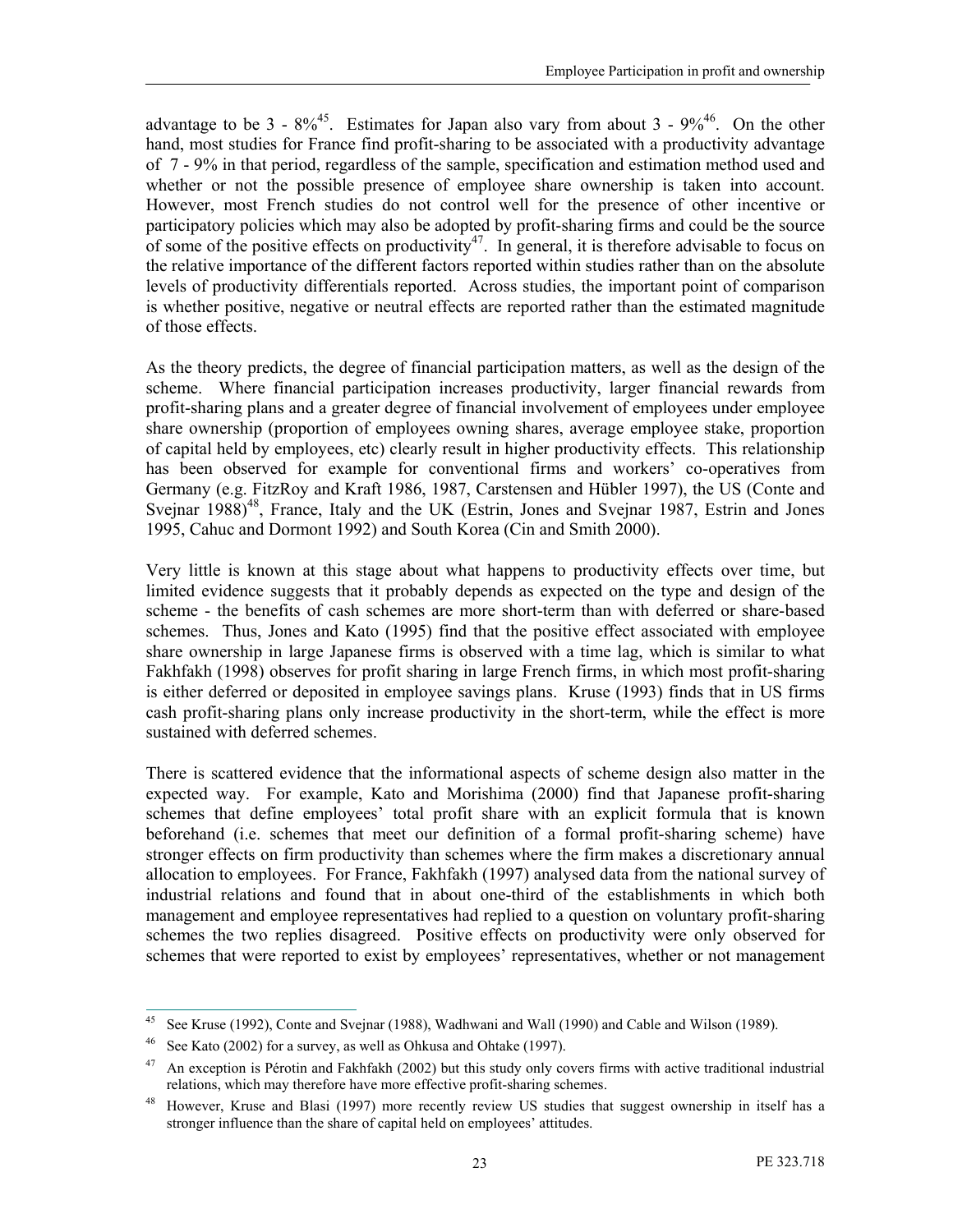advantage to be 3 - 8%[45]. Estimates for Japan also vary from about 3 - 9%[46]. On the other hand, most studies for France find profit-sharing to be associated with a productivity advantage of 7 - 9% in that period, regardless of the sample, specification and estimation method used and whether or not the possible presence of employee share ownership is taken into account. However, most French studies do not control well for the presence of other incentive or participatory policies which may also be adopted by profit-sharing firms and could be the source of some of the positive effects on productivity[47]. In general, it is therefore advisable to focus on the relative importance of the different factors reported within studies rather than on the absolute levels of productivity differentials reported. Across studies, the important point of comparison is whether positive, negative or neutral effects are reported rather than the estimated magnitude of those effects.

As the theory predicts, the degree of financial participation matters, as well as the design of the scheme. Where financial participation increases productivity, larger financial rewards from profit-sharing plans and a greater degree of financial involvement of employees under employee share ownership (proportion of employees owning shares, average employee stake, proportion of capital held by employees, etc) clearly result in higher productivity effects. This relationship has been observed for example for conventional firms and workers' co-operatives from Germany (e.g. FitzRoy and Kraft 1986, 1987, Carstensen and Hübler 1997), the US (Conte and Svejnar 1988)[48], France, Italy and the UK (Estrin, Jones and Svejnar 1987, Estrin and Jones 1995, Cahuc and Dormont 1992) and South Korea (Cin and Smith 2000).

Very little is known at this stage about what happens to productivity effects over time, but limited evidence suggests that it probably depends as expected on the type and design of the scheme - the benefits of cash schemes are more short-term than with deferred or share-based schemes. Thus, Jones and Kato (1995) find that the positive effect associated with employee share ownership in large Japanese firms is observed with a time lag, which is similar to what Fakhfakh (1998) observes for profit sharing in large French firms, in which most profit-sharing is either deferred or deposited in employee savings plans. Kruse (1993) finds that in US firms cash profit-sharing plans only increase productivity in the short-term, while the effect is more sustained with deferred schemes.

There is scattered evidence that the informational aspects of scheme design also matter in the expected way. For example, Kato and Morishima (2000) find that Japanese profit-sharing schemes that define employees' total profit share with an explicit formula that is known beforehand (i.e. schemes that meet our definition of a formal profit-sharing scheme) have stronger effects on firm productivity than schemes where the firm makes a discretionary annual allocation to employees. For France, Fakhfakh (1997) analysed data from the national survey of industrial relations and found that in about one-third of the establishments in which both management and employee representatives had replied to a question on voluntary profit-sharing schemes the two replies disagreed. Positive effects on productivity were only observed for schemes that were reported to exist by employees' representatives, whether or not management

---

[45] See Kruse (1992), Conte and Svejnar (1988), Wadhwani and Wall (1990) and Cable and Wilson (1989).

[46] See Kato (2002) for a survey, as well as Ohkusa and Ohtake (1997).

[47] An exception is Pérotin and Fakhfakh (2002) but this study only covers firms with active traditional industrial relations, which may therefore have more effective profit-sharing schemes.

[48] However, Kruse and Blasi (1997) more recently review US studies that suggest ownership in itself has a stronger influence than the share of capital held on employees' attitudes.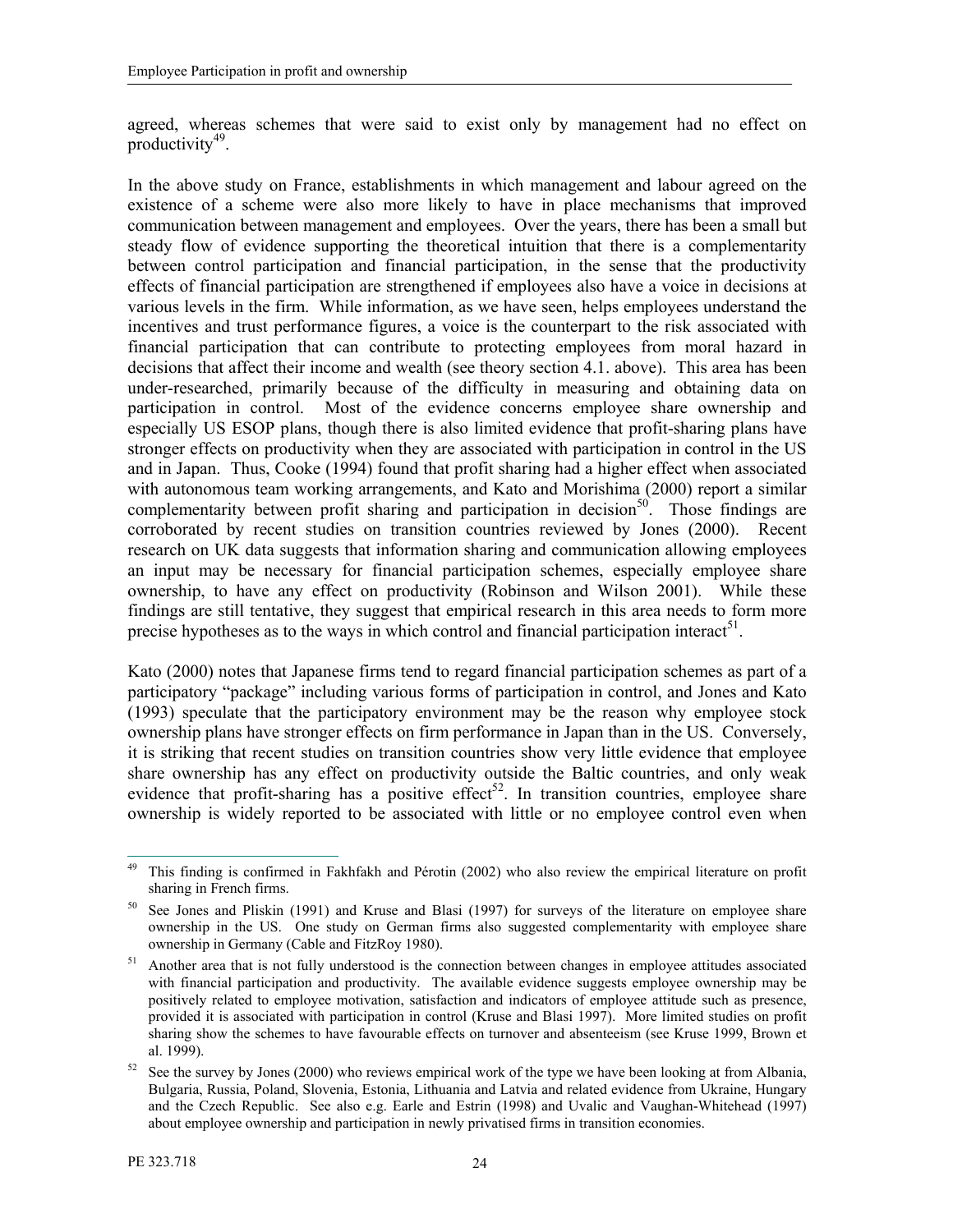agreed, whereas schemes that were said to exist only by management had no effect on productivity[49].

In the above study on France, establishments in which management and labour agreed on the existence of a scheme were also more likely to have in place mechanisms that improved communication between management and employees. Over the years, there has been a small but steady flow of evidence supporting the theoretical intuition that there is a complementarity between control participation and financial participation, in the sense that the productivity effects of financial participation are strengthened if employees also have a voice in decisions at various levels in the firm. While information, as we have seen, helps employees understand the incentives and trust performance figures, a voice is the counterpart to the risk associated with financial participation that can contribute to protecting employees from moral hazard in decisions that affect their income and wealth (see theory section 4.1. above). This area has been under-researched, primarily because of the difficulty in measuring and obtaining data on participation in control. Most of the evidence concerns employee share ownership and especially US ESOP plans, though there is also limited evidence that profit-sharing plans have stronger effects on productivity when they are associated with participation in control in the US and in Japan. Thus, Cooke (1994) found that profit sharing had a higher effect when associated with autonomous team working arrangements, and Kato and Morishima (2000) report a similar complementarity between profit sharing and participation in decision[50]. Those findings are corroborated by recent studies on transition countries reviewed by Jones (2000). Recent research on UK data suggests that information sharing and communication allowing employees an input may be necessary for financial participation schemes, especially employee share ownership, to have any effect on productivity (Robinson and Wilson 2001). While these findings are still tentative, they suggest that empirical research in this area needs to form more precise hypotheses as to the ways in which control and financial participation interact[51].

Kato (2000) notes that Japanese firms tend to regard financial participation schemes as part of a participatory "package" including various forms of participation in control, and Jones and Kato (1993) speculate that the participatory environment may be the reason why employee stock ownership plans have stronger effects on firm performance in Japan than in the US. Conversely, it is striking that recent studies on transition countries show very little evidence that employee share ownership has any effect on productivity outside the Baltic countries, and only weak evidence that profit-sharing has a positive effect[52]. In transition countries, employee share ownership is widely reported to be associated with little or no employee control even when

---

[49] This finding is confirmed in Fakhfakh and Pérotin (2002) who also review the empirical literature on profit sharing in French firms.

[50] See Jones and Pliskin (1991) and Kruse and Blasi (1997) for surveys of the literature on employee share ownership in the US. One study on German firms also suggested complementarity with employee share ownership in Germany (Cable and FitzRoy 1980).

[51] Another area that is not fully understood is the connection between changes in employee attitudes associated with financial participation and productivity. The available evidence suggests employee ownership may be positively related to employee motivation, satisfaction and indicators of employee attitude such as presence, provided it is associated with participation in control (Kruse and Blasi 1997). More limited studies on profit sharing show the schemes to have favourable effects on turnover and absenteeism (see Kruse 1999, Brown et al. 1999).

[52] See the survey by Jones (2000) who reviews empirical work of the type we have been looking at from Albania, Bulgaria, Russia, Poland, Slovenia, Estonia, Lithuania and Latvia and related evidence from Ukraine, Hungary and the Czech Republic. See also e.g. Earle and Estrin (1998) and Uvalic and Vaughan-Whitehead (1997) about employee ownership and participation in newly privatised firms in transition economies.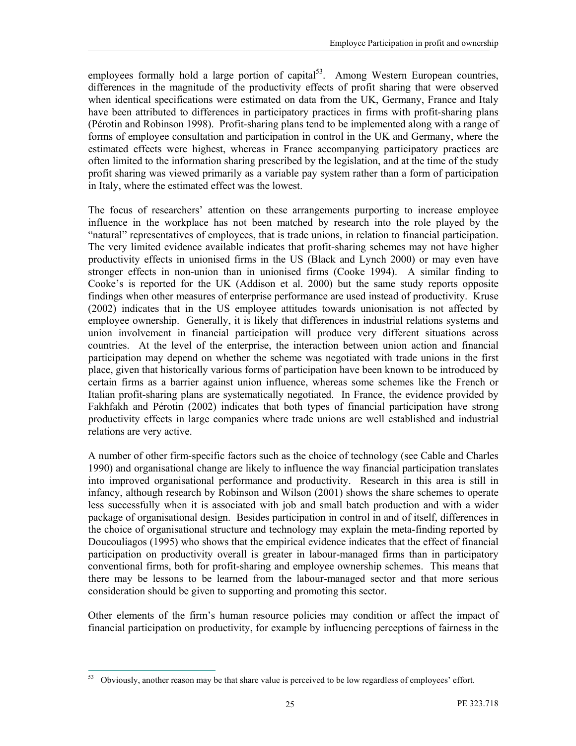employees formally hold a large portion of capital[53]. Among Western European countries, differences in the magnitude of the productivity effects of profit sharing that were observed when identical specifications were estimated on data from the UK, Germany, France and Italy have been attributed to differences in participatory practices in firms with profit-sharing plans (Pérotin and Robinson 1998). Profit-sharing plans tend to be implemented along with a range of forms of employee consultation and participation in control in the UK and Germany, where the estimated effects were highest, whereas in France accompanying participatory practices are often limited to the information sharing prescribed by the legislation, and at the time of the study profit sharing was viewed primarily as a variable pay system rather than a form of participation in Italy, where the estimated effect was the lowest.

The focus of researchers' attention on these arrangements purporting to increase employee influence in the workplace has not been matched by research into the role played by the "natural" representatives of employees, that is trade unions, in relation to financial participation. The very limited evidence available indicates that profit-sharing schemes may not have higher productivity effects in unionised firms in the US (Black and Lynch 2000) or may even have stronger effects in non-union than in unionised firms (Cooke 1994). A similar finding to Cooke's is reported for the UK (Addison et al. 2000) but the same study reports opposite findings when other measures of enterprise performance are used instead of productivity. Kruse (2002) indicates that in the US employee attitudes towards unionisation is not affected by employee ownership. Generally, it is likely that differences in industrial relations systems and union involvement in financial participation will produce very different situations across countries. At the level of the enterprise, the interaction between union action and financial participation may depend on whether the scheme was negotiated with trade unions in the first place, given that historically various forms of participation have been known to be introduced by certain firms as a barrier against union influence, whereas some schemes like the French or Italian profit-sharing plans are systematically negotiated. In France, the evidence provided by Fakhfakh and Pérotin (2002) indicates that both types of financial participation have strong productivity effects in large companies where trade unions are well established and industrial relations are very active.

A number of other firm-specific factors such as the choice of technology (see Cable and Charles 1990) and organisational change are likely to influence the way financial participation translates into improved organisational performance and productivity. Research in this area is still in infancy, although research by Robinson and Wilson (2001) shows the share schemes to operate less successfully when it is associated with job and small batch production and with a wider package of organisational design. Besides participation in control in and of itself, differences in the choice of organisational structure and technology may explain the meta-finding reported by Doucouliagos (1995) who shows that the empirical evidence indicates that the effect of financial participation on productivity overall is greater in labour-managed firms than in participatory conventional firms, both for profit-sharing and employee ownership schemes. This means that there may be lessons to be learned from the labour-managed sector and that more serious consideration should be given to supporting and promoting this sector.

Other elements of the firm's human resource policies may condition or affect the impact of financial participation on productivity, for example by influencing perceptions of fairness in the

[53] Obviously, another reason may be that share value is perceived to be low regardless of employees' effort.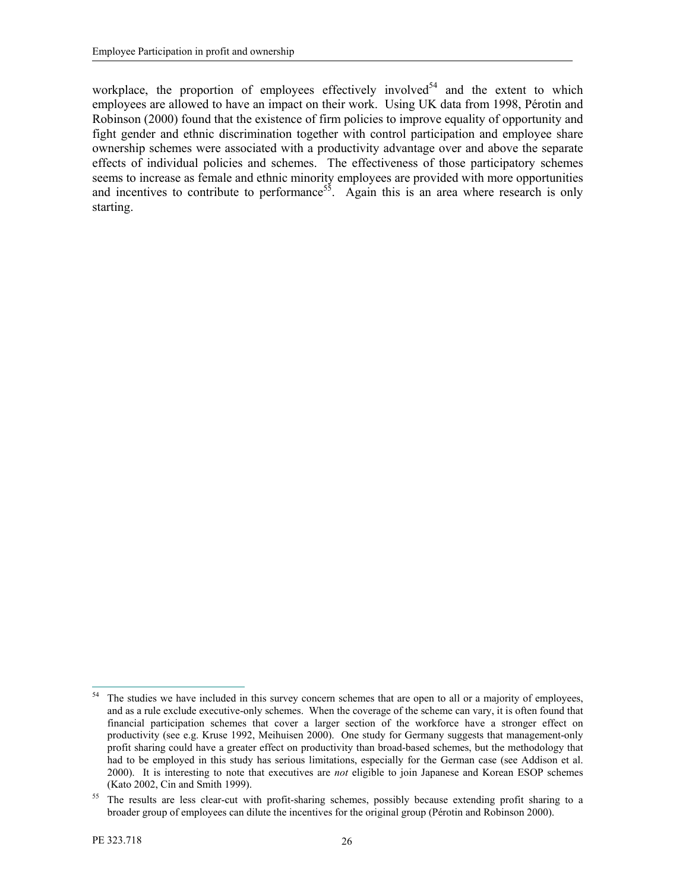workplace, the proportion of employees effectively involved[54] and the extent to which employees are allowed to have an impact on their work. Using UK data from 1998, Pérotin and Robinson (2000) found that the existence of firm policies to improve equality of opportunity and fight gender and ethnic discrimination together with control participation and employee share ownership schemes were associated with a productivity advantage over and above the separate effects of individual policies and schemes. The effectiveness of those participatory schemes seems to increase as female and ethnic minority employees are provided with more opportunities and incentives to contribute to performance[55]. Again this is an area where research is only starting.

---

[54] The studies we have included in this survey concern schemes that are open to all or a majority of employees, and as a rule exclude executive-only schemes. When the coverage of the scheme can vary, it is often found that financial participation schemes that cover a larger section of the workforce have a stronger effect on productivity (see e.g. Kruse 1992, Meihuisen 2000). One study for Germany suggests that management-only profit sharing could have a greater effect on productivity than broad-based schemes, but the methodology that had to be employed in this study has serious limitations, especially for the German case (see Addison et al. 2000). It is interesting to note that executives are *not* eligible to join Japanese and Korean ESOP schemes (Kato 2002, Cin and Smith 1999).

[55] The results are less clear-cut with profit-sharing schemes, possibly because extending profit sharing to a broader group of employees can dilute the incentives for the original group (Pérotin and Robinson 2000).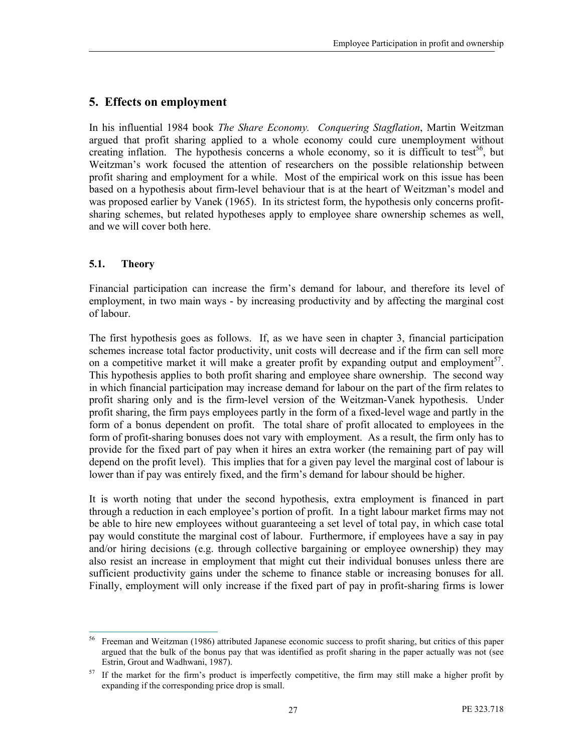## 5. Effects on employment

In his influential 1984 book *The Share Economy. Conquering Stagflation*, Martin Weitzman argued that profit sharing applied to a whole economy could cure unemployment without creating inflation. The hypothesis concerns a whole economy, so it is difficult to test[56], but Weitzman's work focused the attention of researchers on the possible relationship between profit sharing and employment for a while. Most of the empirical work on this issue has been based on a hypothesis about firm-level behaviour that is at the heart of Weitzman's model and was proposed earlier by Vanek (1965). In its strictest form, the hypothesis only concerns profit-sharing schemes, but related hypotheses apply to employee share ownership schemes as well, and we will cover both here.

### 5.1. Theory

Financial participation can increase the firm's demand for labour, and therefore its level of employment, in two main ways - by increasing productivity and by affecting the marginal cost of labour.

The first hypothesis goes as follows. If, as we have seen in chapter 3, financial participation schemes increase total factor productivity, unit costs will decrease and if the firm can sell more on a competitive market it will make a greater profit by expanding output and employment[57]. This hypothesis applies to both profit sharing and employee share ownership. The second way in which financial participation may increase demand for labour on the part of the firm relates to profit sharing only and is the firm-level version of the Weitzman-Vanek hypothesis. Under profit sharing, the firm pays employees partly in the form of a fixed-level wage and partly in the form of a bonus dependent on profit. The total share of profit allocated to employees in the form of profit-sharing bonuses does not vary with employment. As a result, the firm only has to provide for the fixed part of pay when it hires an extra worker (the remaining part of pay will depend on the profit level). This implies that for a given pay level the marginal cost of labour is lower than if pay was entirely fixed, and the firm's demand for labour should be higher.

It is worth noting that under the second hypothesis, extra employment is financed in part through a reduction in each employee's portion of profit. In a tight labour market firms may not be able to hire new employees without guaranteeing a set level of total pay, in which case total pay would constitute the marginal cost of labour. Furthermore, if employees have a say in pay and/or hiring decisions (e.g. through collective bargaining or employee ownership) they may also resist an increase in employment that might cut their individual bonuses unless there are sufficient productivity gains under the scheme to finance stable or increasing bonuses for all. Finally, employment will only increase if the fixed part of pay in profit-sharing firms is lower

---

[56] Freeman and Weitzman (1986) attributed Japanese economic success to profit sharing, but critics of this paper argued that the bulk of the bonus pay that was identified as profit sharing in the paper actually was not (see Estrin, Grout and Wadhwani, 1987).

[57] If the market for the firm's product is imperfectly competitive, the firm may still make a higher profit by expanding if the corresponding price drop is small.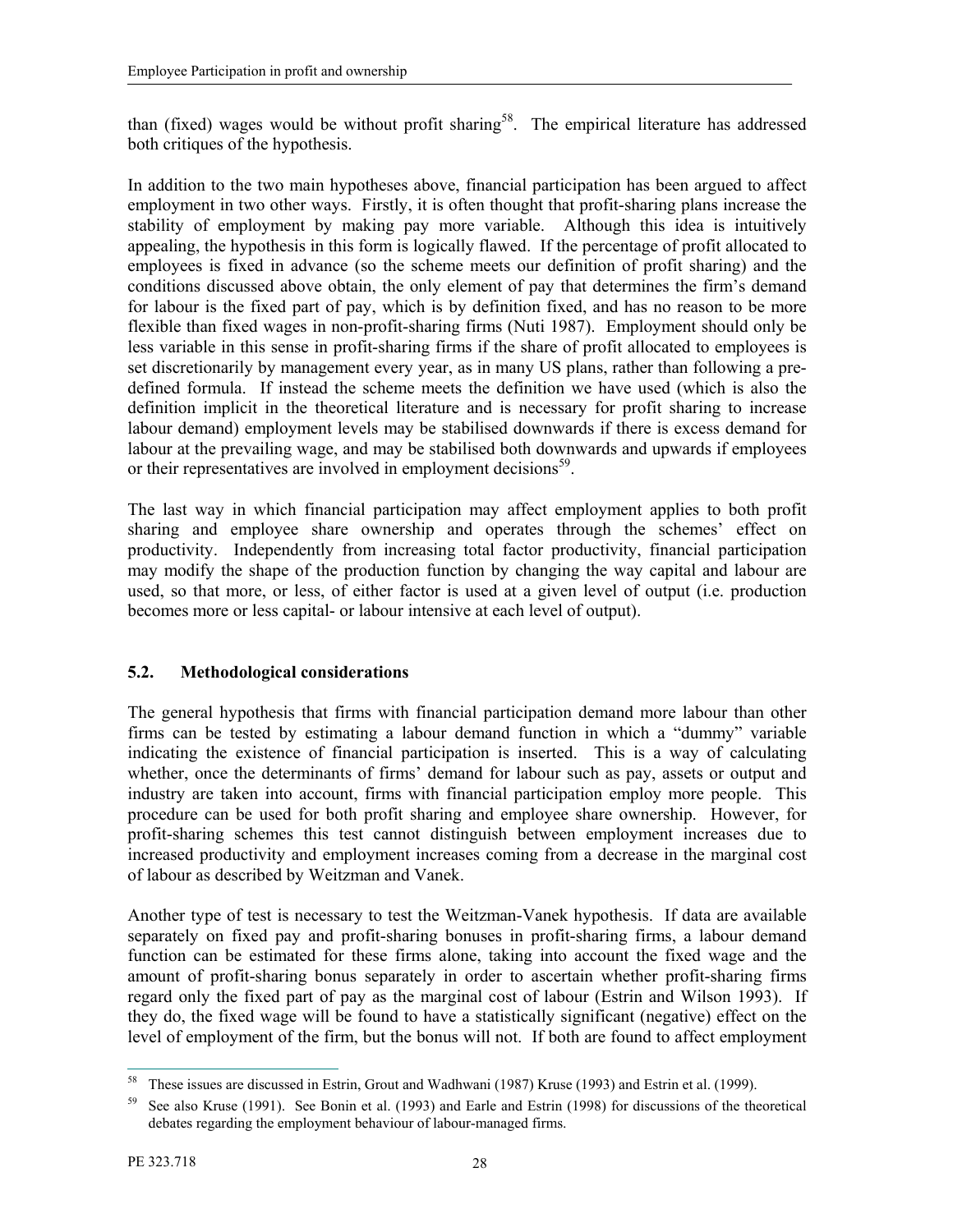than (fixed) wages would be without profit sharing[58]. The empirical literature has addressed both critiques of the hypothesis.

In addition to the two main hypotheses above, financial participation has been argued to affect employment in two other ways. Firstly, it is often thought that profit-sharing plans increase the stability of employment by making pay more variable. Although this idea is intuitively appealing, the hypothesis in this form is logically flawed. If the percentage of profit allocated to employees is fixed in advance (so the scheme meets our definition of profit sharing) and the conditions discussed above obtain, the only element of pay that determines the firm's demand for labour is the fixed part of pay, which is by definition fixed, and has no reason to be more flexible than fixed wages in non-profit-sharing firms (Nuti 1987). Employment should only be less variable in this sense in profit-sharing firms if the share of profit allocated to employees is set discretionarily by management every year, as in many US plans, rather than following a pre-defined formula. If instead the scheme meets the definition we have used (which is also the definition implicit in the theoretical literature and is necessary for profit sharing to increase labour demand) employment levels may be stabilised downwards if there is excess demand for labour at the prevailing wage, and may be stabilised both downwards and upwards if employees or their representatives are involved in employment decisions[59].

The last way in which financial participation may affect employment applies to both profit sharing and employee share ownership and operates through the schemes' effect on productivity. Independently from increasing total factor productivity, financial participation may modify the shape of the production function by changing the way capital and labour are used, so that more, or less, of either factor is used at a given level of output (i.e. production becomes more or less capital- or labour intensive at each level of output).

## 5.2. Methodological considerations

The general hypothesis that firms with financial participation demand more labour than other firms can be tested by estimating a labour demand function in which a "dummy" variable indicating the existence of financial participation is inserted. This is a way of calculating whether, once the determinants of firms' demand for labour such as pay, assets or output and industry are taken into account, firms with financial participation employ more people. This procedure can be used for both profit sharing and employee share ownership. However, for profit-sharing schemes this test cannot distinguish between employment increases due to increased productivity and employment increases coming from a decrease in the marginal cost of labour as described by Weitzman and Vanek.

Another type of test is necessary to test the Weitzman-Vanek hypothesis. If data are available separately on fixed pay and profit-sharing bonuses in profit-sharing firms, a labour demand function can be estimated for these firms alone, taking into account the fixed wage and the amount of profit-sharing bonus separately in order to ascertain whether profit-sharing firms regard only the fixed part of pay as the marginal cost of labour (Estrin and Wilson 1993). If they do, the fixed wage will be found to have a statistically significant (negative) effect on the level of employment of the firm, but the bonus will not. If both are found to affect employment

---

[58] These issues are discussed in Estrin, Grout and Wadhwani (1987) Kruse (1993) and Estrin et al. (1999).

[59] See also Kruse (1991). See Bonin et al. (1993) and Earle and Estrin (1998) for discussions of the theoretical debates regarding the employment behaviour of labour-managed firms.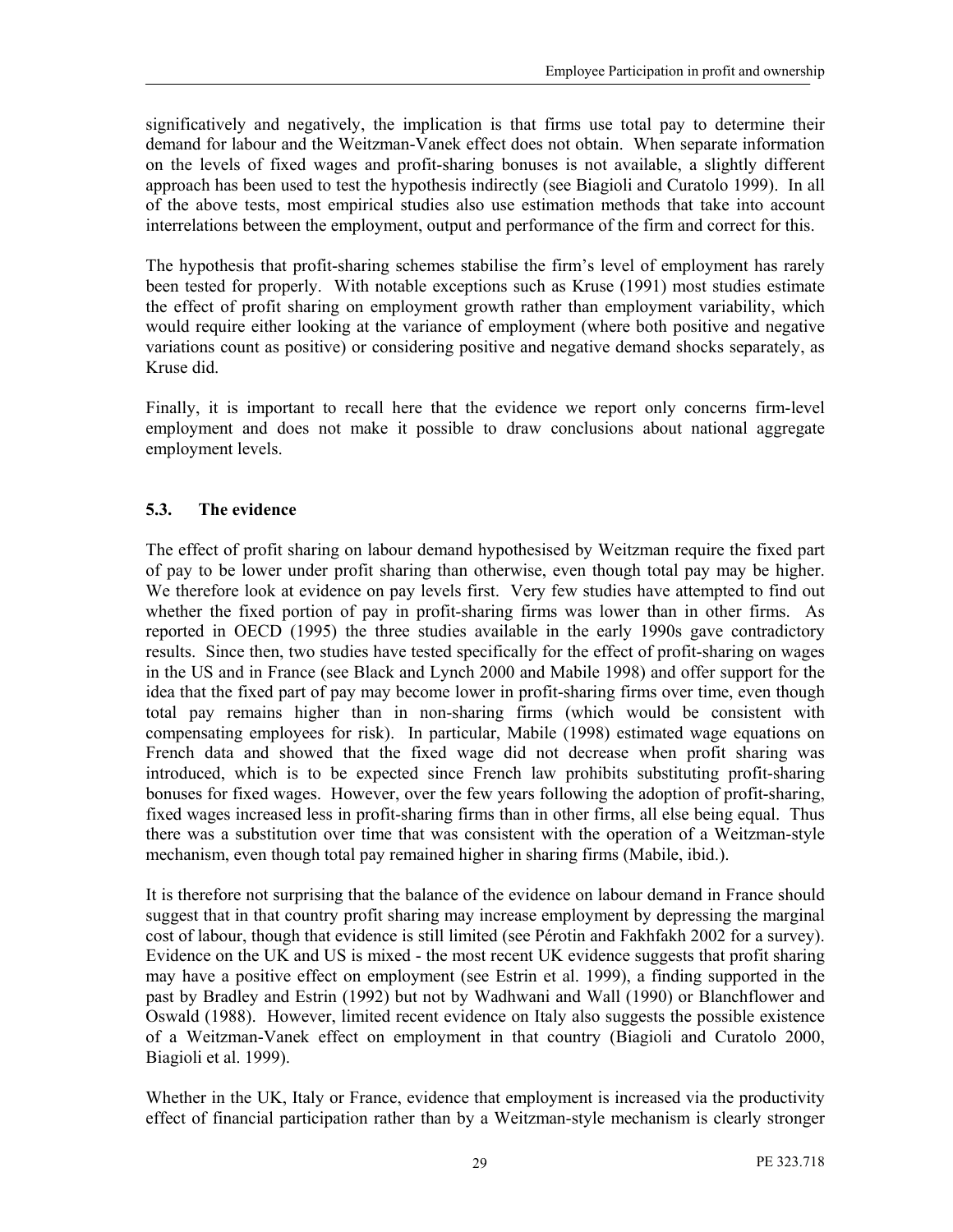significatively and negatively, the implication is that firms use total pay to determine their demand for labour and the Weitzman-Vanek effect does not obtain. When separate information on the levels of fixed wages and profit-sharing bonuses is not available, a slightly different approach has been used to test the hypothesis indirectly (see Biagioli and Curatolo 1999). In all of the above tests, most empirical studies also use estimation methods that take into account interrelations between the employment, output and performance of the firm and correct for this.

The hypothesis that profit-sharing schemes stabilise the firm's level of employment has rarely been tested for properly. With notable exceptions such as Kruse (1991) most studies estimate the effect of profit sharing on employment growth rather than employment variability, which would require either looking at the variance of employment (where both positive and negative variations count as positive) or considering positive and negative demand shocks separately, as Kruse did.

Finally, it is important to recall here that the evidence we report only concerns firm-level employment and does not make it possible to draw conclusions about national aggregate employment levels.

### 5.3. The evidence

The effect of profit sharing on labour demand hypothesised by Weitzman require the fixed part of pay to be lower under profit sharing than otherwise, even though total pay may be higher. We therefore look at evidence on pay levels first. Very few studies have attempted to find out whether the fixed portion of pay in profit-sharing firms was lower than in other firms. As reported in OECD (1995) the three studies available in the early 1990s gave contradictory results. Since then, two studies have tested specifically for the effect of profit-sharing on wages in the US and in France (see Black and Lynch 2000 and Mabile 1998) and offer support for the idea that the fixed part of pay may become lower in profit-sharing firms over time, even though total pay remains higher than in non-sharing firms (which would be consistent with compensating employees for risk). In particular, Mabile (1998) estimated wage equations on French data and showed that the fixed wage did not decrease when profit sharing was introduced, which is to be expected since French law prohibits substituting profit-sharing bonuses for fixed wages. However, over the few years following the adoption of profit-sharing, fixed wages increased less in profit-sharing firms than in other firms, all else being equal. Thus there was a substitution over time that was consistent with the operation of a Weitzman-style mechanism, even though total pay remained higher in sharing firms (Mabile, ibid.).

It is therefore not surprising that the balance of the evidence on labour demand in France should suggest that in that country profit sharing may increase employment by depressing the marginal cost of labour, though that evidence is still limited (see Pérotin and Fakhfakh 2002 for a survey). Evidence on the UK and US is mixed - the most recent UK evidence suggests that profit sharing may have a positive effect on employment (see Estrin et al. 1999), a finding supported in the past by Bradley and Estrin (1992) but not by Wadhwani and Wall (1990) or Blanchflower and Oswald (1988). However, limited recent evidence on Italy also suggests the possible existence of a Weitzman-Vanek effect on employment in that country (Biagioli and Curatolo 2000, Biagioli et al. 1999).

Whether in the UK, Italy or France, evidence that employment is increased via the productivity effect of financial participation rather than by a Weitzman-style mechanism is clearly stronger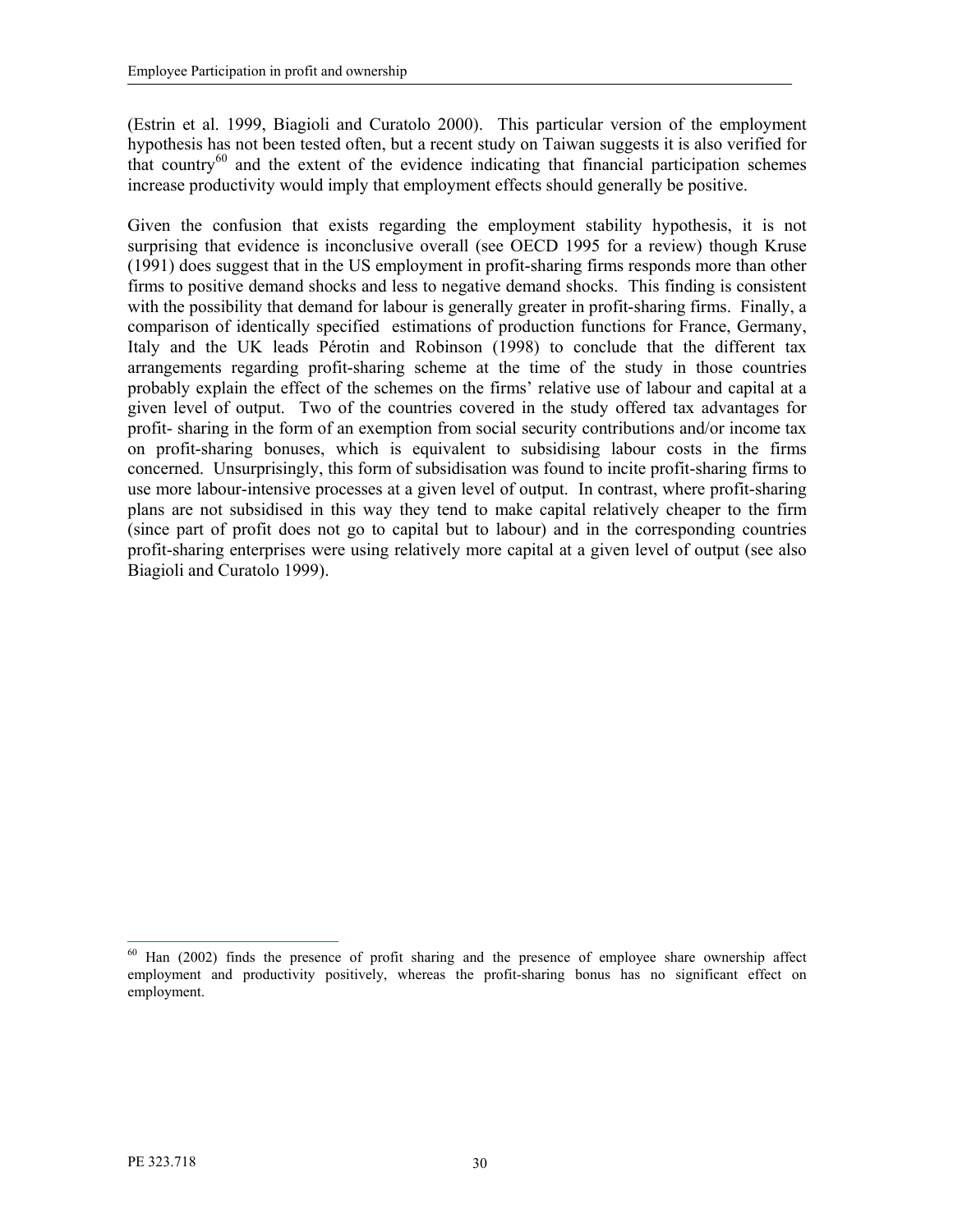(Estrin et al. 1999, Biagioli and Curatolo 2000). This particular version of the employment hypothesis has not been tested often, but a recent study on Taiwan suggests it is also verified for that country[60] and the extent of the evidence indicating that financial participation schemes increase productivity would imply that employment effects should generally be positive.

Given the confusion that exists regarding the employment stability hypothesis, it is not surprising that evidence is inconclusive overall (see OECD 1995 for a review) though Kruse (1991) does suggest that in the US employment in profit-sharing firms responds more than other firms to positive demand shocks and less to negative demand shocks. This finding is consistent with the possibility that demand for labour is generally greater in profit-sharing firms. Finally, a comparison of identically specified estimations of production functions for France, Germany, Italy and the UK leads Pérotin and Robinson (1998) to conclude that the different tax arrangements regarding profit-sharing scheme at the time of the study in those countries probably explain the effect of the schemes on the firms' relative use of labour and capital at a given level of output. Two of the countries covered in the study offered tax advantages for profit- sharing in the form of an exemption from social security contributions and/or income tax on profit-sharing bonuses, which is equivalent to subsidising labour costs in the firms concerned. Unsurprisingly, this form of subsidisation was found to incite profit-sharing firms to use more labour-intensive processes at a given level of output. In contrast, where profit-sharing plans are not subsidised in this way they tend to make capital relatively cheaper to the firm (since part of profit does not go to capital but to labour) and in the corresponding countries profit-sharing enterprises were using relatively more capital at a given level of output (see also Biagioli and Curatolo 1999).

---

[60] Han (2002) finds the presence of profit sharing and the presence of employee share ownership affect employment and productivity positively, whereas the profit-sharing bonus has no significant effect on employment.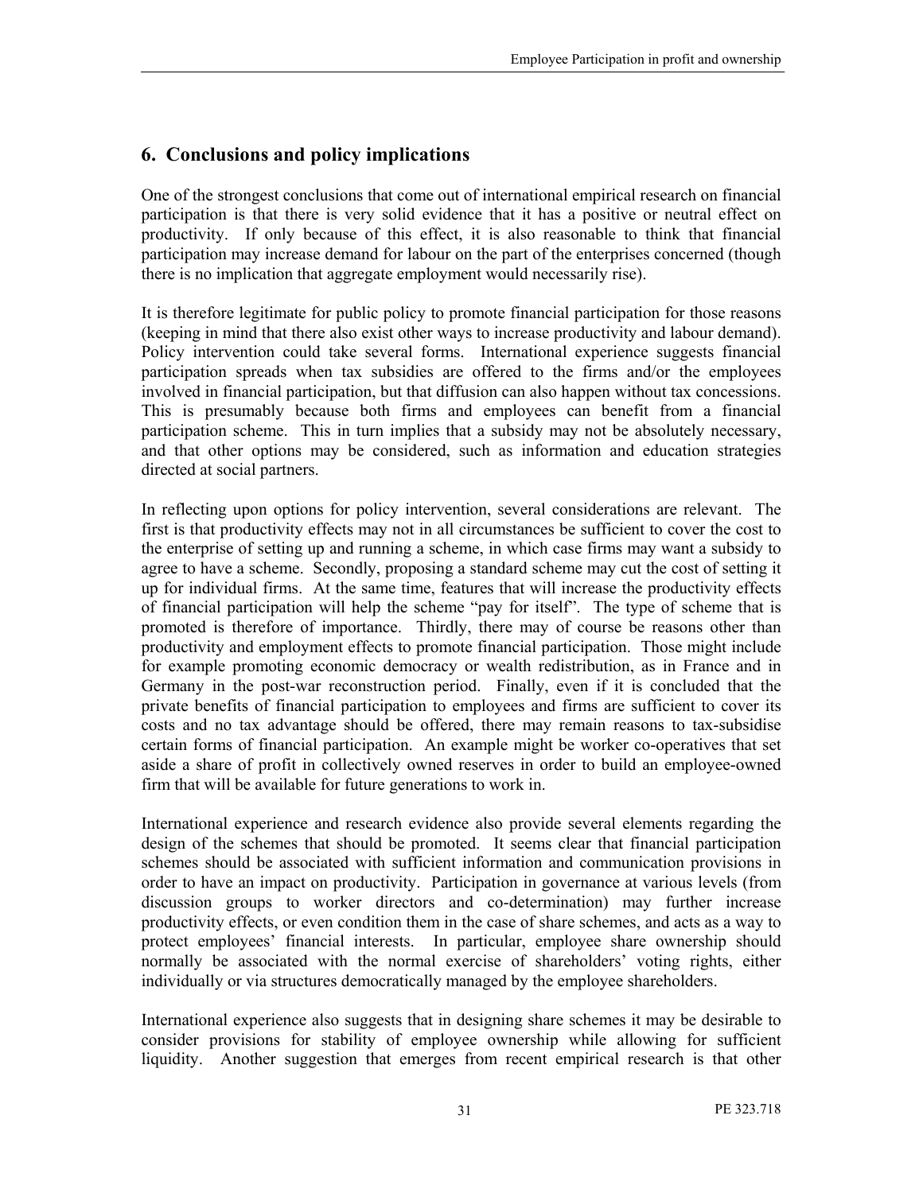## 6. Conclusions and policy implications

One of the strongest conclusions that come out of international empirical research on financial participation is that there is very solid evidence that it has a positive or neutral effect on productivity. If only because of this effect, it is also reasonable to think that financial participation may increase demand for labour on the part of the enterprises concerned (though there is no implication that aggregate employment would necessarily rise).

It is therefore legitimate for public policy to promote financial participation for those reasons (keeping in mind that there also exist other ways to increase productivity and labour demand). Policy intervention could take several forms. International experience suggests financial participation spreads when tax subsidies are offered to the firms and/or the employees involved in financial participation, but that diffusion can also happen without tax concessions. This is presumably because both firms and employees can benefit from a financial participation scheme. This in turn implies that a subsidy may not be absolutely necessary, and that other options may be considered, such as information and education strategies directed at social partners.

In reflecting upon options for policy intervention, several considerations are relevant. The first is that productivity effects may not in all circumstances be sufficient to cover the cost to the enterprise of setting up and running a scheme, in which case firms may want a subsidy to agree to have a scheme. Secondly, proposing a standard scheme may cut the cost of setting it up for individual firms. At the same time, features that will increase the productivity effects of financial participation will help the scheme "pay for itself". The type of scheme that is promoted is therefore of importance. Thirdly, there may of course be reasons other than productivity and employment effects to promote financial participation. Those might include for example promoting economic democracy or wealth redistribution, as in France and in Germany in the post-war reconstruction period. Finally, even if it is concluded that the private benefits of financial participation to employees and firms are sufficient to cover its costs and no tax advantage should be offered, there may remain reasons to tax-subsidise certain forms of financial participation. An example might be worker co-operatives that set aside a share of profit in collectively owned reserves in order to build an employee-owned firm that will be available for future generations to work in.

International experience and research evidence also provide several elements regarding the design of the schemes that should be promoted. It seems clear that financial participation schemes should be associated with sufficient information and communication provisions in order to have an impact on productivity. Participation in governance at various levels (from discussion groups to worker directors and co-determination) may further increase productivity effects, or even condition them in the case of share schemes, and acts as a way to protect employees' financial interests. In particular, employee share ownership should normally be associated with the normal exercise of shareholders' voting rights, either individually or via structures democratically managed by the employee shareholders.

International experience also suggests that in designing share schemes it may be desirable to consider provisions for stability of employee ownership while allowing for sufficient liquidity. Another suggestion that emerges from recent empirical research is that other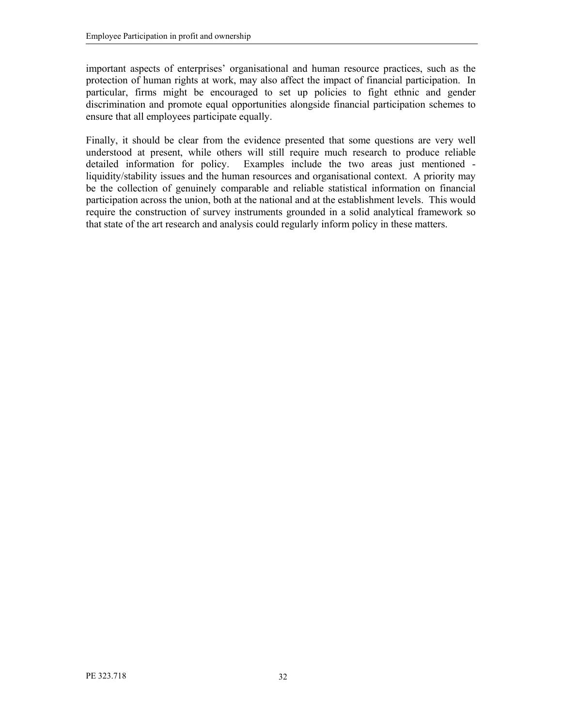important aspects of enterprises' organisational and human resource practices, such as the protection of human rights at work, may also affect the impact of financial participation. In particular, firms might be encouraged to set up policies to fight ethnic and gender discrimination and promote equal opportunities alongside financial participation schemes to ensure that all employees participate equally.

Finally, it should be clear from the evidence presented that some questions are very well understood at present, while others will still require much research to produce reliable detailed information for policy. Examples include the two areas just mentioned - liquidity/stability issues and the human resources and organisational context. A priority may be the collection of genuinely comparable and reliable statistical information on financial participation across the union, both at the national and at the establishment levels. This would require the construction of survey instruments grounded in a solid analytical framework so that state of the art research and analysis could regularly inform policy in these matters.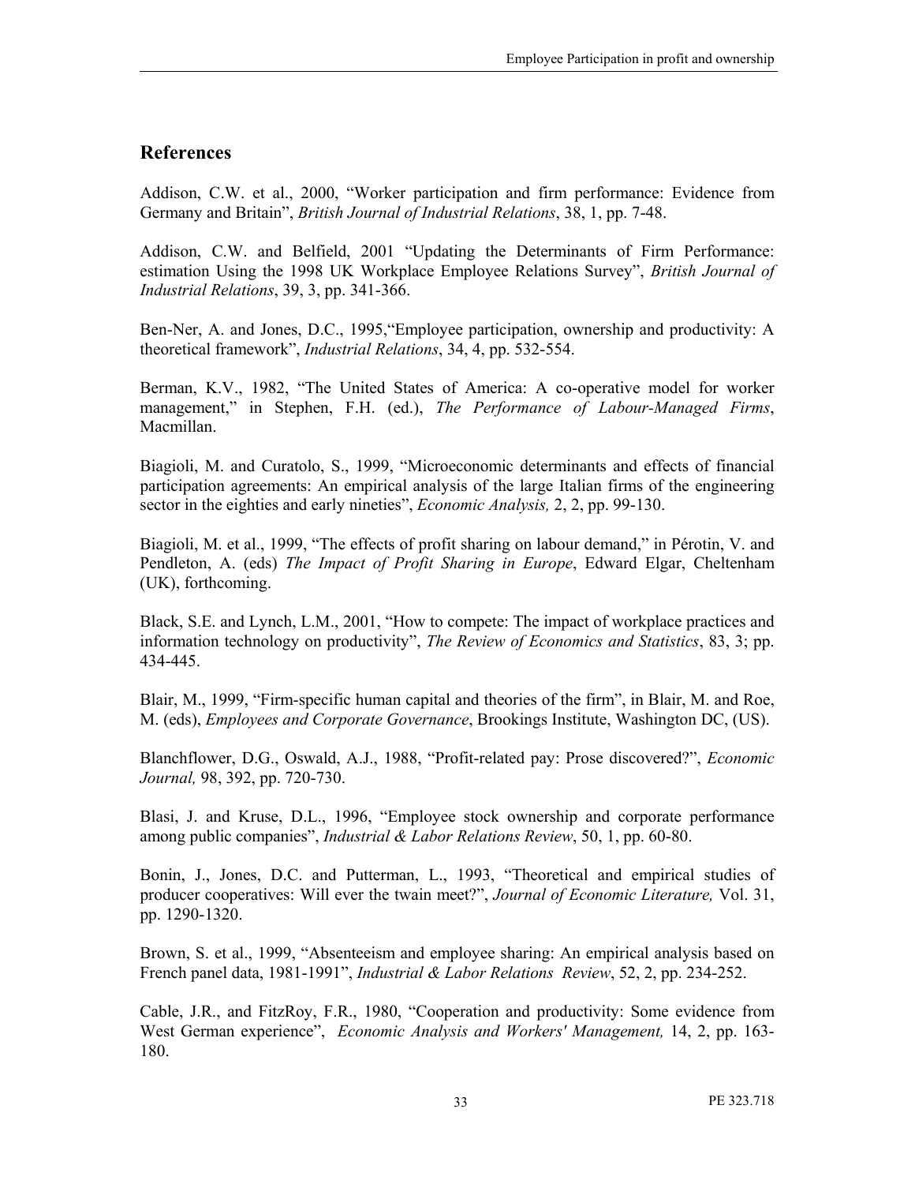## References

Addison, C.W. et al., 2000, "Worker participation and firm performance: Evidence from Germany and Britain", *British Journal of Industrial Relations*, 38, 1, pp. 7-48.

Addison, C.W. and Belfield, 2001 "Updating the Determinants of Firm Performance: estimation Using the 1998 UK Workplace Employee Relations Survey", *British Journal of Industrial Relations*, 39, 3, pp. 341-366.

Ben-Ner, A. and Jones, D.C., 1995,"Employee participation, ownership and productivity: A theoretical framework", *Industrial Relations*, 34, 4, pp. 532-554.

Berman, K.V., 1982, "The United States of America: A co-operative model for worker management," in Stephen, F.H. (ed.), *The Performance of Labour-Managed Firms*, Macmillan.

Biagioli, M. and Curatolo, S., 1999, "Microeconomic determinants and effects of financial participation agreements: An empirical analysis of the large Italian firms of the engineering sector in the eighties and early nineties", *Economic Analysis,* 2, 2, pp. 99-130.

Biagioli, M. et al., 1999, "The effects of profit sharing on labour demand," in Pérotin, V. and Pendleton, A. (eds) *The Impact of Profit Sharing in Europe*, Edward Elgar, Cheltenham (UK), forthcoming.

Black, S.E. and Lynch, L.M., 2001, "How to compete: The impact of workplace practices and information technology on productivity", *The Review of Economics and Statistics*, 83, 3; pp. 434-445.

Blair, M., 1999, "Firm-specific human capital and theories of the firm", in Blair, M. and Roe, M. (eds), *Employees and Corporate Governance*, Brookings Institute, Washington DC, (US).

Blanchflower, D.G., Oswald, A.J., 1988, "Profit-related pay: Prose discovered?", *Economic Journal,* 98, 392, pp. 720-730.

Blasi, J. and Kruse, D.L., 1996, "Employee stock ownership and corporate performance among public companies", *Industrial & Labor Relations Review*, 50, 1, pp. 60-80.

Bonin, J., Jones, D.C. and Putterman, L., 1993, "Theoretical and empirical studies of producer cooperatives: Will ever the twain meet?", *Journal of Economic Literature,* Vol. 31, pp. 1290-1320.

Brown, S. et al., 1999, "Absenteeism and employee sharing: An empirical analysis based on French panel data, 1981-1991", *Industrial & Labor Relations Review*, 52, 2, pp. 234-252.

Cable, J.R., and FitzRoy, F.R., 1980, "Cooperation and productivity: Some evidence from West German experience", *Economic Analysis and Workers' Management,* 14, 2, pp. 163-180.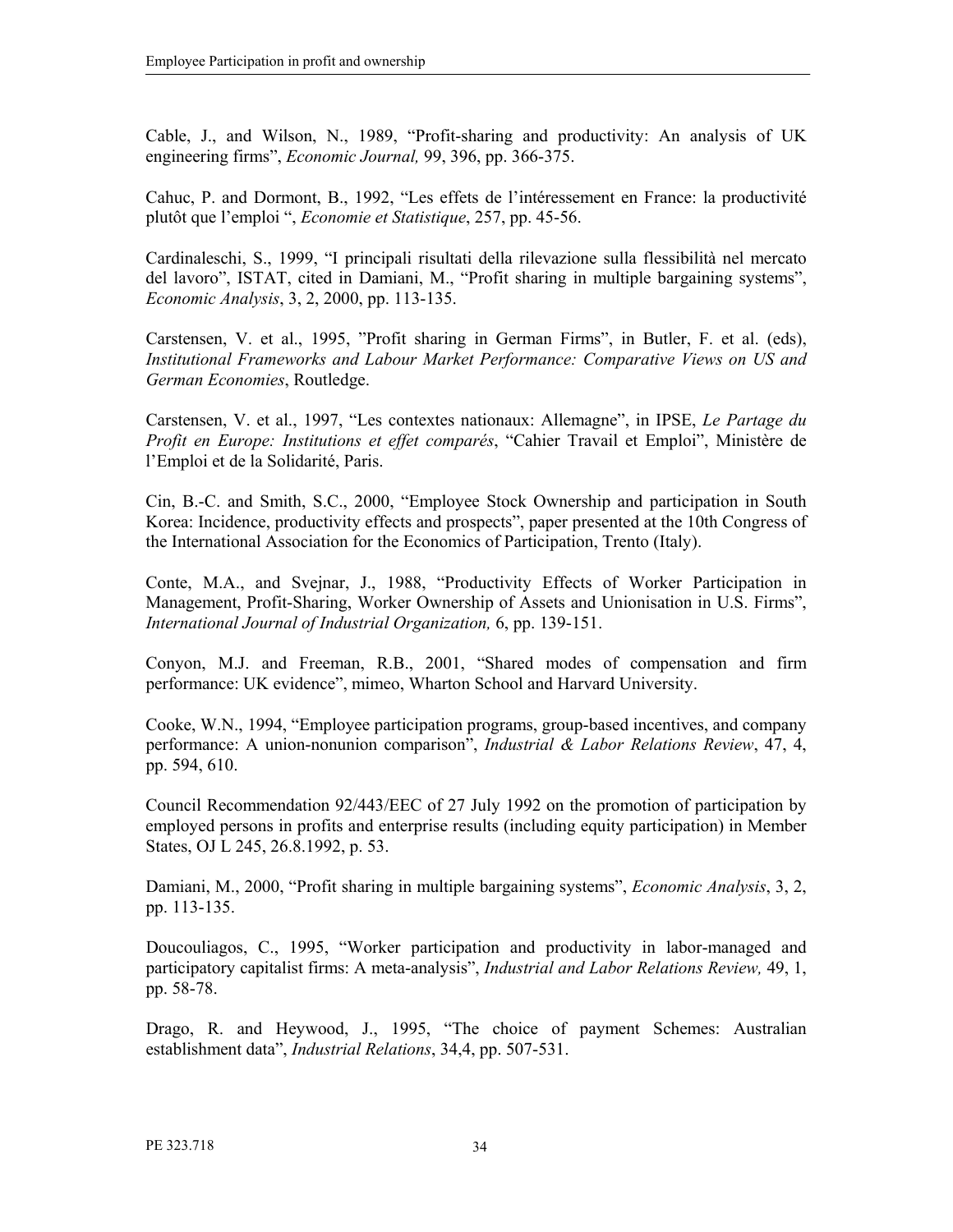Cable, J., and Wilson, N., 1989, "Profit-sharing and productivity: An analysis of UK engineering firms", *Economic Journal,* 99, 396, pp. 366-375.

Cahuc, P. and Dormont, B., 1992, "Les effets de l'intéressement en France: la productivité plutôt que l'emploi ", *Economie et Statistique*, 257, pp. 45-56.

Cardinaleschi, S., 1999, "I principali risultati della rilevazione sulla flessibilità nel mercato del lavoro", ISTAT, cited in Damiani, M., "Profit sharing in multiple bargaining systems", *Economic Analysis*, 3, 2, 2000, pp. 113-135.

Carstensen, V. et al., 1995, "Profit sharing in German Firms", in Butler, F. et al. (eds), *Institutional Frameworks and Labour Market Performance: Comparative Views on US and German Economies*, Routledge.

Carstensen, V. et al., 1997, "Les contextes nationaux: Allemagne", in IPSE, *Le Partage du Profit en Europe: Institutions et effet comparés*, "Cahier Travail et Emploi", Ministère de l'Emploi et de la Solidarité, Paris.

Cin, B.-C. and Smith, S.C., 2000, "Employee Stock Ownership and participation in South Korea: Incidence, productivity effects and prospects", paper presented at the 10th Congress of the International Association for the Economics of Participation, Trento (Italy).

Conte, M.A., and Svejnar, J., 1988, "Productivity Effects of Worker Participation in Management, Profit-Sharing, Worker Ownership of Assets and Unionisation in U.S. Firms", *International Journal of Industrial Organization,* 6, pp. 139-151.

Conyon, M.J. and Freeman, R.B., 2001, "Shared modes of compensation and firm performance: UK evidence", mimeo, Wharton School and Harvard University.

Cooke, W.N., 1994, "Employee participation programs, group-based incentives, and company performance: A union-nonunion comparison", *Industrial & Labor Relations Review*, 47, 4, pp. 594, 610.

Council Recommendation 92/443/EEC of 27 July 1992 on the promotion of participation by employed persons in profits and enterprise results (including equity participation) in Member States, OJ L 245, 26.8.1992, p. 53.

Damiani, M., 2000, "Profit sharing in multiple bargaining systems", *Economic Analysis*, 3, 2, pp. 113-135.

Doucouliagos, C., 1995, "Worker participation and productivity in labor-managed and participatory capitalist firms: A meta-analysis", *Industrial and Labor Relations Review,* 49, 1, pp. 58-78.

Drago, R. and Heywood, J., 1995, "The choice of payment Schemes: Australian establishment data", *Industrial Relations*, 34,4, pp. 507-531.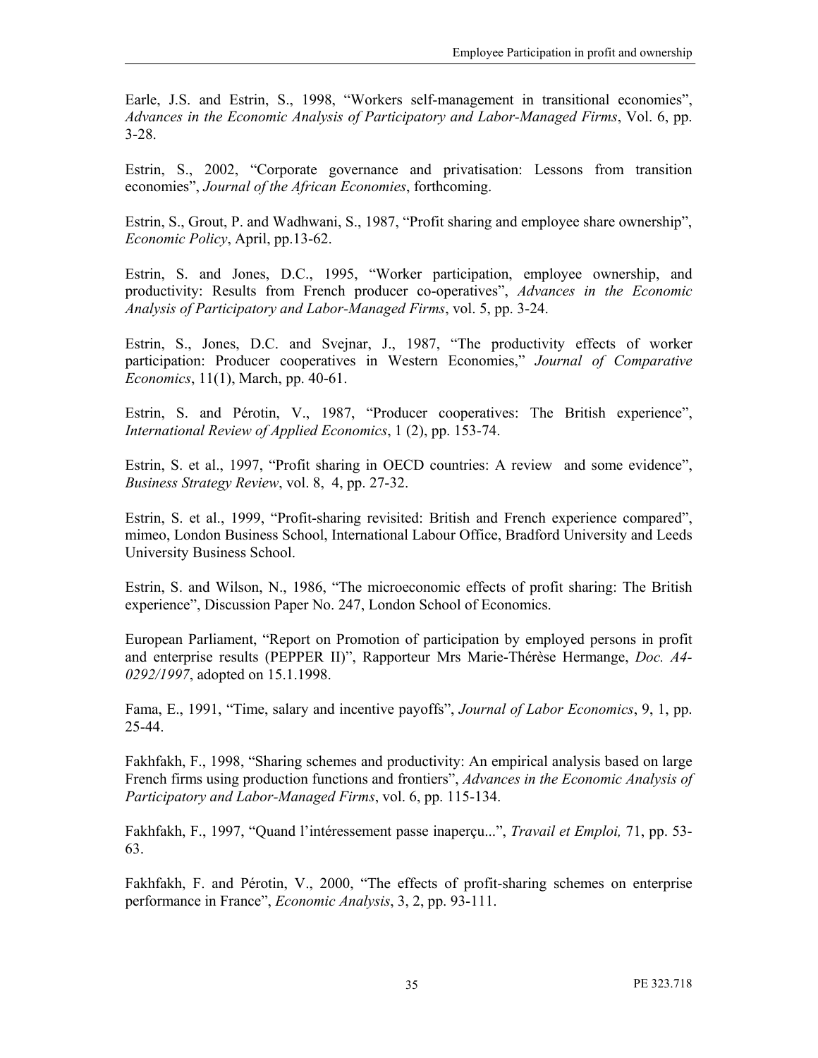Earle, J.S. and Estrin, S., 1998, "Workers self-management in transitional economies", *Advances in the Economic Analysis of Participatory and Labor-Managed Firms*, Vol. 6, pp. 3-28.

Estrin, S., 2002, "Corporate governance and privatisation: Lessons from transition economies", *Journal of the African Economies*, forthcoming.

Estrin, S., Grout, P. and Wadhwani, S., 1987, "Profit sharing and employee share ownership", *Economic Policy*, April, pp.13-62.

Estrin, S. and Jones, D.C., 1995, "Worker participation, employee ownership, and productivity: Results from French producer co-operatives", *Advances in the Economic Analysis of Participatory and Labor-Managed Firms*, vol. 5, pp. 3-24.

Estrin, S., Jones, D.C. and Svejnar, J., 1987, "The productivity effects of worker participation: Producer cooperatives in Western Economies," *Journal of Comparative Economics*, 11(1), March, pp. 40-61.

Estrin, S. and Pérotin, V., 1987, "Producer cooperatives: The British experience", *International Review of Applied Economics*, 1 (2), pp. 153-74.

Estrin, S. et al., 1997, "Profit sharing in OECD countries: A review and some evidence", *Business Strategy Review*, vol. 8, 4, pp. 27-32.

Estrin, S. et al., 1999, "Profit-sharing revisited: British and French experience compared", mimeo, London Business School, International Labour Office, Bradford University and Leeds University Business School.

Estrin, S. and Wilson, N., 1986, "The microeconomic effects of profit sharing: The British experience", Discussion Paper No. 247, London School of Economics.

European Parliament, "Report on Promotion of participation by employed persons in profit and enterprise results (PEPPER II)", Rapporteur Mrs Marie-Thérèse Hermange, *Doc. A4-0292/1997*, adopted on 15.1.1998.

Fama, E., 1991, "Time, salary and incentive payoffs", *Journal of Labor Economics*, 9, 1, pp. 25-44.

Fakhfakh, F., 1998, "Sharing schemes and productivity: An empirical analysis based on large French firms using production functions and frontiers", *Advances in the Economic Analysis of Participatory and Labor-Managed Firms*, vol. 6, pp. 115-134.

Fakhfakh, F., 1997, "Quand l'intéressement passe inaperçu...", *Travail et Emploi,* 71, pp. 53-63.

Fakhfakh, F. and Pérotin, V., 2000, "The effects of profit-sharing schemes on enterprise performance in France", *Economic Analysis*, 3, 2, pp. 93-111.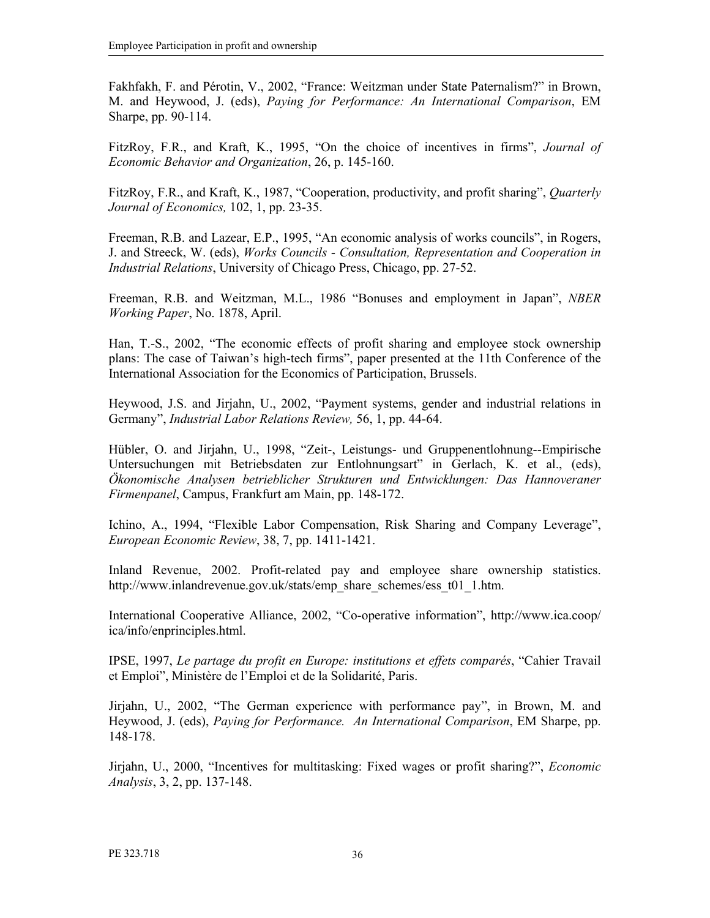Fakhfakh, F. and Pérotin, V., 2002, "France: Weitzman under State Paternalism?" in Brown, M. and Heywood, J. (eds), *Paying for Performance: An International Comparison*, EM Sharpe, pp. 90-114.

FitzRoy, F.R., and Kraft, K., 1995, "On the choice of incentives in firms", *Journal of Economic Behavior and Organization*, 26, p. 145-160.

FitzRoy, F.R., and Kraft, K., 1987, "Cooperation, productivity, and profit sharing", *Quarterly Journal of Economics,* 102, 1, pp. 23-35.

Freeman, R.B. and Lazear, E.P., 1995, "An economic analysis of works councils", in Rogers, J. and Streeck, W. (eds), *Works Councils - Consultation, Representation and Cooperation in Industrial Relations*, University of Chicago Press, Chicago, pp. 27-52.

Freeman, R.B. and Weitzman, M.L., 1986 "Bonuses and employment in Japan", *NBER Working Paper*, No. 1878, April.

Han, T.-S., 2002, "The economic effects of profit sharing and employee stock ownership plans: The case of Taiwan's high-tech firms", paper presented at the 11th Conference of the International Association for the Economics of Participation, Brussels.

Heywood, J.S. and Jirjahn, U., 2002, "Payment systems, gender and industrial relations in Germany", *Industrial Labor Relations Review,* 56, 1, pp. 44-64.

Hübler, O. and Jirjahn, U., 1998, "Zeit-, Leistungs- und Gruppenentlohnung--Empirische Untersuchungen mit Betriebsdaten zur Entlohnungsart" in Gerlach, K. et al., (eds), *Ökonomische Analysen betrieblicher Strukturen und Entwicklungen: Das Hannoveraner Firmenpanel*, Campus, Frankfurt am Main, pp. 148-172.

Ichino, A., 1994, "Flexible Labor Compensation, Risk Sharing and Company Leverage", *European Economic Review*, 38, 7, pp. 1411-1421.

Inland Revenue, 2002. Profit-related pay and employee share ownership statistics. http://www.inlandrevenue.gov.uk/stats/emp_share_schemes/ess_t01_1.htm.

International Cooperative Alliance, 2002, "Co-operative information", http://www.ica.coop/ica/info/enprinciples.html.

IPSE, 1997, *Le partage du profit en Europe: institutions et effets comparés*, "Cahier Travail et Emploi", Ministère de l'Emploi et de la Solidarité, Paris.

Jirjahn, U., 2002, "The German experience with performance pay", in Brown, M. and Heywood, J. (eds), *Paying for Performance. An International Comparison*, EM Sharpe, pp. 148-178.

Jirjahn, U., 2000, "Incentives for multitasking: Fixed wages or profit sharing?", *Economic Analysis*, 3, 2, pp. 137-148.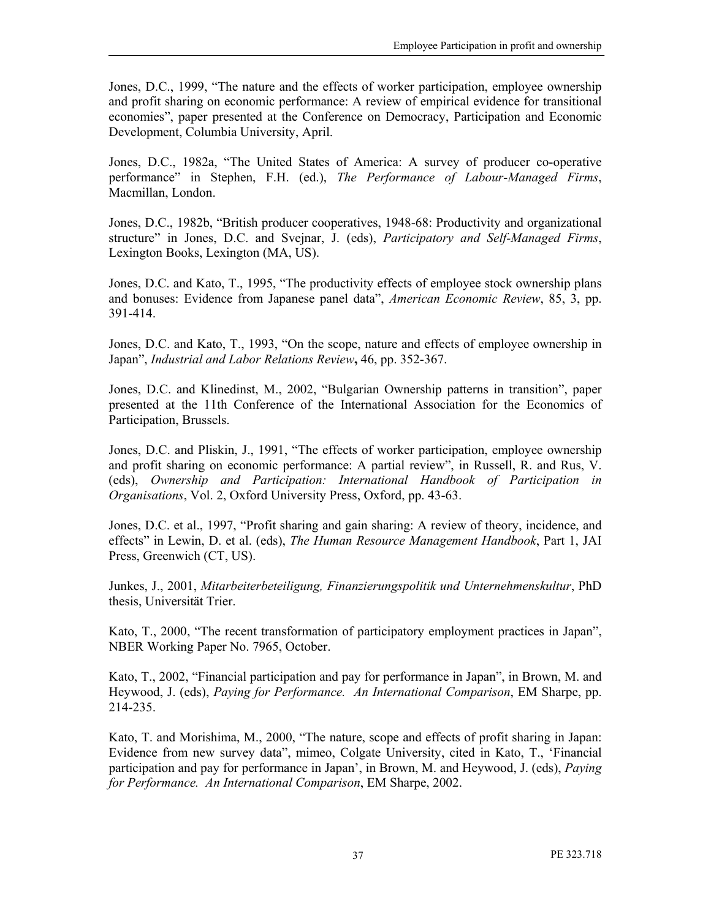Jones, D.C., 1999, "The nature and the effects of worker participation, employee ownership and profit sharing on economic performance: A review of empirical evidence for transitional economies", paper presented at the Conference on Democracy, Participation and Economic Development, Columbia University, April.

Jones, D.C., 1982a, "The United States of America: A survey of producer co-operative performance" in Stephen, F.H. (ed.), *The Performance of Labour-Managed Firms*, Macmillan, London.

Jones, D.C., 1982b, "British producer cooperatives, 1948-68: Productivity and organizational structure" in Jones, D.C. and Svejnar, J. (eds), *Participatory and Self-Managed Firms*, Lexington Books, Lexington (MA, US).

Jones, D.C. and Kato, T., 1995, "The productivity effects of employee stock ownership plans and bonuses: Evidence from Japanese panel data", *American Economic Review*, 85, 3, pp. 391-414.

Jones, D.C. and Kato, T., 1993, "On the scope, nature and effects of employee ownership in Japan", *Industrial and Labor Relations Review*, 46, pp. 352-367.

Jones, D.C. and Klinedinst, M., 2002, "Bulgarian Ownership patterns in transition", paper presented at the 11th Conference of the International Association for the Economics of Participation, Brussels.

Jones, D.C. and Pliskin, J., 1991, "The effects of worker participation, employee ownership and profit sharing on economic performance: A partial review", in Russell, R. and Rus, V. (eds), *Ownership and Participation: International Handbook of Participation in Organisations*, Vol. 2, Oxford University Press, Oxford, pp. 43-63.

Jones, D.C. et al., 1997, "Profit sharing and gain sharing: A review of theory, incidence, and effects" in Lewin, D. et al. (eds), *The Human Resource Management Handbook*, Part 1, JAI Press, Greenwich (CT, US).

Junkes, J., 2001, *Mitarbeiterbeteiligung, Finanzierungspolitik und Unternehmenskultur*, PhD thesis, Universität Trier.

Kato, T., 2000, "The recent transformation of participatory employment practices in Japan", NBER Working Paper No. 7965, October.

Kato, T., 2002, "Financial participation and pay for performance in Japan", in Brown, M. and Heywood, J. (eds), *Paying for Performance. An International Comparison*, EM Sharpe, pp. 214-235.

Kato, T. and Morishima, M., 2000, "The nature, scope and effects of profit sharing in Japan: Evidence from new survey data", mimeo, Colgate University, cited in Kato, T., 'Financial participation and pay for performance in Japan', in Brown, M. and Heywood, J. (eds), *Paying for Performance. An International Comparison*, EM Sharpe, 2002.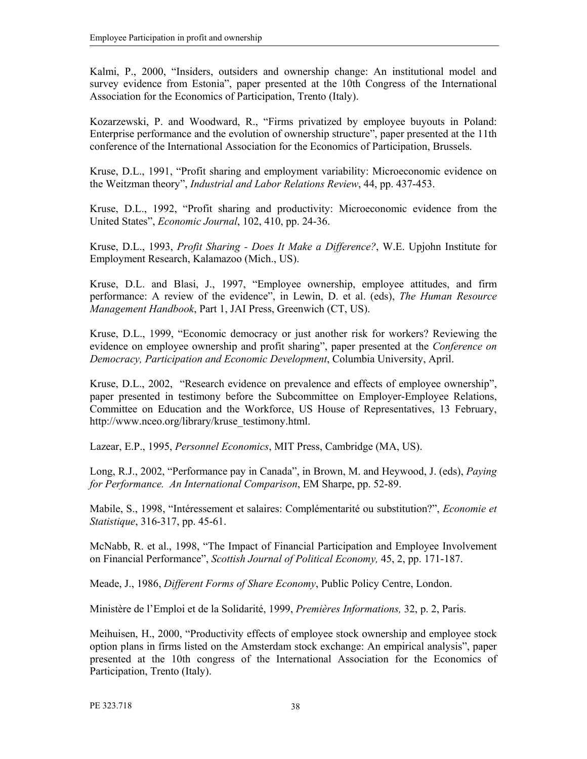Kalmi, P., 2000, "Insiders, outsiders and ownership change: An institutional model and survey evidence from Estonia", paper presented at the 10th Congress of the International Association for the Economics of Participation, Trento (Italy).

Kozarzewski, P. and Woodward, R., "Firms privatized by employee buyouts in Poland: Enterprise performance and the evolution of ownership structure", paper presented at the 11th conference of the International Association for the Economics of Participation, Brussels.

Kruse, D.L., 1991, "Profit sharing and employment variability: Microeconomic evidence on the Weitzman theory", *Industrial and Labor Relations Review*, 44, pp. 437-453.

Kruse, D.L., 1992, "Profit sharing and productivity: Microeconomic evidence from the United States", *Economic Journal*, 102, 410, pp. 24-36.

Kruse, D.L., 1993, *Profit Sharing - Does It Make a Difference?*, W.E. Upjohn Institute for Employment Research, Kalamazoo (Mich., US).

Kruse, D.L. and Blasi, J., 1997, "Employee ownership, employee attitudes, and firm performance: A review of the evidence", in Lewin, D. et al. (eds), *The Human Resource Management Handbook*, Part 1, JAI Press, Greenwich (CT, US).

Kruse, D.L., 1999, "Economic democracy or just another risk for workers? Reviewing the evidence on employee ownership and profit sharing", paper presented at the *Conference on Democracy, Participation and Economic Development*, Columbia University, April.

Kruse, D.L., 2002, "Research evidence on prevalence and effects of employee ownership", paper presented in testimony before the Subcommittee on Employer-Employee Relations, Committee on Education and the Workforce, US House of Representatives, 13 February, http://www.nceo.org/library/kruse_testimony.html.

Lazear, E.P., 1995, *Personnel Economics*, MIT Press, Cambridge (MA, US).

Long, R.J., 2002, "Performance pay in Canada", in Brown, M. and Heywood, J. (eds), *Paying for Performance. An International Comparison*, EM Sharpe, pp. 52-89.

Mabile, S., 1998, "Intéressement et salaires: Complémentarité ou substitution?", *Economie et Statistique*, 316-317, pp. 45-61.

McNabb, R. et al., 1998, "The Impact of Financial Participation and Employee Involvement on Financial Performance", *Scottish Journal of Political Economy,* 45, 2, pp. 171-187.

Meade, J., 1986, *Different Forms of Share Economy*, Public Policy Centre, London.

Ministère de l'Emploi et de la Solidarité, 1999, *Premières Informations,* 32, p. 2, Paris.

Meihuisen, H., 2000, "Productivity effects of employee stock ownership and employee stock option plans in firms listed on the Amsterdam stock exchange: An empirical analysis", paper presented at the 10th congress of the International Association for the Economics of Participation, Trento (Italy).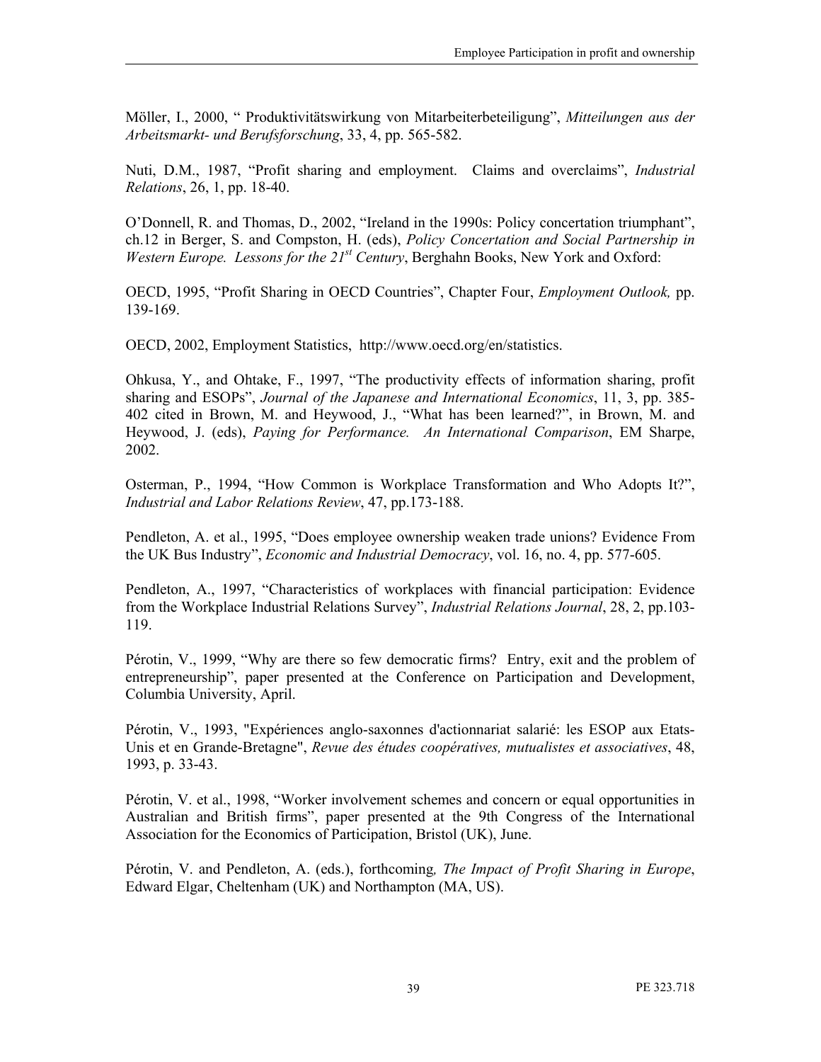Möller, I., 2000, “ Produktivitätswirkung von Mitarbeiterbeteiligung”, *Mitteilungen aus der Arbeitsmarkt- und Berufsforschung*, 33, 4, pp. 565-582.

Nuti, D.M., 1987, “Profit sharing and employment. Claims and overclaims”, *Industrial Relations*, 26, 1, pp. 18-40.

O’Donnell, R. and Thomas, D., 2002, “Ireland in the 1990s: Policy concertation triumphant”, ch.12 in Berger, S. and Compston, H. (eds), *Policy Concertation and Social Partnership in Western Europe. Lessons for the 21st Century*, Berghahn Books, New York and Oxford:

OECD, 1995, “Profit Sharing in OECD Countries”, Chapter Four, *Employment Outlook,* pp. 139-169.

OECD, 2002, Employment Statistics, http://www.oecd.org/en/statistics.

Ohkusa, Y., and Ohtake, F., 1997, “The productivity effects of information sharing, profit sharing and ESOPs”, *Journal of the Japanese and International Economics*, 11, 3, pp. 385-402 cited in Brown, M. and Heywood, J., “What has been learned?”, in Brown, M. and Heywood, J. (eds), *Paying for Performance. An International Comparison*, EM Sharpe, 2002.

Osterman, P., 1994, “How Common is Workplace Transformation and Who Adopts It?”, *Industrial and Labor Relations Review*, 47, pp.173-188.

Pendleton, A. et al., 1995, “Does employee ownership weaken trade unions? Evidence From the UK Bus Industry”, *Economic and Industrial Democracy*, vol. 16, no. 4, pp. 577-605.

Pendleton, A., 1997, “Characteristics of workplaces with financial participation: Evidence from the Workplace Industrial Relations Survey”, *Industrial Relations Journal*, 28, 2, pp.103-119.

Pérotin, V., 1999, “Why are there so few democratic firms? Entry, exit and the problem of entrepreneurship”, paper presented at the Conference on Participation and Development, Columbia University, April.

Pérotin, V., 1993, "Expériences anglo-saxonnes d'actionnariat salarié: les ESOP aux Etats-Unis et en Grande-Bretagne", *Revue des études coopératives, mutualistes et associatives*, 48, 1993, p. 33-43.

Pérotin, V. et al., 1998, “Worker involvement schemes and concern or equal opportunities in Australian and British firms”, paper presented at the 9th Congress of the International Association for the Economics of Participation, Bristol (UK), June.

Pérotin, V. and Pendleton, A. (eds.), forthcoming*, The Impact of Profit Sharing in Europe*, Edward Elgar, Cheltenham (UK) and Northampton (MA, US).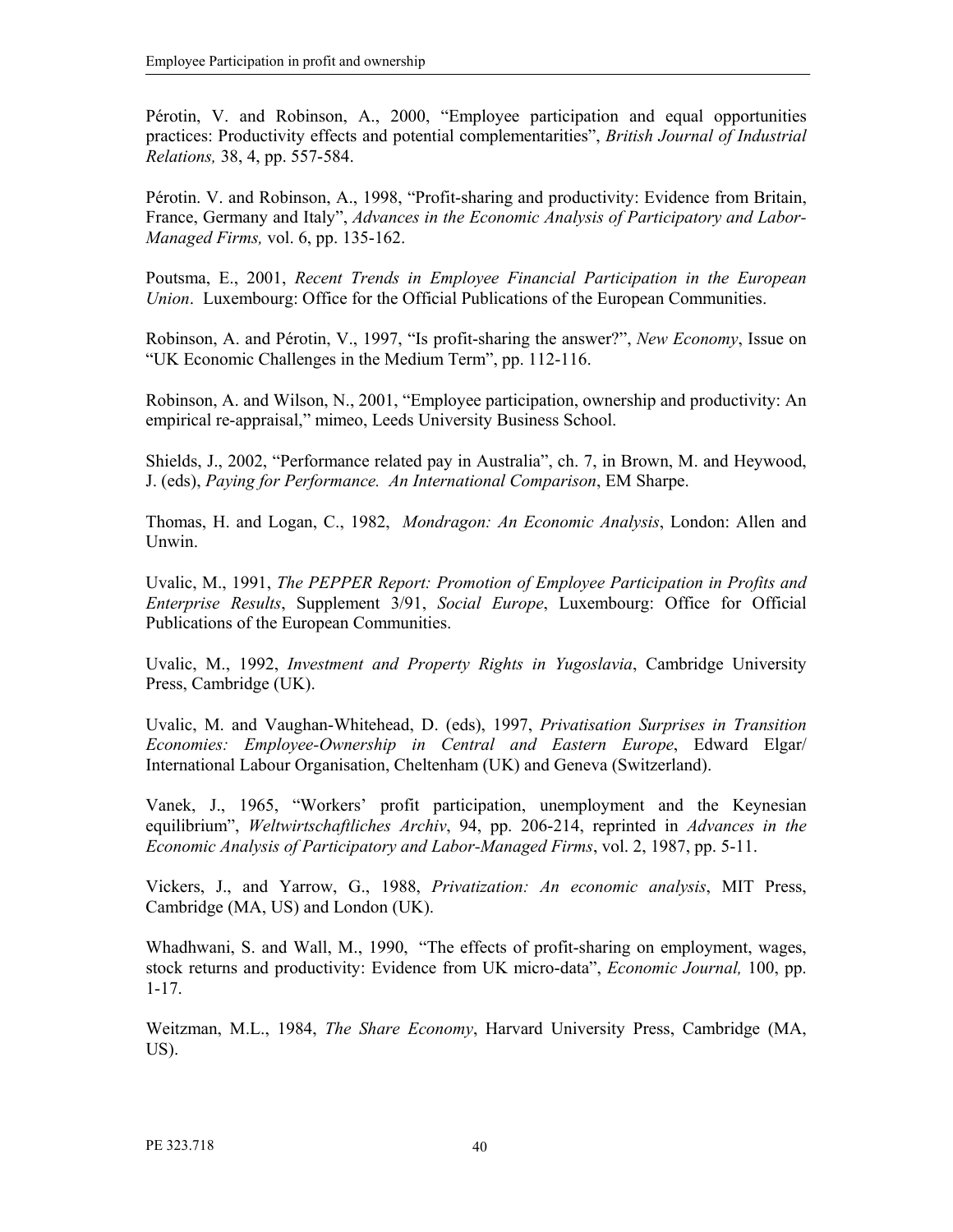Pérotin, V. and Robinson, A., 2000, "Employee participation and equal opportunities practices: Productivity effects and potential complementarities", *British Journal of Industrial Relations,* 38, 4, pp. 557-584.

Pérotin. V. and Robinson, A., 1998, "Profit-sharing and productivity: Evidence from Britain, France, Germany and Italy", *Advances in the Economic Analysis of Participatory and Labor-Managed Firms,* vol. 6, pp. 135-162.

Poutsma, E., 2001, *Recent Trends in Employee Financial Participation in the European Union*. Luxembourg: Office for the Official Publications of the European Communities.

Robinson, A. and Pérotin, V., 1997, "Is profit-sharing the answer?", *New Economy*, Issue on "UK Economic Challenges in the Medium Term", pp. 112-116.

Robinson, A. and Wilson, N., 2001, "Employee participation, ownership and productivity: An empirical re-appraisal," mimeo, Leeds University Business School.

Shields, J., 2002, "Performance related pay in Australia", ch. 7, in Brown, M. and Heywood, J. (eds), *Paying for Performance. An International Comparison*, EM Sharpe.

Thomas, H. and Logan, C., 1982, *Mondragon: An Economic Analysis*, London: Allen and Unwin.

Uvalic, M., 1991, *The PEPPER Report: Promotion of Employee Participation in Profits and Enterprise Results*, Supplement 3/91, *Social Europe*, Luxembourg: Office for Official Publications of the European Communities.

Uvalic, M., 1992, *Investment and Property Rights in Yugoslavia*, Cambridge University Press, Cambridge (UK).

Uvalic, M. and Vaughan-Whitehead, D. (eds), 1997, *Privatisation Surprises in Transition Economies: Employee-Ownership in Central and Eastern Europe*, Edward Elgar/ International Labour Organisation, Cheltenham (UK) and Geneva (Switzerland).

Vanek, J., 1965, "Workers' profit participation, unemployment and the Keynesian equilibrium", *Weltwirtschaftliches Archiv*, 94, pp. 206-214, reprinted in *Advances in the Economic Analysis of Participatory and Labor-Managed Firms*, vol. 2, 1987, pp. 5-11.

Vickers, J., and Yarrow, G., 1988, *Privatization: An economic analysis*, MIT Press, Cambridge (MA, US) and London (UK).

Whadhwani, S. and Wall, M., 1990, "The effects of profit-sharing on employment, wages, stock returns and productivity: Evidence from UK micro-data", *Economic Journal,* 100, pp. 1-17.

Weitzman, M.L., 1984, *The Share Economy*, Harvard University Press, Cambridge (MA, US).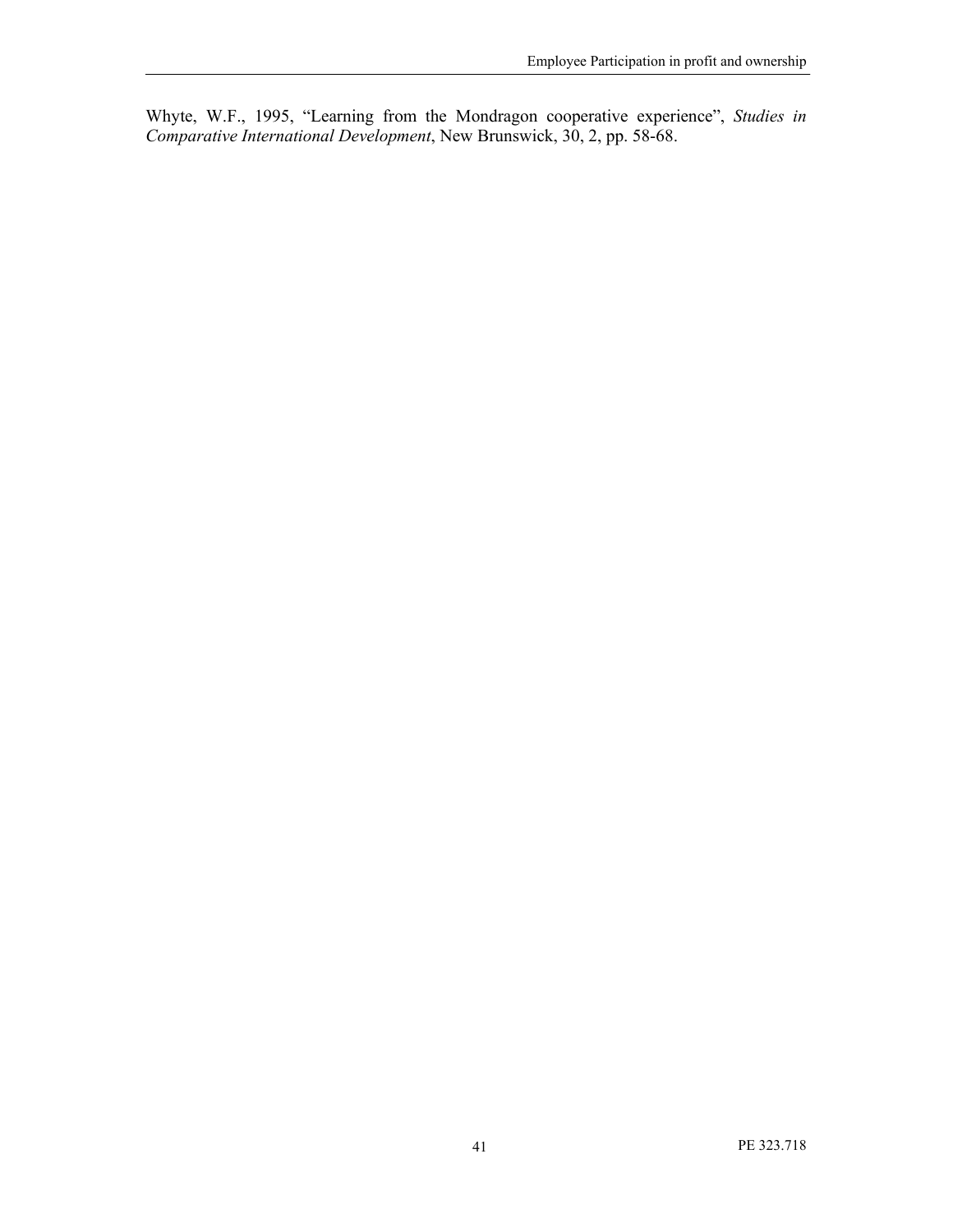Whyte, W.F., 1995, “Learning from the Mondragon cooperative experience”, *Studies in Comparative International Development*, New Brunswick, 30, 2, pp. 58-68.